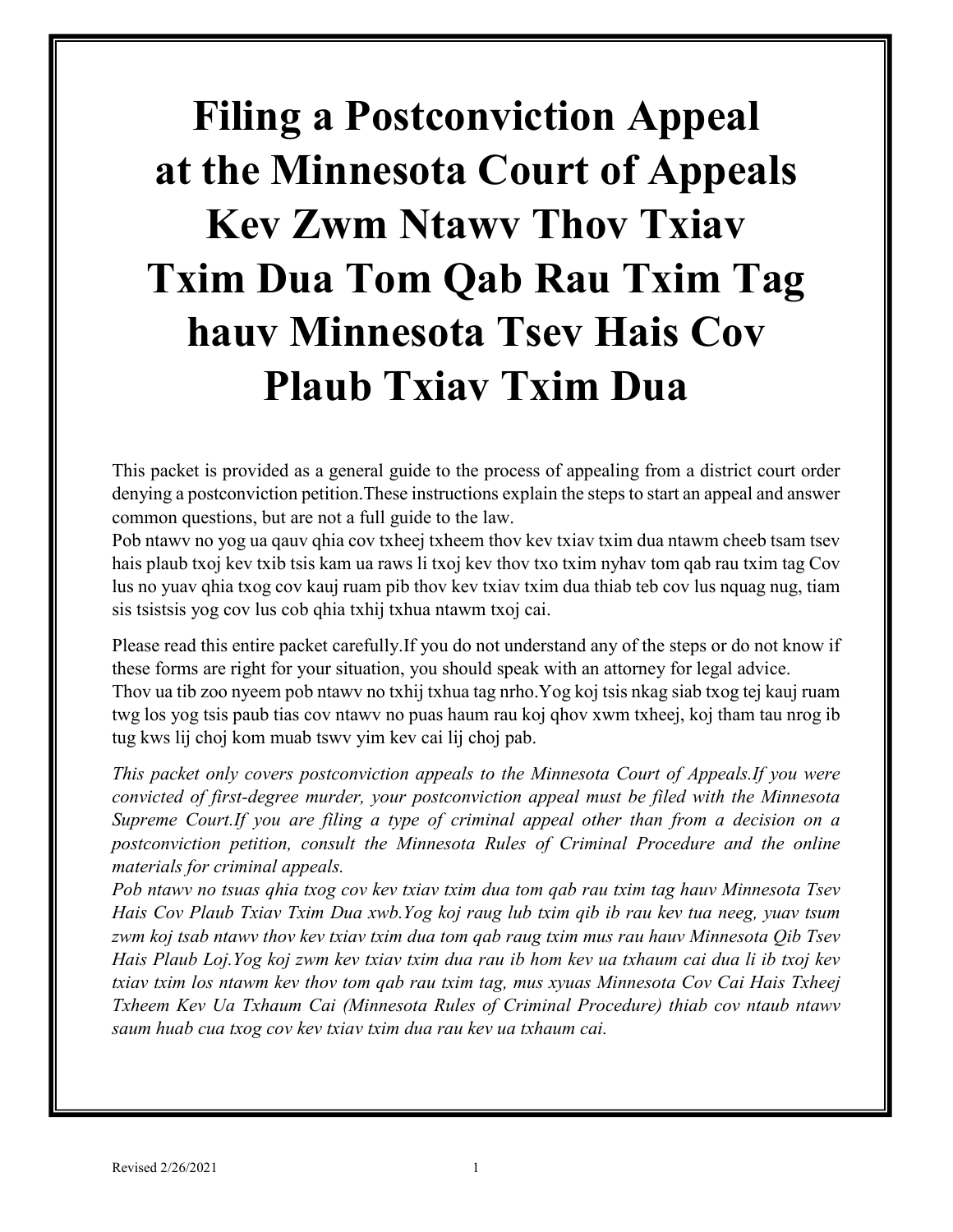# Filing a Postconviction Appeal at the Minnesota Court of Appeals Kev Zwm Ntawv Thov Txiav Txim Dua Tom Qab Rau Txim Tag hauv Minnesota Tsev Hais Cov Plaub Txiav Txim Dua

This packet is provided as a general guide to the process of appealing from a district court order denying a postconviction petition.These instructions explain the steps to start an appeal and answer common questions, but are not a full guide to the law.
Pob ntawv no yog ua qauv qhia cov txheej txheem thov kev txiav txim dua ntawm cheeb tsam tsev hais plaub txoj kev txib tsis kam ua raws li txoj kev thov txo txim nyhav tom qab rau txim tag Cov lus no yuav qhia txog cov kauj ruam pib thov kev txiav txim dua thiab teb cov lus nquag nug, tiam sis tsistsis yog cov lus cob qhia txhij txhua ntawm txoj cai.

Please read this entire packet carefully.If you do not understand any of the steps or do not know if these forms are right for your situation, you should speak with an attorney for legal advice.
Thov ua tib zoo nyeem pob ntawv no txhij txhua tag nrho.Yog koj tsis nkag siab txog tej kauj ruam twg los yog tsis paub tias cov ntawv no puas haum rau koj qhov xwm txheej, koj tham tau nrog ib tug kws lij choj kom muab tswv yim kev cai lij choj pab.

*This packet only covers postconviction appeals to the Minnesota Court of Appeals.If you were convicted of first-degree murder, your postconviction appeal must be filed with the Minnesota Supreme Court.If you are filing a type of criminal appeal other than from a decision on a postconviction petition, consult the Minnesota Rules of Criminal Procedure and the online materials for criminal appeals.*
*Pob ntawv no tsuas qhia txog cov kev txiav txim dua tom qab rau txim tag hauv Minnesota Tsev Hais Cov Plaub Txiav Txim Dua xwb.Yog koj raug lub txim qib ib rau kev tua neeg, yuav tsum zwm koj tsab ntawv thov kev txiav txim dua tom qab raug txim mus rau hauv Minnesota Qib Tsev Hais Plaub Loj.Yog koj zwm kev txiav txim dua rau ib hom kev ua txhaum cai dua li ib txoj kev txiav txim los ntawm kev thov tom qab rau txim tag, mus xyuas Minnesota Cov Cai Hais Txheej Txheem Kev Ua Txhaum Cai (Minnesota Rules of Criminal Procedure) thiab cov ntaub ntawv saum huab cua txog cov kev txiav txim dua rau kev ua txhaum cai.*

Revised 2/26/2021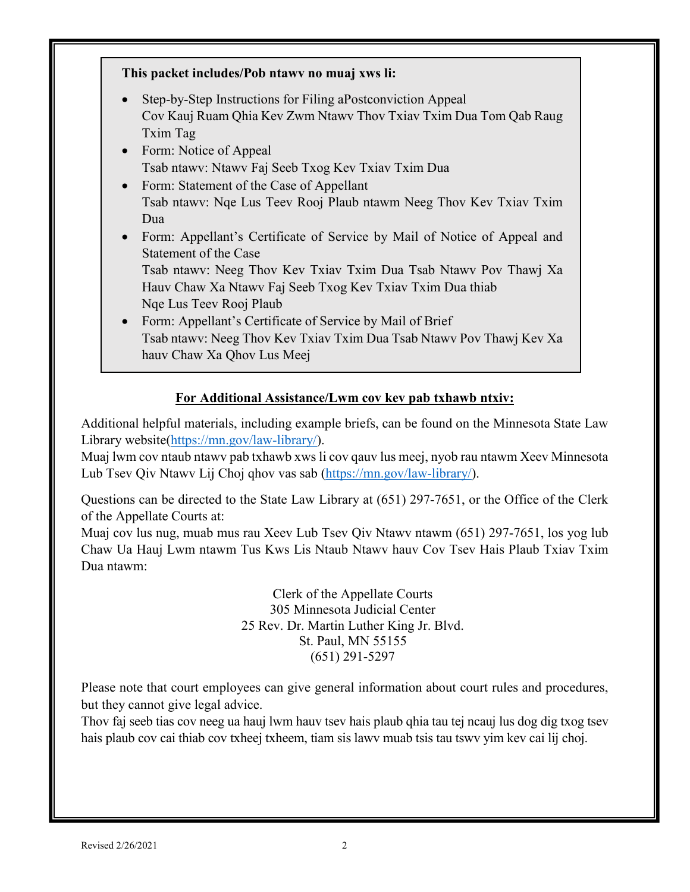**This packet includes/Pob ntawv no muaj xws li:**

- Step-by-Step Instructions for Filing aPostconviction Appeal
  Cov Kauj Ruam Qhia Kev Zwm Ntawv Thov Txiav Txim Dua Tom Qab Raug Txim Tag
- Form: Notice of Appeal
  Tsab ntawv: Ntawv Faj Seeb Txog Kev Txiav Txim Dua
- Form: Statement of the Case of Appellant
  Tsab ntawv: Nqe Lus Teev Rooj Plaub ntawm Neeg Thov Kev Txiav Txim Dua
- Form: Appellant's Certificate of Service by Mail of Notice of Appeal and Statement of the Case
  Tsab ntawv: Neeg Thov Kev Txiav Txim Dua Tsab Ntawv Pov Thawj Xa Hauv Chaw Xa Ntawv Faj Seeb Txog Kev Txiav Txim Dua thiab Nqe Lus Teev Rooj Plaub
- Form: Appellant's Certificate of Service by Mail of Brief
  Tsab ntawv: Neeg Thov Kev Txiav Txim Dua Tsab Ntawv Pov Thawj Kev Xa hauv Chaw Xa Qhov Lus Meej

**For Additional Assistance/Lwm cov kev pab txhawb ntxiv:**

Additional helpful materials, including example briefs, can be found on the Minnesota State Law Library website(https://mn.gov/law-library/).
Muaj lwm cov ntaub ntawv pab txhawb xws li cov qauv lus meej, nyob rau ntawm Xeev Minnesota Lub Tsev Qiv Ntawv Lij Choj qhov vas sab (https://mn.gov/law-library/).

Questions can be directed to the State Law Library at (651) 297-7651, or the Office of the Clerk of the Appellate Courts at:
Muaj cov lus nug, muab mus rau Xeev Lub Tsev Qiv Ntawv ntawm (651) 297-7651, los yog lub Chaw Ua Hauj Lwm ntawm Tus Kws Lis Ntaub Ntawv hauv Cov Tsev Hais Plaub Txiav Txim Dua ntawm:

Clerk of the Appellate Courts
305 Minnesota Judicial Center
25 Rev. Dr. Martin Luther King Jr. Blvd.
St. Paul, MN 55155
(651) 291-5297

Please note that court employees can give general information about court rules and procedures, but they cannot give legal advice.
Thov faj seeb tias cov neeg ua hauj lwm hauv tsev hais plaub qhia tau tej ncauj lus dog dig txog tsev hais plaub cov cai thiab cov txheej txheem, tiam sis lawv muab tsis tau tswv yim kev cai lij choj.

Revised 2/26/2021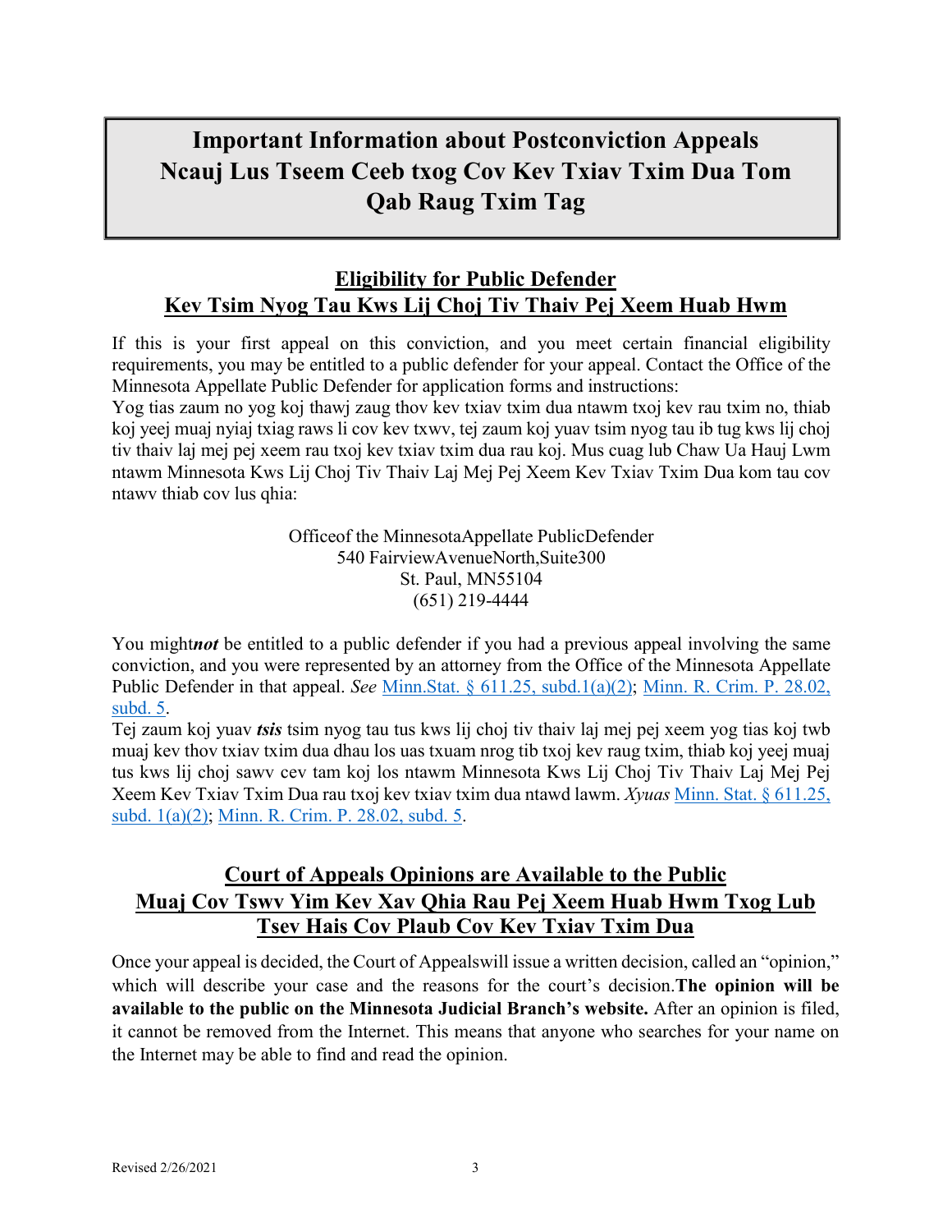# Important Information about Postconviction Appeals
# Ncauj Lus Tseem Ceeb txog Cov Kev Txiav Txim Dua Tom Qab Raug Txim Tag

## Eligibility for Public Defender
## Kev Tsim Nyog Tau Kws Lij Choj Tiv Thaiv Pej Xeem Huab Hwm

If this is your first appeal on this conviction, and you meet certain financial eligibility requirements, you may be entitled to a public defender for your appeal. Contact the Office of the Minnesota Appellate Public Defender for application forms and instructions:

Yog tias zaum no yog koj thawj zaug thov kev txiav txim dua ntawm txoj kev rau txim no, thiab koj yeej muaj nyiaj txiag raws li cov kev txwv, tej zaum koj yuav tsim nyog tau ib tug kws lij choj tiv thaiv laj mej pej xeem rau txoj kev txiav txim dua rau koj. Mus cuag lub Chaw Ua Hauj Lwm ntawm Minnesota Kws Lij Choj Tiv Thaiv Laj Mej Pej Xeem Kev Txiav Txim Dua kom tau cov ntawv thiab cov lus qhia:

Officeof the MinnesotaAppellate PublicDefender
540 FairviewAvenueNorth,Suite300
St. Paul, MN55104
(651) 219-4444

You might***not*** be entitled to a public defender if you had a previous appeal involving the same conviction, and you were represented by an attorney from the Office of the Minnesota Appellate Public Defender in that appeal. *See* Minn.Stat. § 611.25, subd.1(a)(2); Minn. R. Crim. P. 28.02, subd. 5.

Tej zaum koj yuav ***tsis*** tsim nyog tau tus kws lij choj tiv thaiv laj mej pej xeem yog tias koj twb muaj kev thov txiav txim dua dhau los uas txuam nrog tib txoj kev raug txim, thiab koj yeej muaj tus kws lij choj sawv cev tam koj los ntawm Minnesota Kws Lij Choj Tiv Thaiv Laj Mej Pej Xeem Kev Txiav Txim Dua rau txoj kev txiav txim dua ntawd lawm. *Xyuas* Minn. Stat. § 611.25, subd. 1(a)(2); Minn. R. Crim. P. 28.02, subd. 5.

## Court of Appeals Opinions are Available to the Public
## Muaj Cov Tswv Yim Kev Xav Qhia Rau Pej Xeem Huab Hwm Txog Lub Tsev Hais Cov Plaub Cov Kev Txiav Txim Dua

Once your appeal is decided, the Court of Appealswill issue a written decision, called an "opinion," which will describe your case and the reasons for the court's decision.**The opinion will be available to the public on the Minnesota Judicial Branch's website.** After an opinion is filed, it cannot be removed from the Internet. This means that anyone who searches for your name on the Internet may be able to find and read the opinion.

Revised 2/26/2021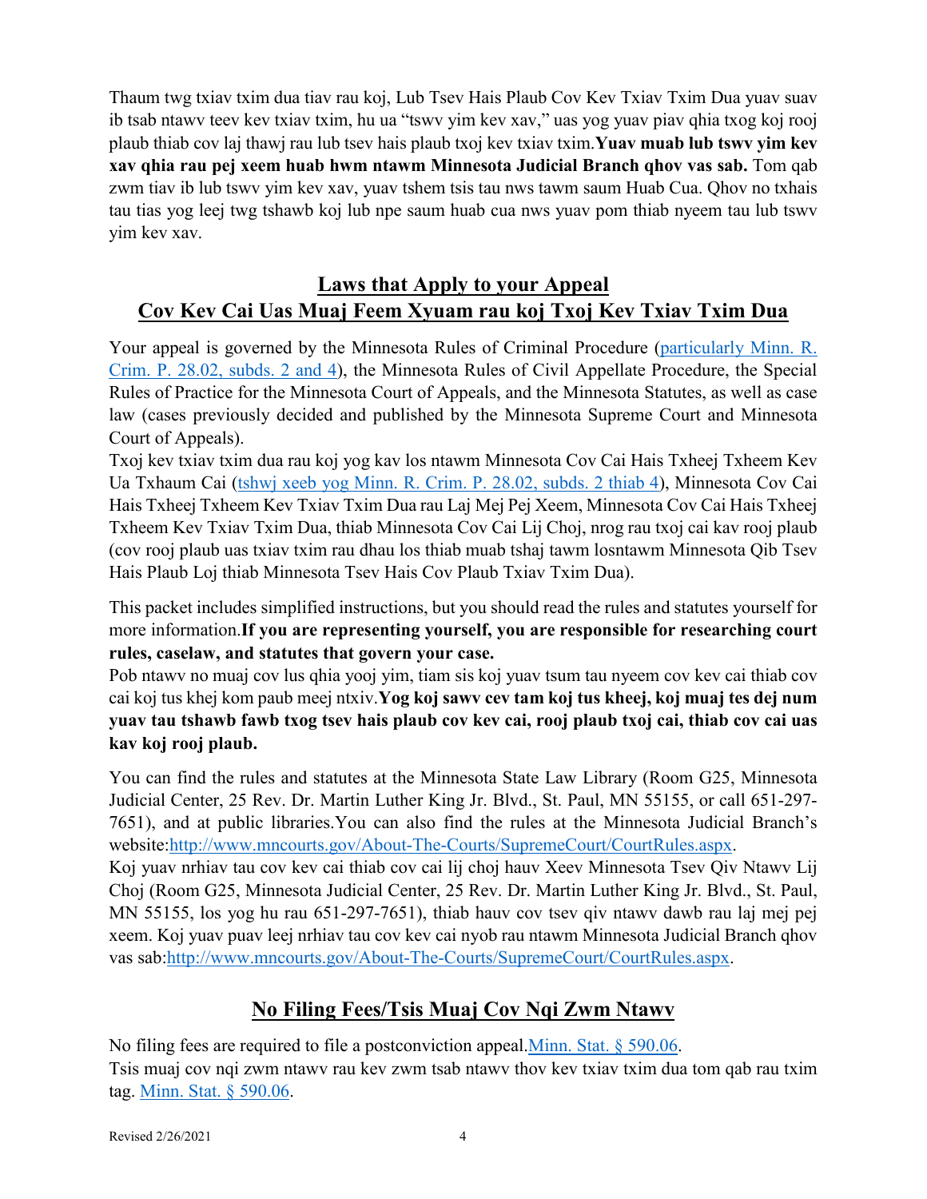Thaum twg txiav txim dua tiav rau koj, Lub Tsev Hais Plaub Cov Kev Txiav Txim Dua yuav suav ib tsab ntawv teev kev txiav txim, hu ua "tswv yim kev xav," uas yog yuav piav qhia txog koj rooj plaub thiab cov laj thawj rau lub tsev hais plaub txoj kev txiav txim.**Yuav muab lub tswv yim kev xav qhia rau pej xeem huab hwm ntawm Minnesota Judicial Branch qhov vas sab.** Tom qab zwm tiav ib lub tswv yim kev xav, yuav tshem tsis tau nws tawm saum Huab Cua. Qhov no txhais tau tias yog leej twg tshawb koj lub npe saum huab cua nws yuav pom thiab nyeem tau lub tswv yim kev xav.

## Laws that Apply to your Appeal
## Cov Kev Cai Uas Muaj Feem Xyuam rau koj Txoj Kev Txiav Txim Dua

Your appeal is governed by the Minnesota Rules of Criminal Procedure (particularly Minn. R. Crim. P. 28.02, subds. 2 and 4), the Minnesota Rules of Civil Appellate Procedure, the Special Rules of Practice for the Minnesota Court of Appeals, and the Minnesota Statutes, as well as case law (cases previously decided and published by the Minnesota Supreme Court and Minnesota Court of Appeals).
Txoj kev txiav txim dua rau koj yog kav los ntawm Minnesota Cov Cai Hais Txheej Txheem Kev Ua Txhaum Cai (tshwj xeeb yog Minn. R. Crim. P. 28.02, subds. 2 thiab 4), Minnesota Cov Cai Hais Txheej Txheem Kev Txiav Txim Dua rau Laj Mej Pej Xeem, Minnesota Cov Cai Hais Txheej Txheem Kev Txiav Txim Dua, thiab Minnesota Cov Cai Lij Choj, nrog rau txoj cai kav rooj plaub (cov rooj plaub uas txiav txim rau dhau los thiab muab tshaj tawm losntawm Minnesota Qib Tsev Hais Plaub Loj thiab Minnesota Tsev Hais Cov Plaub Txiav Txim Dua).

This packet includes simplified instructions, but you should read the rules and statutes yourself for more information.**If you are representing yourself, you are responsible for researching court rules, caselaw, and statutes that govern your case.**
Pob ntawv no muaj cov lus qhia yooj yim, tiam sis koj yuav tsum tau nyeem cov kev cai thiab cov cai koj tus khej kom paub meej ntxiv.**Yog koj sawv cev tam koj tus kheej, koj muaj tes dej num yuav tau tshawb fawb txog tsev hais plaub cov kev cai, rooj plaub txoj cai, thiab cov cai uas kav koj rooj plaub.**

You can find the rules and statutes at the Minnesota State Law Library (Room G25, Minnesota Judicial Center, 25 Rev. Dr. Martin Luther King Jr. Blvd., St. Paul, MN 55155, or call 651-297-7651), and at public libraries.You can also find the rules at the Minnesota Judicial Branch's website:http://www.mncourts.gov/About-The-Courts/SupremeCourt/CourtRules.aspx.
Koj yuav nrhiav tau cov kev cai thiab cov cai lij choj hauv Xeev Minnesota Tsev Qiv Ntawv Lij Choj (Room G25, Minnesota Judicial Center, 25 Rev. Dr. Martin Luther King Jr. Blvd., St. Paul, MN 55155, los yog hu rau 651-297-7651), thiab hauv cov tsev qiv ntawv dawb rau laj mej pej xeem. Koj yuav puav leej nrhiav tau cov kev cai nyob rau ntawm Minnesota Judicial Branch qhov vas sab:http://www.mncourts.gov/About-The-Courts/SupremeCourt/CourtRules.aspx.

## No Filing Fees/Tsis Muaj Cov Nqi Zwm Ntawv

No filing fees are required to file a postconviction appeal.Minn. Stat. § 590.06.
Tsis muaj cov nqi zwm ntawv rau kev zwm tsab ntawv thov kev txiav txim dua tom qab rau txim tag. Minn. Stat. § 590.06.

Revised 2/26/2021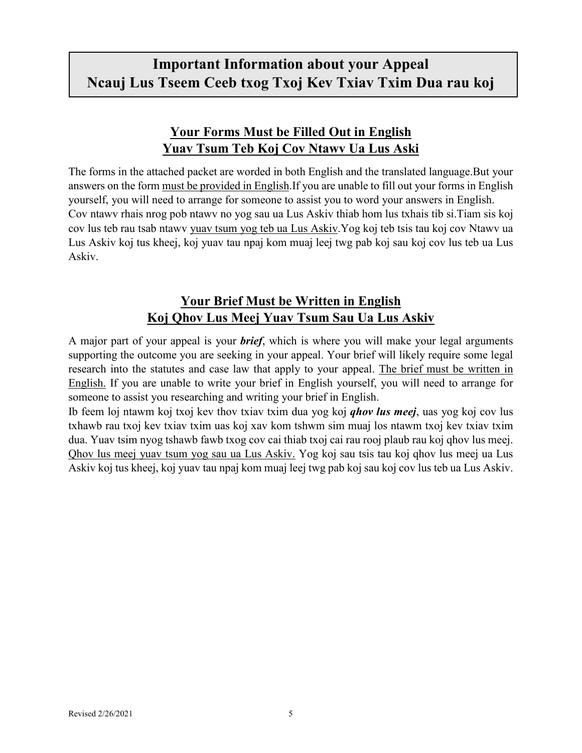# Important Information about your Appeal
# Ncauj Lus Tseem Ceeb txog Txoj Kev Txiav Txim Dua rau koj

## Your Forms Must be Filled Out in English
## Yuav Tsum Teb Koj Cov Ntawv Ua Lus Aski

The forms in the attached packet are worded in both English and the translated language.But your answers on the form must be provided in English.If you are unable to fill out your forms in English yourself, you will need to arrange for someone to assist you to word your answers in English.
Cov ntawv rhais nrog pob ntawv no yog sau ua Lus Askiv thiab hom lus txhais tib si.Tiam sis koj cov lus teb rau tsab ntawv yuav tsum yog teb ua Lus Askiv.Yog koj teb tsis tau koj cov Ntawv ua Lus Askiv koj tus kheej, koj yuav tau npaj kom muaj leej twg pab koj sau koj cov lus teb ua Lus Askiv.

## Your Brief Must be Written in English
## Koj Qhov Lus Meej Yuav Tsum Sau Ua Lus Askiv

A major part of your appeal is your ***brief***, which is where you will make your legal arguments supporting the outcome you are seeking in your appeal. Your brief will likely require some legal research into the statutes and case law that apply to your appeal. The brief must be written in English. If you are unable to write your brief in English yourself, you will need to arrange for someone to assist you researching and writing your brief in English.
Ib feem loj ntawm koj txoj kev thov txiav txim dua yog koj ***qhov lus meej***, uas yog koj cov lus txhawb rau txoj kev txiav txim uas koj xav kom tshwm sim muaj los ntawm txoj kev txiav txim dua. Yuav tsim nyog tshawb fawb txog cov cai thiab txoj cai rau rooj plaub rau koj qhov lus meej. Qhov lus meej yuav tsum yog sau ua Lus Askiv. Yog koj sau tsis tau koj qhov lus meej ua Lus Askiv koj tus kheej, koj yuav tau npaj kom muaj leej twg pab koj sau koj cov lus teb ua Lus Askiv.

Revised 2/26/2021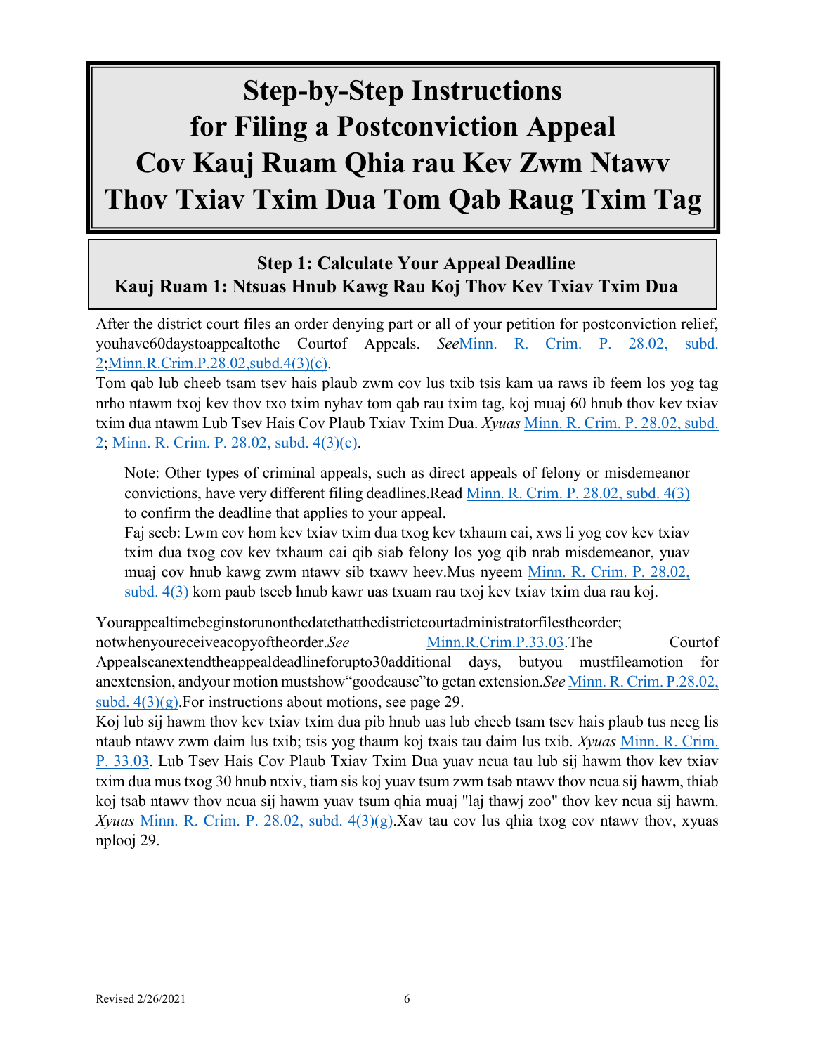# Step-by-Step Instructions for Filing a Postconviction Appeal
# Cov Kauj Ruam Qhia rau Kev Zwm Ntawv Thov Txiav Txim Dua Tom Qab Raug Txim Tag

## Step 1: Calculate Your Appeal Deadline
## Kauj Ruam 1: Ntsuas Hnub Kawg Rau Koj Thov Kev Txiav Txim Dua

After the district court files an order denying part or all of your petition for postconviction relief, you have 60 days to appeal to the Court of Appeals. *See* Minn. R. Crim. P. 28.02, subd. 2; Minn. R. Crim. P. 28.02, subd. 4(3)(c).

Tom qab lub cheeb tsam tsev hais plaub zwm cov lus txib tsis kam ua raws ib feem los yog tag nrho ntawm txoj kev thov txo txim nyhav tom qab rau txim tag, koj muaj 60 hnub thov kev txiav txim dua ntawm Lub Tsev Hais Cov Plaub Txiav Txim Dua. *Xyuas* Minn. R. Crim. P. 28.02, subd. 2; Minn. R. Crim. P. 28.02, subd. 4(3)(c).

> Note: Other types of criminal appeals, such as direct appeals of felony or misdemeanor convictions, have very different filing deadlines. Read Minn. R. Crim. P. 28.02, subd. 4(3) to confirm the deadline that applies to your appeal.
>
> Faj seeb: Lwm cov hom kev txiav txim dua txog kev txhaum cai, xws li yog cov kev txiav txim dua txog cov kev txhaum cai qib siab felony los yog qib nrab misdemeanor, yuav muaj cov hnub kawg zwm ntawv sib txawv heev. Mus nyeem Minn. R. Crim. P. 28.02, subd. 4(3) kom paub tseeb hnub kawr uas txuam rau txoj kev txiav txim dua rau koj.

Your appeal time begins to run on the date that the district court administrator files the order; not when you receive a copy of the order. *See* Minn. R. Crim. P. 33.03. The Court of Appeals can extend the appeal deadline for up to 30 additional days, but you must file a motion for an extension, and your motion must show "good cause" to get an extension. *See* Minn. R. Crim. P. 28.02, subd. 4(3)(g). For instructions about motions, see page 29.

Koj lub sij hawm thov kev txiav txim dua pib hnub uas lub cheeb tsam tsev hais plaub tus neeg lis ntaub ntawv zwm daim lus txib; tsis yog thaum koj txais tau daim lus txib. *Xyuas* Minn. R. Crim. P. 33.03. Lub Tsev Hais Cov Plaub Txiav Txim Dua yuav ncua tau lub sij hawm thov kev txiav txim dua mus txog 30 hnub ntxiv, tiam sis koj yuav tsum zwm tsab ntawv thov ncua sij hawm, thiab koj tsab ntawv thov ncua sij hawm yuav tsum qhia muaj "laj thawj zoo" thov kev ncua sij hawm. *Xyuas* Minn. R. Crim. P. 28.02, subd. 4(3)(g). Xav tau cov lus qhia txog cov ntawv thov, xyuas nplooj 29.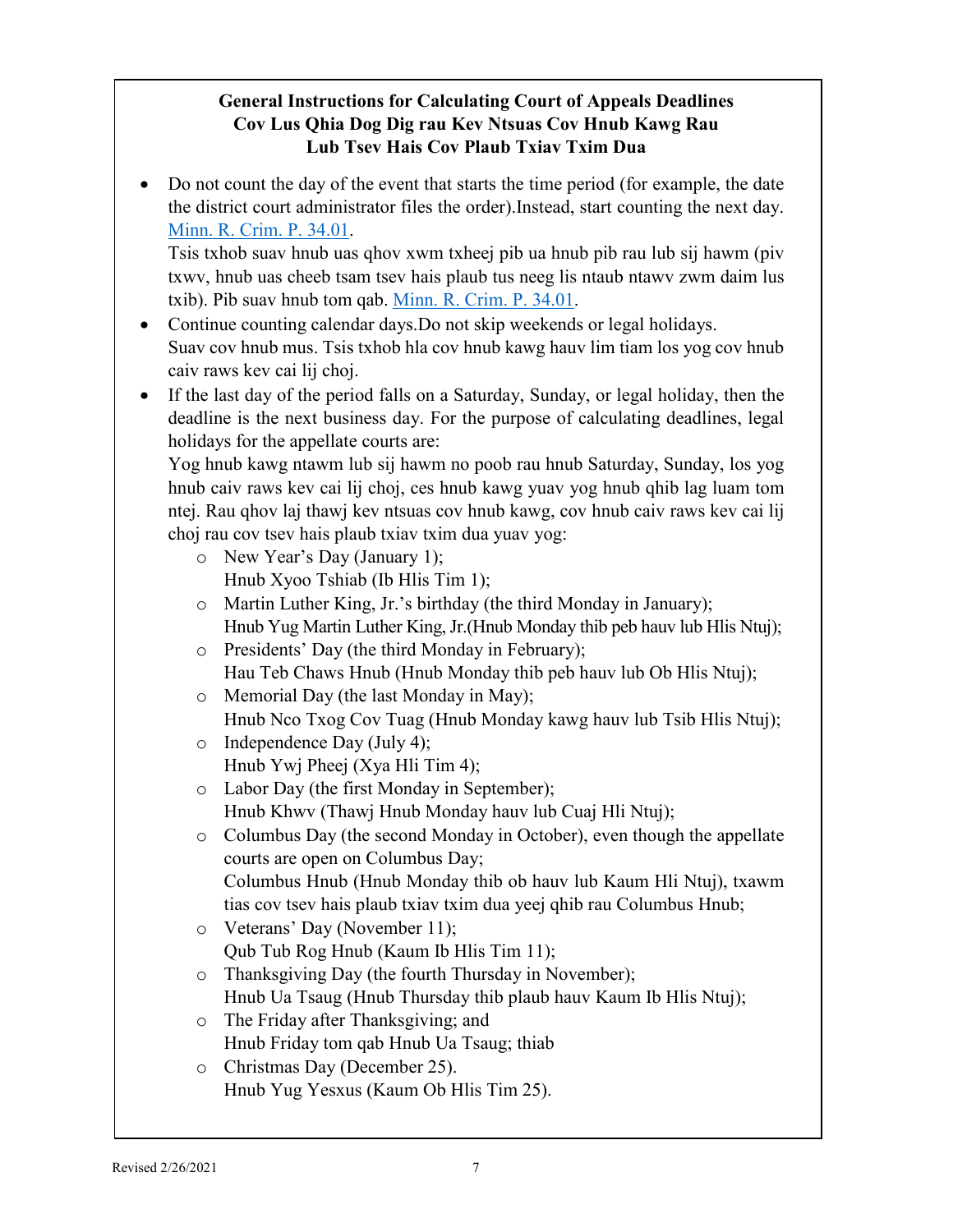**General Instructions for Calculating Court of Appeals Deadlines**
**Cov Lus Qhia Dog Dig rau Kev Ntsuas Cov Hnub Kawg Rau Lub Tsev Hais Cov Plaub Txiav Txim Dua**

- Do not count the day of the event that starts the time period (for example, the date the district court administrator files the order).Instead, start counting the next day. [Minn. R. Crim. P. 34.01](Minn. R. Crim. P. 34.01).
  Tsis txhob suav hnub uas qhov xwm txheej pib ua hnub pib rau lub sij hawm (piv txwv, hnub uas cheeb tsam tsev hais plaub tus neeg lis ntaub ntawv zwm daim lus txib). Pib suav hnub tom qab. [Minn. R. Crim. P. 34.01](Minn. R. Crim. P. 34.01).
- Continue counting calendar days.Do not skip weekends or legal holidays.
  Suav cov hnub mus. Tsis txhob hla cov hnub kawg hauv lim tiam los yog cov hnub caiv raws kev cai lij choj.
- If the last day of the period falls on a Saturday, Sunday, or legal holiday, then the deadline is the next business day. For the purpose of calculating deadlines, legal holidays for the appellate courts are:
  Yog hnub kawg ntawm lub sij hawm no poob rau hnub Saturday, Sunday, los yog hnub caiv raws kev cai lij choj, ces hnub kawg yuav yog hnub qhib lag luam tom ntej. Rau qhov laj thawj kev ntsuas cov hnub kawg, cov hnub caiv raws kev cai lij choj rau cov tsev hais plaub txiav txim dua yuav yog:
  - New Year's Day (January 1);
    Hnub Xyoo Tshiab (Ib Hlis Tim 1);
  - Martin Luther King, Jr.'s birthday (the third Monday in January);
    Hnub Yug Martin Luther King, Jr.(Hnub Monday thib peb hauv lub Hlis Ntuj);
  - Presidents' Day (the third Monday in February);
    Hau Teb Chaws Hnub (Hnub Monday thib peb hauv lub Ob Hlis Ntuj);
  - Memorial Day (the last Monday in May);
    Hnub Nco Txog Cov Tuag (Hnub Monday kawg hauv lub Tsib Hlis Ntuj);
  - Independence Day (July 4);
    Hnub Ywj Pheej (Xya Hli Tim 4);
  - Labor Day (the first Monday in September);
    Hnub Khwv (Thawj Hnub Monday hauv lub Cuaj Hli Ntuj);
  - Columbus Day (the second Monday in October), even though the appellate courts are open on Columbus Day;
    Columbus Hnub (Hnub Monday thib ob hauv lub Kaum Hli Ntuj), txawm tias cov tsev hais plaub txiav txim dua yeej qhib rau Columbus Hnub;
  - Veterans' Day (November 11);
    Qub Tub Rog Hnub (Kaum Ib Hlis Tim 11);
  - Thanksgiving Day (the fourth Thursday in November);
    Hnub Ua Tsaug (Hnub Thursday thib plaub hauv Kaum Ib Hlis Ntuj);
  - The Friday after Thanksgiving; and
    Hnub Friday tom qab Hnub Ua Tsaug; thiab
  - Christmas Day (December 25).
    Hnub Yug Yesxus (Kaum Ob Hlis Tim 25).

Revised 2/26/2021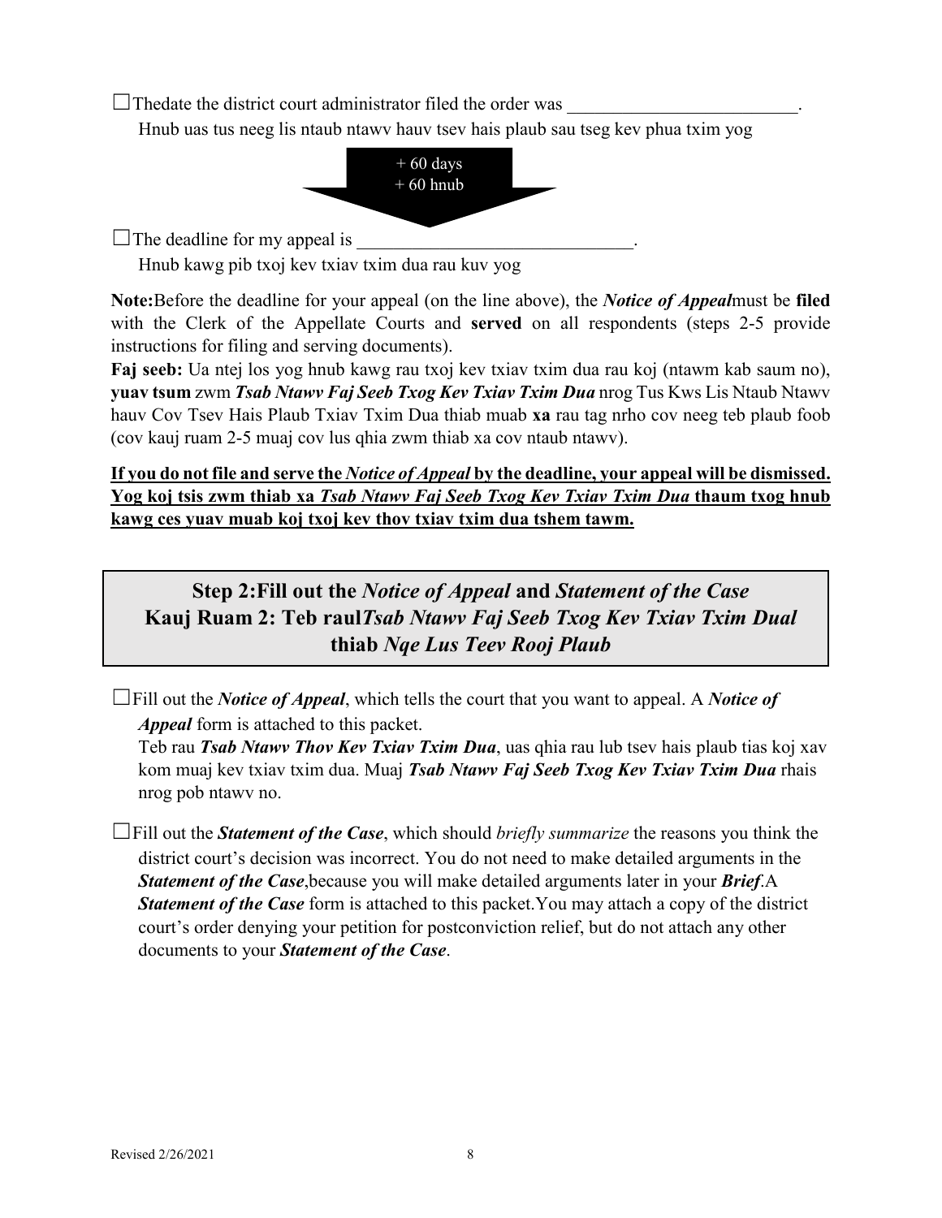☐Thedate the district court administrator filed the order was ________________________.

Hnub uas tus neeg lis ntaub ntawv hauv tsev hais plaub sau tseg kev phua txim yog

+ 60 days
+ 60 hnub

☐The deadline for my appeal is ____________________________.

Hnub kawg pib txoj kev txiav txim dua rau kuv yog

**Note:**Before the deadline for your appeal (on the line above), the ***Notice of Appeal***must be **filed** with the Clerk of the Appellate Courts and **served** on all respondents (steps 2-5 provide instructions for filing and serving documents).

**Faj seeb:** Ua ntej los yog hnub kawg rau txoj kev txiav txim dua rau koj (ntawm kab saum no), **yuav tsum** zwm ***Tsab Ntawv Faj Seeb Txog Kev Txiav Txim Dua*** nrog Tus Kws Lis Ntaub Ntawv hauv Cov Tsev Hais Plaub Txiav Txim Dua thiab muab **xa** rau tag nrho cov neeg teb plaub foob (cov kauj ruam 2-5 muaj cov lus qhia zwm thiab xa cov ntaub ntawv).

**<u>If you do not file and serve the *Notice of Appeal* by the deadline, your appeal will be dismissed.</u>**
**<u>Yog koj tsis zwm thiab xa *Tsab Ntawv Faj Seeb Txog Kev Txiav Txim Dua* thaum txog hnub kawg ces yuav muab koj txoj kev thov txiav txim dua tshem tawm.</u>**

## Step 2:Fill out the *Notice of Appeal* and *Statement of the Case*
## Kauj Ruam 2: Teb raul*Tsab Ntawv Faj Seeb Txog Kev Txiav Txim Dual* thiab *Nqe Lus Teev Rooj Plaub*

☐Fill out the ***Notice of Appeal***, which tells the court that you want to appeal. A ***Notice of Appeal*** form is attached to this packet.
Teb rau ***Tsab Ntawv Thov Kev Txiav Txim Dua***, uas qhia rau lub tsev hais plaub tias koj xav kom muaj kev txiav txim dua. Muaj ***Tsab Ntawv Faj Seeb Txog Kev Txiav Txim Dua*** rhais nrog pob ntawv no.

☐Fill out the ***Statement of the Case***, which should *briefly summarize* the reasons you think the district court's decision was incorrect. You do not need to make detailed arguments in the ***Statement of the Case***,because you will make detailed arguments later in your ***Brief***.A ***Statement of the Case*** form is attached to this packet.You may attach a copy of the district court's order denying your petition for postconviction relief, but do not attach any other documents to your ***Statement of the Case***.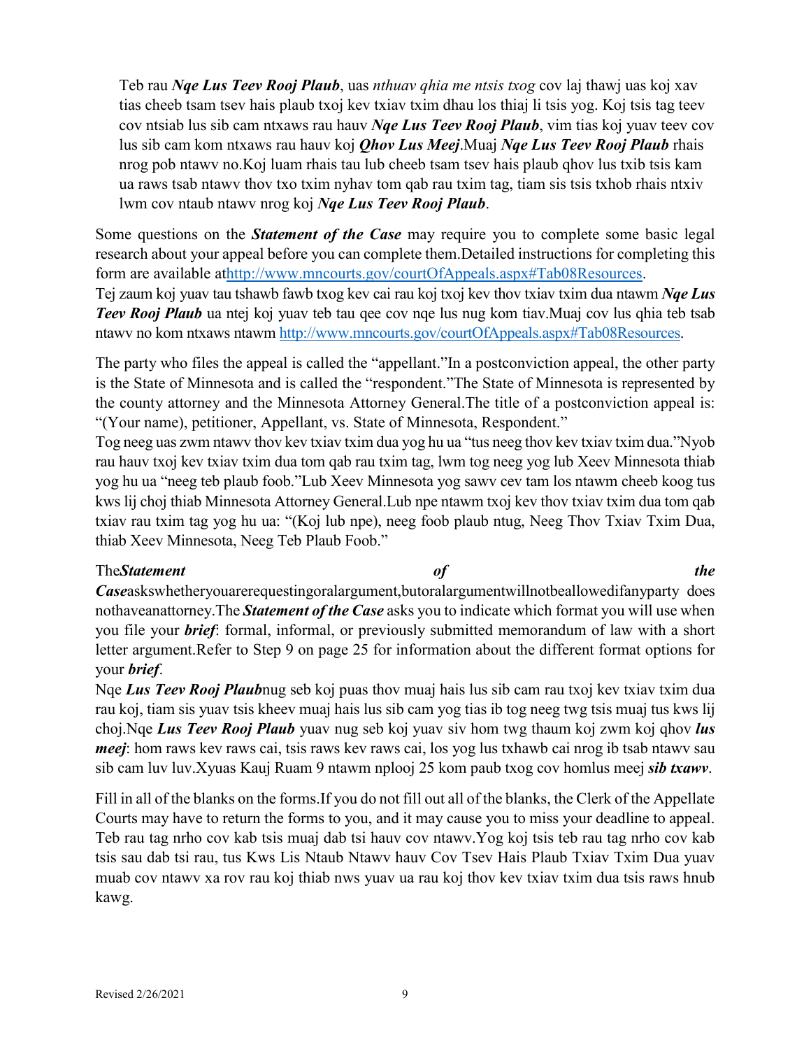Teb rau ***Nqe Lus Teev Rooj Plaub***, uas *nthuav qhia me ntsis txog* cov laj thawj uas koj xav tias cheeb tsam tsev hais plaub txoj kev txiav txim dhau los thiaj li tsis yog. Koj tsis tag teev cov ntsiab lus sib cam ntxaws rau hauv ***Nqe Lus Teev Rooj Plaub***, vim tias koj yuav teev cov lus sib cam kom ntxaws rau hauv koj ***Qhov Lus Meej***.Muaj ***Nqe Lus Teev Rooj Plaub*** rhais nrog pob ntawv no.Koj luam rhais tau lub cheeb tsam tsev hais plaub qhov lus txib tsis kam ua raws tsab ntawv thov txo txim nyhav tom qab rau txim tag, tiam sis tsis txhob rhais ntxiv lwm cov ntaub ntawv nrog koj ***Nqe Lus Teev Rooj Plaub***.

Some questions on the ***Statement of the Case*** may require you to complete some basic legal research about your appeal before you can complete them.Detailed instructions for completing this form are available at[http://www.mncourts.gov/courtOfAppeals.aspx#Tab08Resources](http://www.mncourts.gov/courtOfAppeals.aspx#Tab08Resources).
Tej zaum koj yuav tau tshawb fawb txog kev cai rau koj txoj kev thov txiav txim dua ntawm ***Nqe Lus Teev Rooj Plaub*** ua ntej koj yuav teb tau qee cov nqe lus nug kom tiav.Muaj cov lus qhia teb tsab ntawv no kom ntxaws ntawm [http://www.mncourts.gov/courtOfAppeals.aspx#Tab08Resources](http://www.mncourts.gov/courtOfAppeals.aspx#Tab08Resources).

The party who files the appeal is called the "appellant."In a postconviction appeal, the other party is the State of Minnesota and is called the "respondent."The State of Minnesota is represented by the county attorney and the Minnesota Attorney General.The title of a postconviction appeal is: "(Your name), petitioner, Appellant, vs. State of Minnesota, Respondent."
Tog neeg uas zwm ntawv thov kev txiav txim dua yog hu ua "tus neeg thov kev txiav txim dua."Nyob rau hauv txoj kev txiav txim dua tom qab rau txim tag, lwm tog neeg yog lub Xeev Minnesota thiab yog hu ua "neeg teb plaub foob."Lub Xeev Minnesota yog sawv cev tam los ntawm cheeb koog tus kws lij choj thiab Minnesota Attorney General.Lub npe ntawm txoj kev thov txiav txim dua tom qab txiav rau txim tag yog hu ua: "(Koj lub npe), neeg foob plaub ntug, Neeg Thov Txiav Txim Dua, thiab Xeev Minnesota, Neeg Teb Plaub Foob."

The***Statement of the Case***askswhetheryouarerequestingoralargument,butoralargumentwillnotbeallowedifanyparty does nothaveanattorney.The ***Statement of the Case*** asks you to indicate which format you will use when you file your ***brief***: formal, informal, or previously submitted memorandum of law with a short letter argument.Refer to Step 9 on page 25 for information about the different format options for your ***brief***.
Nqe ***Lus Teev Rooj Plaub***nug seb koj puas thov muaj hais lus sib cam rau txoj kev txiav txim dua rau koj, tiam sis yuav tsis kheev muaj hais lus sib cam yog tias ib tog neeg twg tsis muaj tus kws lij choj.Nqe ***Lus Teev Rooj Plaub*** yuav nug seb koj yuav siv hom twg thaum koj zwm koj qhov ***lus meej***: hom raws kev raws cai, tsis raws kev raws cai, los yog lus txhawb cai nrog ib tsab ntawv sau sib cam luv luv.Xyuas Kauj Ruam 9 ntawm nplooj 25 kom paub txog cov homlus meej ***sib txawv***.

Fill in all of the blanks on the forms.If you do not fill out all of the blanks, the Clerk of the Appellate Courts may have to return the forms to you, and it may cause you to miss your deadline to appeal.
Teb rau tag nrho cov kab tsis muaj dab tsi hauv cov ntawv.Yog koj tsis teb rau tag nrho cov kab tsis sau dab tsi rau, tus Kws Lis Ntaub Ntawv hauv Cov Tsev Hais Plaub Txiav Txim Dua yuav muab cov ntawv xa rov rau koj thiab nws yuav ua rau koj thov kev txiav txim dua tsis raws hnub kawg.

Revised 2/26/2021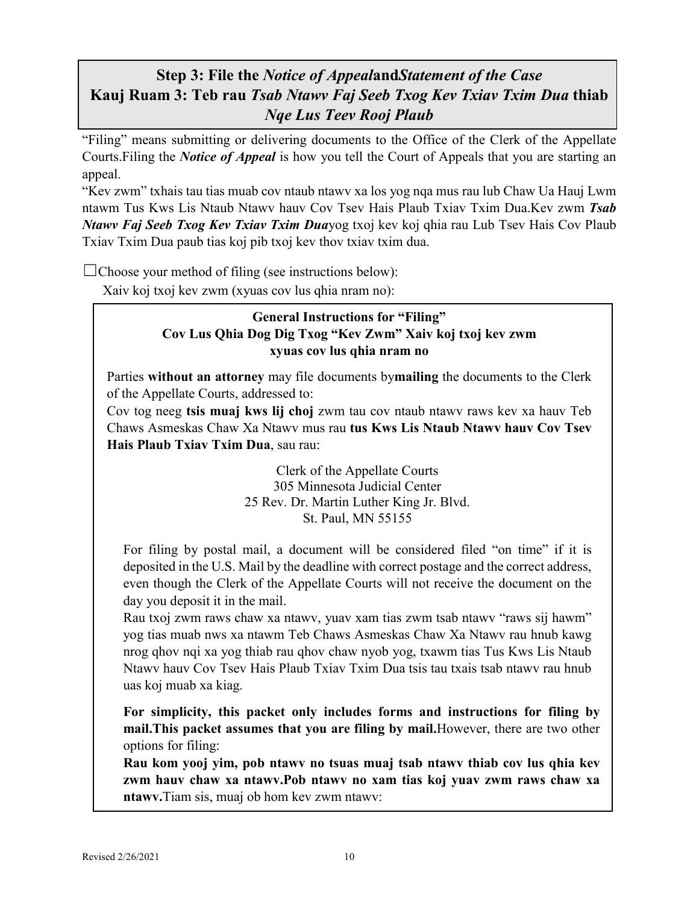## Step 3: File the *Notice of Appeal* and *Statement of the Case*
## Kauj Ruam 3: Teb rau *Tsab Ntawv Faj Seeb Txog Kev Txiav Txim Dua* thiab *Nqe Lus Teev Rooj Plaub*

"Filing" means submitting or delivering documents to the Office of the Clerk of the Appellate Courts. Filing the ***Notice of Appeal*** is how you tell the Court of Appeals that you are starting an appeal.

"Kev zwm" txhais tau tias muab cov ntaub ntawv xa los yog nqa mus rau lub Chaw Ua Hauj Lwm ntawm Tus Kws Lis Ntaub Ntawv hauv Cov Tsev Hais Plaub Txiav Txim Dua. Kev zwm ***Tsab Ntawv Faj Seeb Txog Kev Txiav Txim Dua*** yog txoj kev koj qhia rau Lub Tsev Hais Cov Plaub Txiav Txim Dua paub tias koj pib txoj kev thov txiav txim dua.

☐ Choose your method of filing (see instructions below):
Xaiv koj txoj kev zwm (xyuas cov lus qhia nram no):

**General Instructions for "Filing"**
**Cov Lus Qhia Dog Dig Txog "Kev Zwm" Xaiv koj txoj kev zwm xyuas cov lus qhia nram no**

Parties **without an attorney** may file documents by **mailing** the documents to the Clerk of the Appellate Courts, addressed to:

Cov tog neeg **tsis muaj kws lij choj** zwm tau cov ntaub ntawv raws kev xa hauv Teb Chaws Asmeskas Chaw Xa Ntawv mus rau **tus Kws Lis Ntaub Ntawv hauv Cov Tsev Hais Plaub Txiav Txim Dua**, sau rau:

Clerk of the Appellate Courts
305 Minnesota Judicial Center
25 Rev. Dr. Martin Luther King Jr. Blvd.
St. Paul, MN 55155

For filing by postal mail, a document will be considered filed "on time" if it is deposited in the U.S. Mail by the deadline with correct postage and the correct address, even though the Clerk of the Appellate Courts will not receive the document on the day you deposit it in the mail.

Rau txoj zwm raws chaw xa ntawv, yuav xam tias zwm tsab ntawv "raws sij hawm" yog tias muab nws xa ntawm Teb Chaws Asmeskas Chaw Xa Ntawv rau hnub kawg nrog qhov nqi xa yog thiab rau qhov chaw nyob yog, txawm tias Tus Kws Lis Ntaub Ntawv hauv Cov Tsev Hais Plaub Txiav Txim Dua tsis tau txais tsab ntawv rau hnub uas koj muab xa kiag.

**For simplicity, this packet only includes forms and instructions for filing by mail. This packet assumes that you are filing by mail.** However, there are two other options for filing:

**Rau kom yooj yim, pob ntawv no tsuas muaj tsab ntawv thiab cov lus qhia kev zwm hauv chaw xa ntawv. Pob ntawv no xam tias koj yuav zwm raws chaw xa ntawv.** Tiam sis, muaj ob hom kev zwm ntawv: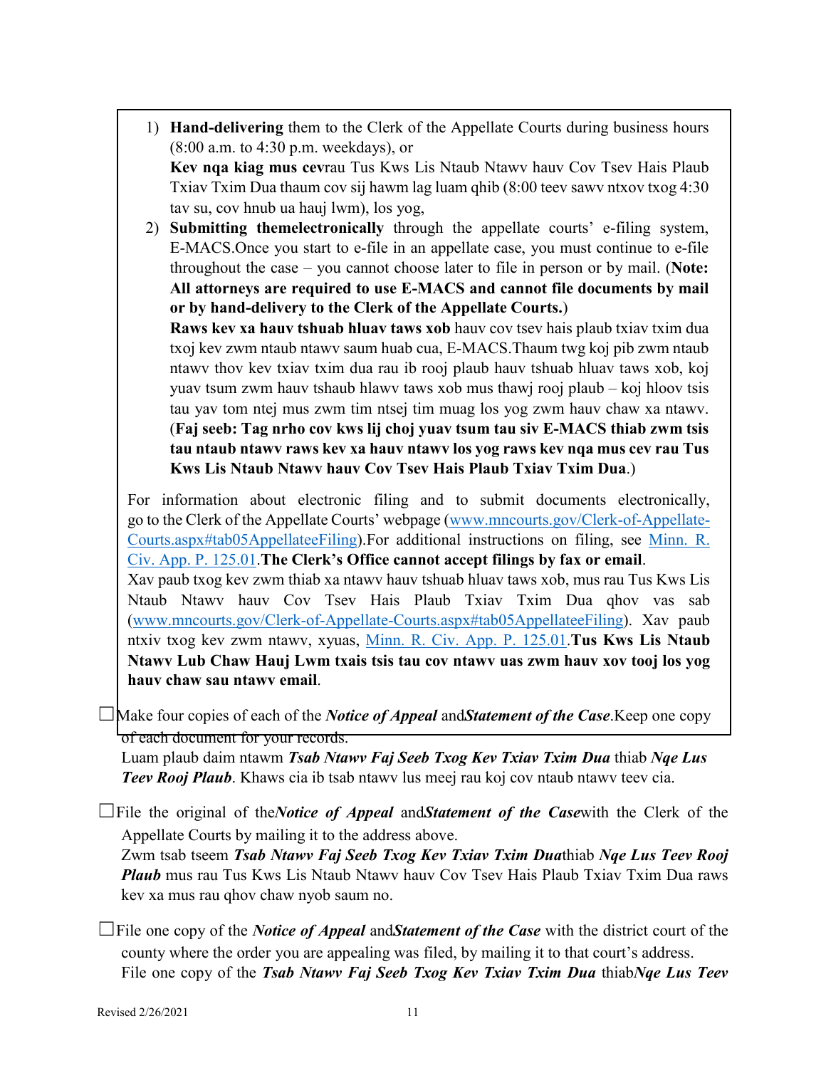1) **Hand-delivering** them to the Clerk of the Appellate Courts during business hours (8:00 a.m. to 4:30 p.m. weekdays), or
   **Kev nqa kiag mus cev**rau Tus Kws Lis Ntaub Ntawv hauv Cov Tsev Hais Plaub Txiav Txim Dua thaum cov sij hawm lag luam qhib (8:00 teev sawv ntxov txog 4:30 tav su, cov hnub ua hauj lwm), los yog,
2) **Submitting themelectronically** through the appellate courts' e-filing system, E-MACS.Once you start to e-file in an appellate case, you must continue to e-file throughout the case – you cannot choose later to file in person or by mail. (**Note: All attorneys are required to use E-MACS and cannot file documents by mail or by hand-delivery to the Clerk of the Appellate Courts.**)
   **Raws kev xa hauv tshuab hluav taws xob** hauv cov tsev hais plaub txiav txim dua txoj kev zwm ntaub ntawv saum huab cua, E-MACS.Thaum twg koj pib zwm ntaub ntawv thov kev txiav txim dua rau ib rooj plaub hauv tshuab hluav taws xob, koj yuav tsum zwm hauv tshaub hlawv taws xob mus thawj rooj plaub – koj hloov tsis tau yav tom ntej mus zwm tim ntsej tim muag los yog zwm hauv chaw xa ntawv. (**Faj seeb: Tag nrho cov kws lij choj yuav tsum tau siv E-MACS thiab zwm tsis tau ntaub ntawv raws kev xa hauv ntawv los yog raws kev nqa mus cev rau Tus Kws Lis Ntaub Ntawv hauv Cov Tsev Hais Plaub Txiav Txim Dua**.)

For information about electronic filing and to submit documents electronically, go to the Clerk of the Appellate Courts' webpage ([www.mncourts.gov/Clerk-of-Appellate-Courts.aspx#tab05AppelleeFiling](www.mncourts.gov/Clerk-of-Appellate-Courts.aspx#tab05AppelleeFiling)).For additional instructions on filing, see Minn. R. Civ. App. P. 125.01.**The Clerk's Office cannot accept filings by fax or email**.
Xav paub txog kev zwm thiab xa ntawv hauv tshuab hluav taws xob, mus rau Tus Kws Lis Ntaub Ntawv hauv Cov Tsev Hais Plaub Txiav Txim Dua qhov vas sab ([www.mncourts.gov/Clerk-of-Appellate-Courts.aspx#tab05AppelleeFiling](www.mncourts.gov/Clerk-of-Appellate-Courts.aspx#tab05AppelleeFiling)). Xav paub ntxiv txog kev zwm ntawv, xyuas, Minn. R. Civ. App. P. 125.01.**Tus Kws Lis Ntaub Ntawv Lub Chaw Hauj Lwm txais tsis tau cov ntawv uas zwm hauv xov tooj los yog hauv chaw sau ntawv email**.

☐Make four copies of each of the ***Notice of Appeal*** and***Statement of the Case***.Keep one copy of each document for your records.
Luam plaub daim ntawm ***Tsab Ntawv Faj Seeb Txog Kev Txiav Txim Dua*** thiab ***Nqe Lus Teev Rooj Plaub***. Khaws cia ib tsab ntawv lus meej rau koj cov ntaub ntawv teev cia.

☐File the original of the***Notice of Appeal*** and***Statement of the Case***with the Clerk of the Appellate Courts by mailing it to the address above.
Zwm tsab tseem ***Tsab Ntawv Faj Seeb Txog Kev Txiav Txim Dua***thiab ***Nqe Lus Teev Rooj Plaub*** mus rau Tus Kws Lis Ntaub Ntawv hauv Cov Tsev Hais Plaub Txiav Txim Dua raws kev xa mus rau qhov chaw nyob saum no.

☐File one copy of the ***Notice of Appeal*** and***Statement of the Case*** with the district court of the county where the order you are appealing was filed, by mailing it to that court's address.
File one copy of the ***Tsab Ntawv Faj Seeb Txog Kev Txiav Txim Dua*** thiab***Nqe Lus Teev***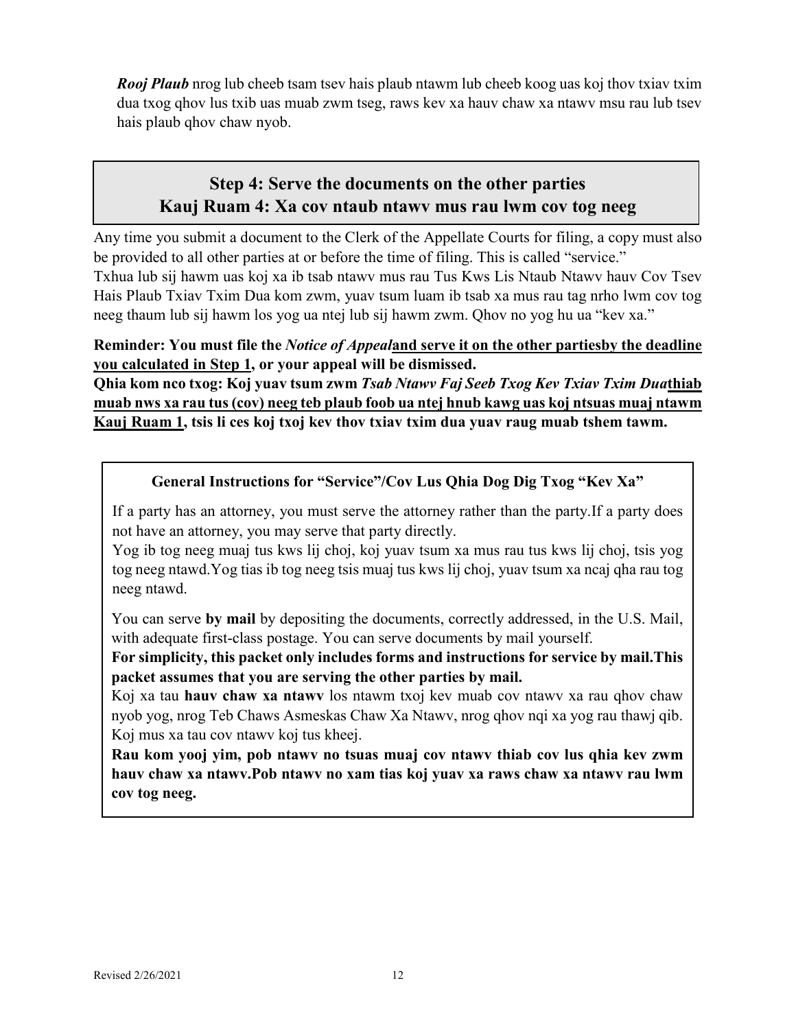***Rooj Plaub*** nrog lub cheeb tsam tsev hais plaub ntawm lub cheeb koog uas koj thov txiav txim dua txog qhov lus txib uas muab zwm tseg, raws kev xa hauv chaw xa ntawv msu rau lub tsev hais plaub qhov chaw nyob.

## Step 4: Serve the documents on the other parties
## Kauj Ruam 4: Xa cov ntaub ntawv mus rau lwm cov tog neeg

Any time you submit a document to the Clerk of the Appellate Courts for filing, a copy must also be provided to all other parties at or before the time of filing. This is called "service."
Txhua lub sij hawm uas koj xa ib tsab ntawv mus rau Tus Kws Lis Ntaub Ntawv hauv Cov Tsev Hais Plaub Txiav Txim Dua kom zwm, yuav tsum luam ib tsab xa mus rau tag nrho lwm cov tog neeg thaum lub sij hawm los yog ua ntej lub sij hawm zwm. Qhov no yog hu ua "kev xa."

**Reminder: You must file the *Notice of Appeal*<u>and serve it on the other partiesby the deadline you calculated in Step 1</u>, or your appeal will be dismissed.**
**Qhia kom nco txog: Koj yuav tsum zwm *Tsab Ntawv Faj Seeb Txog Kev Txiav Txim Dua*<u>thiab muab nws xa rau tus (cov) neeg teb plaub foob ua ntej hnub kawg uas koj ntsuas muaj ntawm Kauj Ruam 1</u>, tsis li ces koj txoj kev thov txiav txim dua yuav raug muab tshem tawm.**

**General Instructions for "Service"/Cov Lus Qhia Dog Dig Txog "Kev Xa"**

If a party has an attorney, you must serve the attorney rather than the party.If a party does not have an attorney, you may serve that party directly.
Yog ib tog neeg muaj tus kws lij choj, koj yuav tsum xa mus rau tus kws lij choj, tsis yog tog neeg ntawd.Yog tias ib tog neeg tsis muaj tus kws lij choj, yuav tsum xa ncaj qha rau tog neeg ntawd.

You can serve **by mail** by depositing the documents, correctly addressed, in the U.S. Mail, with adequate first-class postage. You can serve documents by mail yourself.
**For simplicity, this packet only includes forms and instructions for service by mail.This packet assumes that you are serving the other parties by mail.**
Koj xa tau **hauv chaw xa ntawv** los ntawm txoj kev muab cov ntawv xa rau qhov chaw nyob yog, nrog Teb Chaws Asmeskas Chaw Xa Ntawv, nrog qhov nqi xa yog rau thawj qib. Koj mus xa tau cov ntawv koj tus kheej.
**Rau kom yooj yim, pob ntawv no tsuas muaj cov ntawv thiab cov lus qhia kev zwm hauv chaw xa ntawv.Pob ntawv no xam tias koj yuav xa raws chaw xa ntawv rau lwm cov tog neeg.**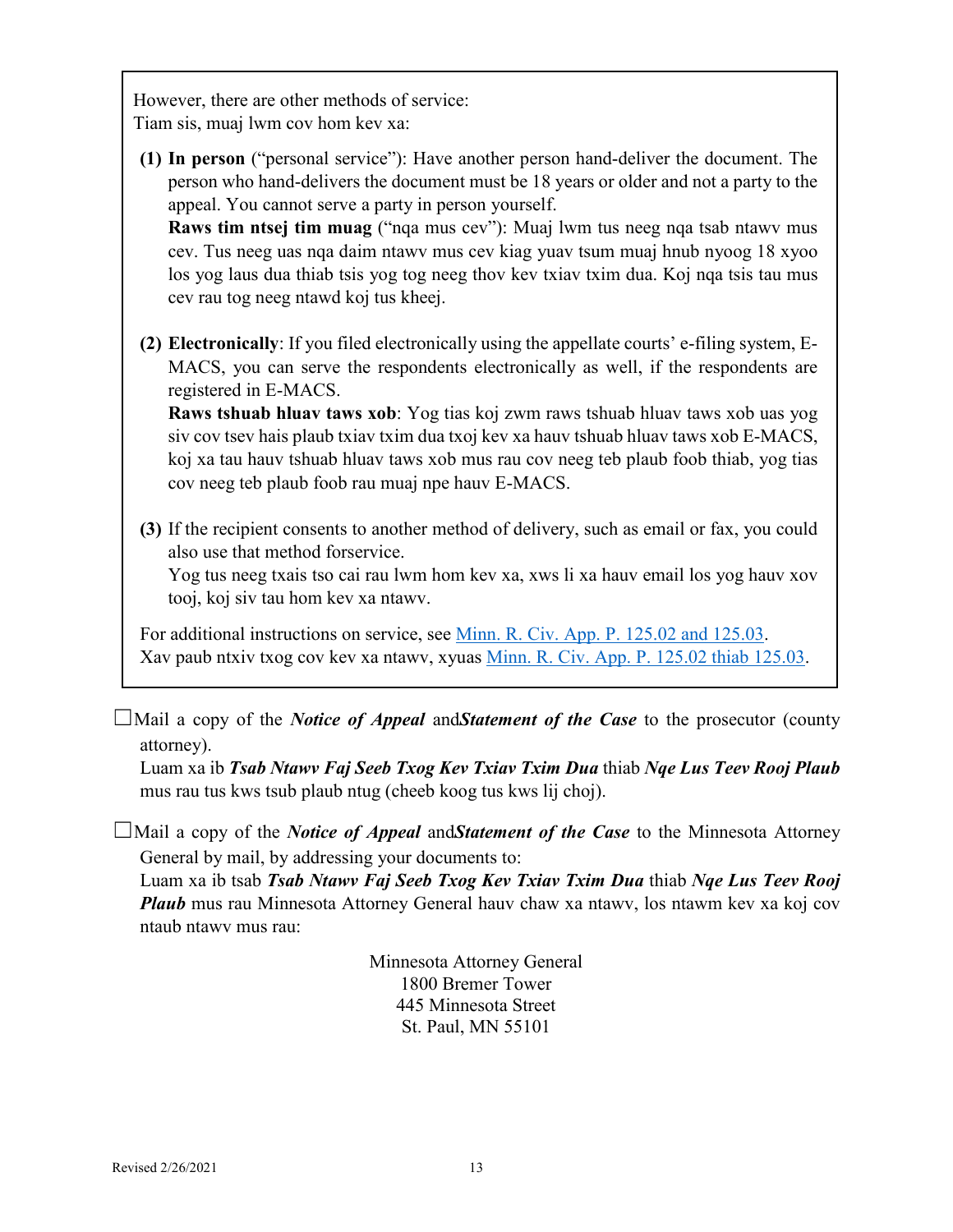However, there are other methods of service:
Tiam sis, muaj lwm cov hom kev xa:

**(1) In person** ("personal service"): Have another person hand-deliver the document. The person who hand-delivers the document must be 18 years or older and not a party to the appeal. You cannot serve a party in person yourself.
**Raws tim ntsej tim muag** ("nqa mus cev"): Muaj lwm tus neeg nqa tsab ntawv mus cev. Tus neeg uas nqa daim ntawv mus cev kiag yuav tsum muaj hnub nyoog 18 xyoo los yog laus dua thiab tsis yog tog neeg thov kev txiav txim dua. Koj nqa tsis tau mus cev rau tog neeg ntawd koj tus kheej.

**(2) Electronically**: If you filed electronically using the appellate courts' e-filing system, E-MACS, you can serve the respondents electronically as well, if the respondents are registered in E-MACS.
**Raws tshuab hluav taws xob**: Yog tias koj zwm raws tshuab hluav taws xob uas yog siv cov tsev hais plaub txiav txim dua txoj kev xa hauv tshuab hluav taws xob E-MACS, koj xa tau hauv tshuab hluav taws xob mus rau cov neeg teb plaub foob thiab, yog tias cov neeg teb plaub foob rau muaj npe hauv E-MACS.

**(3)** If the recipient consents to another method of delivery, such as email or fax, you could also use that method forservice.
Yog tus neeg txais tso cai rau lwm hom kev xa, xws li xa hauv email los yog hauv xov tooj, koj siv tau hom kev xa ntawv.

For additional instructions on service, see [Minn. R. Civ. App. P. 125.02 and 125.03].
Xav paub ntxiv txog cov kev xa ntawv, xyuas [Minn. R. Civ. App. P. 125.02 thiab 125.03].

☐ Mail a copy of the ***Notice of Appeal*** and ***Statement of the Case*** to the prosecutor (county attorney).
Luam xa ib ***Tsab Ntawv Faj Seeb Txog Kev Txiav Txim Dua*** thiab ***Nqe Lus Teev Rooj Plaub*** mus rau tus kws tsub plaub ntug (cheeb koog tus kws lij choj).

☐ Mail a copy of the ***Notice of Appeal*** and ***Statement of the Case*** to the Minnesota Attorney General by mail, by addressing your documents to:
Luam xa ib tsab ***Tsab Ntawv Faj Seeb Txog Kev Txiav Txim Dua*** thiab ***Nqe Lus Teev Rooj Plaub*** mus rau Minnesota Attorney General hauv chaw xa ntawv, los ntawm kev xa koj cov ntaub ntawv mus rau:

Minnesota Attorney General
1800 Bremer Tower
445 Minnesota Street
St. Paul, MN 55101

Revised 2/26/2021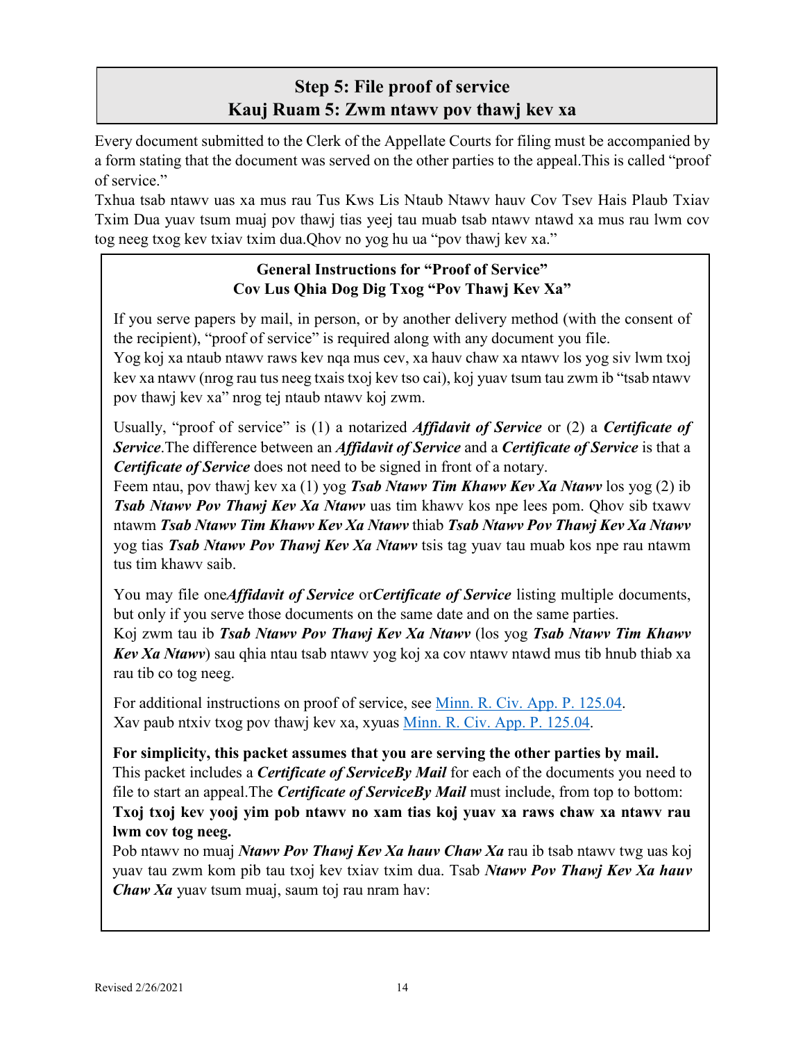## Step 5: File proof of service
## Kauj Ruam 5: Zwm ntawv pov thawj kev xa

Every document submitted to the Clerk of the Appellate Courts for filing must be accompanied by a form stating that the document was served on the other parties to the appeal.This is called "proof of service."

Txhua tsab ntawv uas xa mus rau Tus Kws Lis Ntaub Ntawv hauv Cov Tsev Hais Plaub Txiav Txim Dua yuav tsum muaj pov thawj tias yeej tau muab tsab ntawv ntawd xa mus rau lwm cov tog neeg txog kev txiav txim dua.Qhov no yog hu ua "pov thawj kev xa."

### General Instructions for "Proof of Service"
### Cov Lus Qhia Dog Dig Txog "Pov Thawj Kev Xa"

If you serve papers by mail, in person, or by another delivery method (with the consent of the recipient), "proof of service" is required along with any document you file.

Yog koj xa ntaub ntawv raws kev nqa mus cev, xa hauv chaw xa ntawv los yog siv lwm txoj kev xa ntawv (nrog rau tus neeg txais txoj kev tso cai), koj yuav tsum tau zwm ib "tsab ntawv pov thawj kev xa" nrog tej ntaub ntawv koj zwm.

Usually, "proof of service" is (1) a notarized ***Affidavit of Service*** or (2) a ***Certificate of Service***.The difference between an ***Affidavit of Service*** and a ***Certificate of Service*** is that a ***Certificate of Service*** does not need to be signed in front of a notary.

Feem ntau, pov thawj kev xa (1) yog ***Tsab Ntawv Tim Khawv Kev Xa Ntawv*** los yog (2) ib ***Tsab Ntawv Pov Thawj Kev Xa Ntawv*** uas tim khawv kos npe lees pom. Qhov sib txawv ntawm ***Tsab Ntawv Tim Khawv Kev Xa Ntawv*** thiab ***Tsab Ntawv Pov Thawj Kev Xa Ntawv*** yog tias ***Tsab Ntawv Pov Thawj Kev Xa Ntawv*** tsis tag yuav tau muab kos npe rau ntawm tus tim khawv saib.

You may file one***Affidavit of Service*** or***Certificate of Service*** listing multiple documents, but only if you serve those documents on the same date and on the same parties.

Koj zwm tau ib ***Tsab Ntawv Pov Thawj Kev Xa Ntawv*** (los yog ***Tsab Ntawv Tim Khawv Kev Xa Ntawv***) sau qhia ntau tsab ntawv yog koj xa cov ntawv ntawd mus tib hnub thiab xa rau tib co tog neeg.

For additional instructions on proof of service, see [Minn. R. Civ. App. P. 125.04](Minn. R. Civ. App. P. 125.04).

Xav paub ntxiv txog pov thawj kev xa, xyuas [Minn. R. Civ. App. P. 125.04](Minn. R. Civ. App. P. 125.04).

**For simplicity, this packet assumes that you are serving the other parties by mail.**

This packet includes a ***Certificate of ServiceBy Mail*** for each of the documents you need to file to start an appeal.The ***Certificate of ServiceBy Mail*** must include, from top to bottom:

**Txoj txoj kev yooj yim pob ntawv no xam tias koj yuav xa raws chaw xa ntawv rau lwm cov tog neeg.**

Pob ntawv no muaj ***Ntawv Pov Thawj Kev Xa hauv Chaw Xa*** rau ib tsab ntawv twg uas koj yuav tau zwm kom pib tau txoj kev txiav txim dua. Tsab ***Ntawv Pov Thawj Kev Xa hauv Chaw Xa*** yuav tsum muaj, saum toj rau nram hav: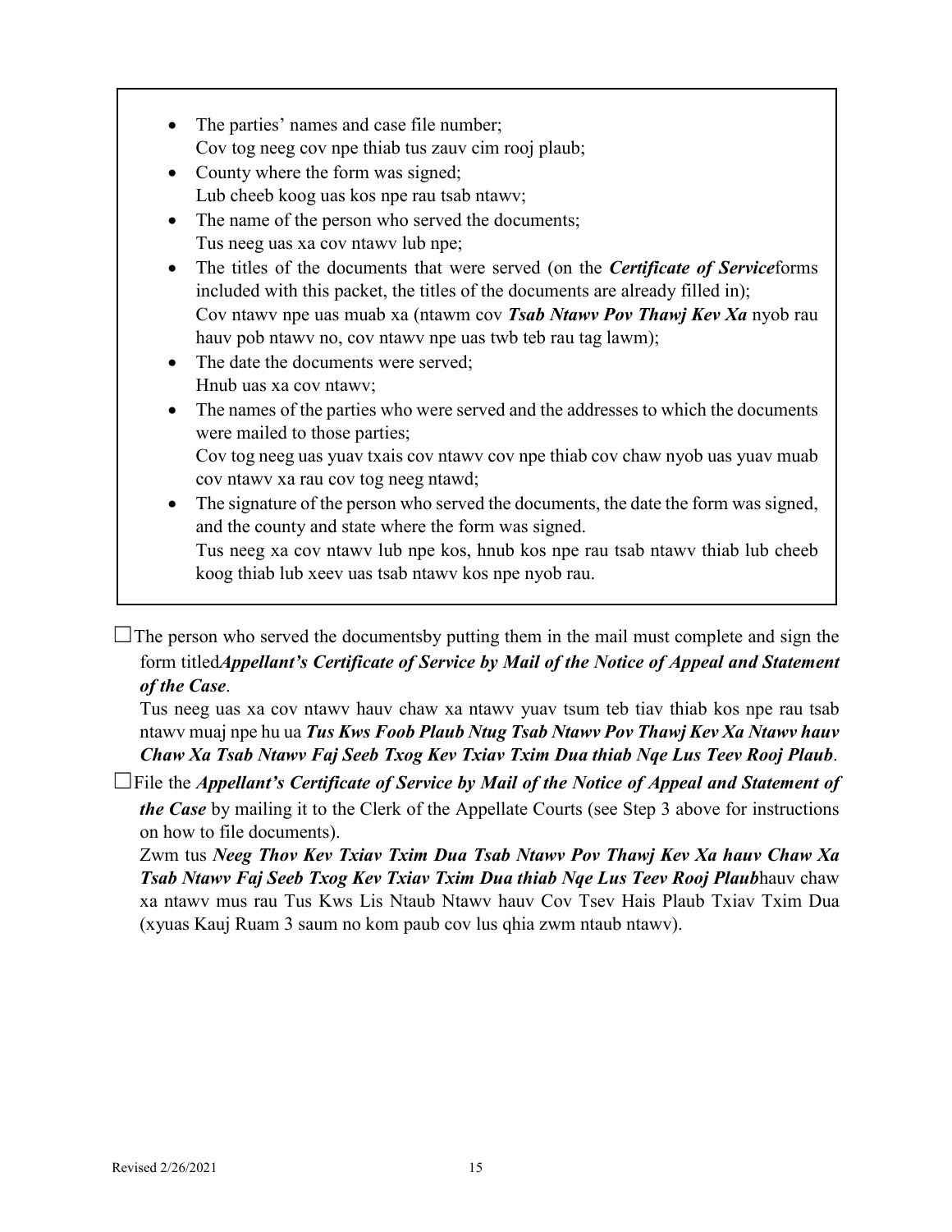- The parties' names and case file number;
  Cov tog neeg cov npe thiab tus zauv cim rooj plaub;
- County where the form was signed;
  Lub cheeb koog uas kos npe rau tsab ntawv;
- The name of the person who served the documents;
  Tus neeg uas xa cov ntawv lub npe;
- The titles of the documents that were served (on the ***Certificate of Service*** forms included with this packet, the titles of the documents are already filled in);
  Cov ntawv npe uas muab xa (ntawm cov ***Tsab Ntawv Pov Thawj Kev Xa*** nyob rau hauv pob ntawv no, cov ntawv npe uas twb teb rau tag lawm);
- The date the documents were served;
  Hnub uas xa cov ntawv;
- The names of the parties who were served and the addresses to which the documents were mailed to those parties;
  Cov tog neeg uas yuav txais cov ntawv cov npe thiab cov chaw nyob uas yuav muab cov ntawv xa rau cov tog neeg ntawd;
- The signature of the person who served the documents, the date the form was signed, and the county and state where the form was signed.
  Tus neeg xa cov ntawv lub npe kos, hnub kos npe rau tsab ntawv thiab lub cheeb koog thiab lub xeev uas tsab ntawv kos npe nyob rau.

☐ The person who served the documents by putting them in the mail must complete and sign the form titled ***Appellant's Certificate of Service by Mail of the Notice of Appeal and Statement of the Case***.
Tus neeg uas xa cov ntawv hauv chaw xa ntawv yuav tsum teb tiav thiab kos npe rau tsab ntawv muaj npe hu ua ***Tus Kws Foob Plaub Ntug Tsab Ntawv Pov Thawj Kev Xa Ntawv hauv Chaw Xa Tsab Ntawv Faj Seeb Txog Kev Txiav Txim Dua thiab Nqe Lus Teev Rooj Plaub***.

☐ File the ***Appellant's Certificate of Service by Mail of the Notice of Appeal and Statement of the Case*** by mailing it to the Clerk of the Appellate Courts (see Step 3 above for instructions on how to file documents).
Zwm tus ***Neeg Thov Kev Txiav Txim Dua Tsab Ntawv Pov Thawj Kev Xa hauv Chaw Xa Tsab Ntawv Faj Seeb Txog Kev Txiav Txim Dua thiab Nqe Lus Teev Rooj Plaub*** hauv chaw xa ntawv mus rau Tus Kws Lis Ntaub Ntawv hauv Cov Tsev Hais Plaub Txiav Txim Dua (xyuas Kauj Ruam 3 saum no kom paub cov lus qhia zwm ntaub ntawv).

Revised 2/26/2021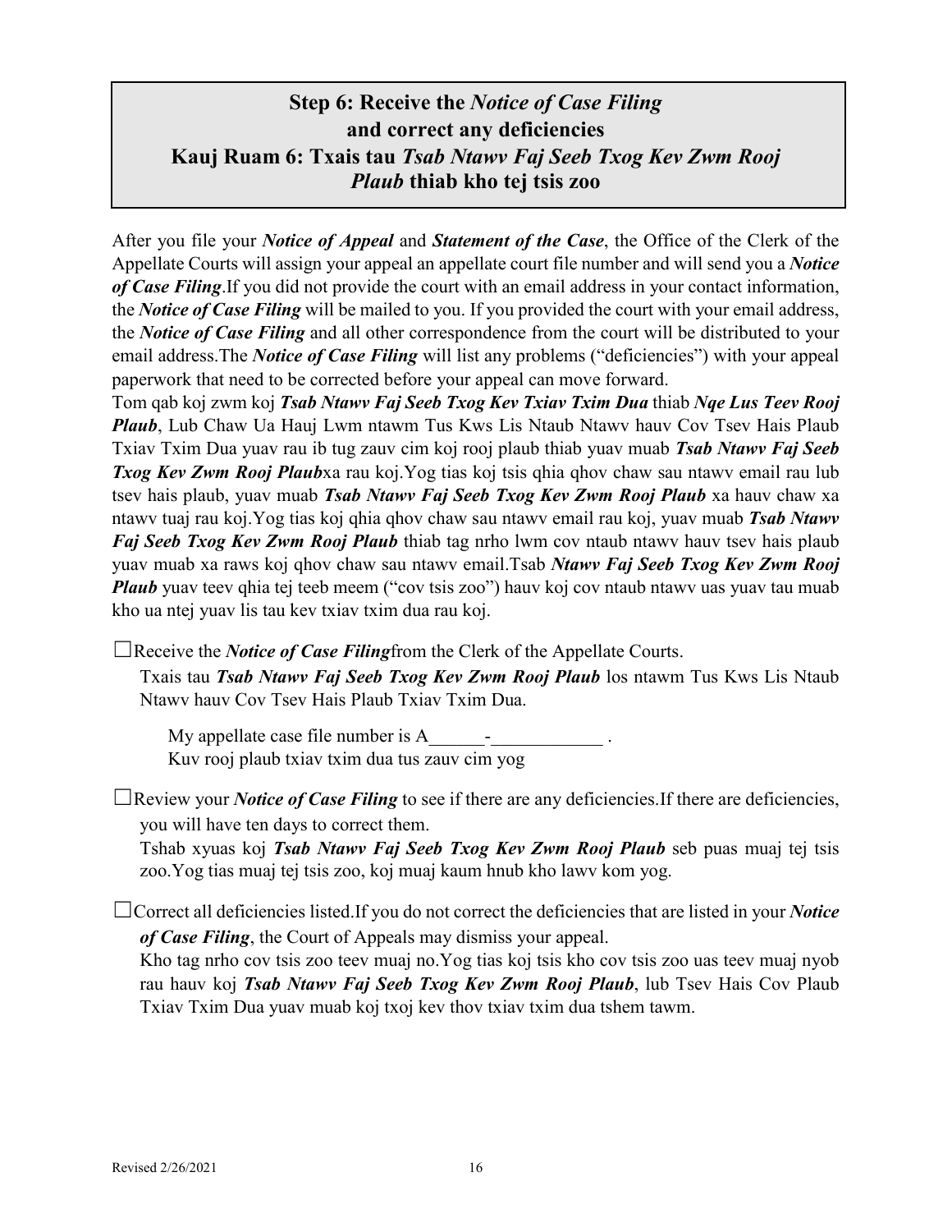## Step 6: Receive the *Notice of Case Filing* and correct any deficiencies
## Kauj Ruam 6: Txais tau *Tsab Ntawv Faj Seeb Txog Kev Zwm Rooj Plaub* thiab kho tej tsis zoo

After you file your ***Notice of Appeal*** and ***Statement of the Case***, the Office of the Clerk of the Appellate Courts will assign your appeal an appellate court file number and will send you a ***Notice of Case Filing***.If you did not provide the court with an email address in your contact information, the ***Notice of Case Filing*** will be mailed to you. If you provided the court with your email address, the ***Notice of Case Filing*** and all other correspondence from the court will be distributed to your email address.The ***Notice of Case Filing*** will list any problems ("deficiencies") with your appeal paperwork that need to be corrected before your appeal can move forward.

Tom qab koj zwm koj ***Tsab Ntawv Faj Seeb Txog Kev Txiav Txim Dua*** thiab ***Nqe Lus Teev Rooj Plaub***, Lub Chaw Ua Hauj Lwm ntawm Tus Kws Lis Ntaub Ntawv hauv Cov Tsev Hais Plaub Txiav Txim Dua yuav rau ib tug zauv cim koj rooj plaub thiab yuav muab ***Tsab Ntawv Faj Seeb Txog Kev Zwm Rooj Plaub***xa rau koj.Yog tias koj tsis qhia qhov chaw sau ntawv email rau lub tsev hais plaub, yuav muab ***Tsab Ntawv Faj Seeb Txog Kev Zwm Rooj Plaub*** xa hauv chaw xa ntawv tuaj rau koj.Yog tias koj qhia qhov chaw sau ntawv email rau koj, yuav muab ***Tsab Ntawv Faj Seeb Txog Kev Zwm Rooj Plaub*** thiab tag nrho lwm cov ntaub ntawv hauv tsev hais plaub yuav muab xa raws koj qhov chaw sau ntawv email.Tsab ***Ntawv Faj Seeb Txog Kev Zwm Rooj Plaub*** yuav teev qhia tej teeb meem ("cov tsis zoo") hauv koj cov ntaub ntawv uas yuav tau muab kho ua ntej yuav lis tau kev txiav txim dua rau koj.

☐Receive the ***Notice of Case Filing***from the Clerk of the Appellate Courts.

Txais tau ***Tsab Ntawv Faj Seeb Txog Kev Zwm Rooj Plaub*** los ntawm Tus Kws Lis Ntaub Ntawv hauv Cov Tsev Hais Plaub Txiav Txim Dua.

My appellate case file number is A\_\_\_\_\_\_-\_\_\_\_\_\_\_\_\_\_\_\_ .
Kuv rooj plaub txiav txim dua tus zauv cim yog

☐Review your ***Notice of Case Filing*** to see if there are any deficiencies.If there are deficiencies, you will have ten days to correct them.

Tshab xyuas koj ***Tsab Ntawv Faj Seeb Txog Kev Zwm Rooj Plaub*** seb puas muaj tej tsis zoo.Yog tias muaj tej tsis zoo, koj muaj kaum hnub kho lawv kom yog.

☐Correct all deficiencies listed.If you do not correct the deficiencies that are listed in your ***Notice of Case Filing***, the Court of Appeals may dismiss your appeal.

Kho tag nrho cov tsis zoo teev muaj no.Yog tias koj tsis kho cov tsis zoo uas teev muaj nyob rau hauv koj ***Tsab Ntawv Faj Seeb Txog Kev Zwm Rooj Plaub***, lub Tsev Hais Cov Plaub Txiav Txim Dua yuav muab koj txoj kev thov txiav txim dua tshem tawm.

Revised 2/26/2021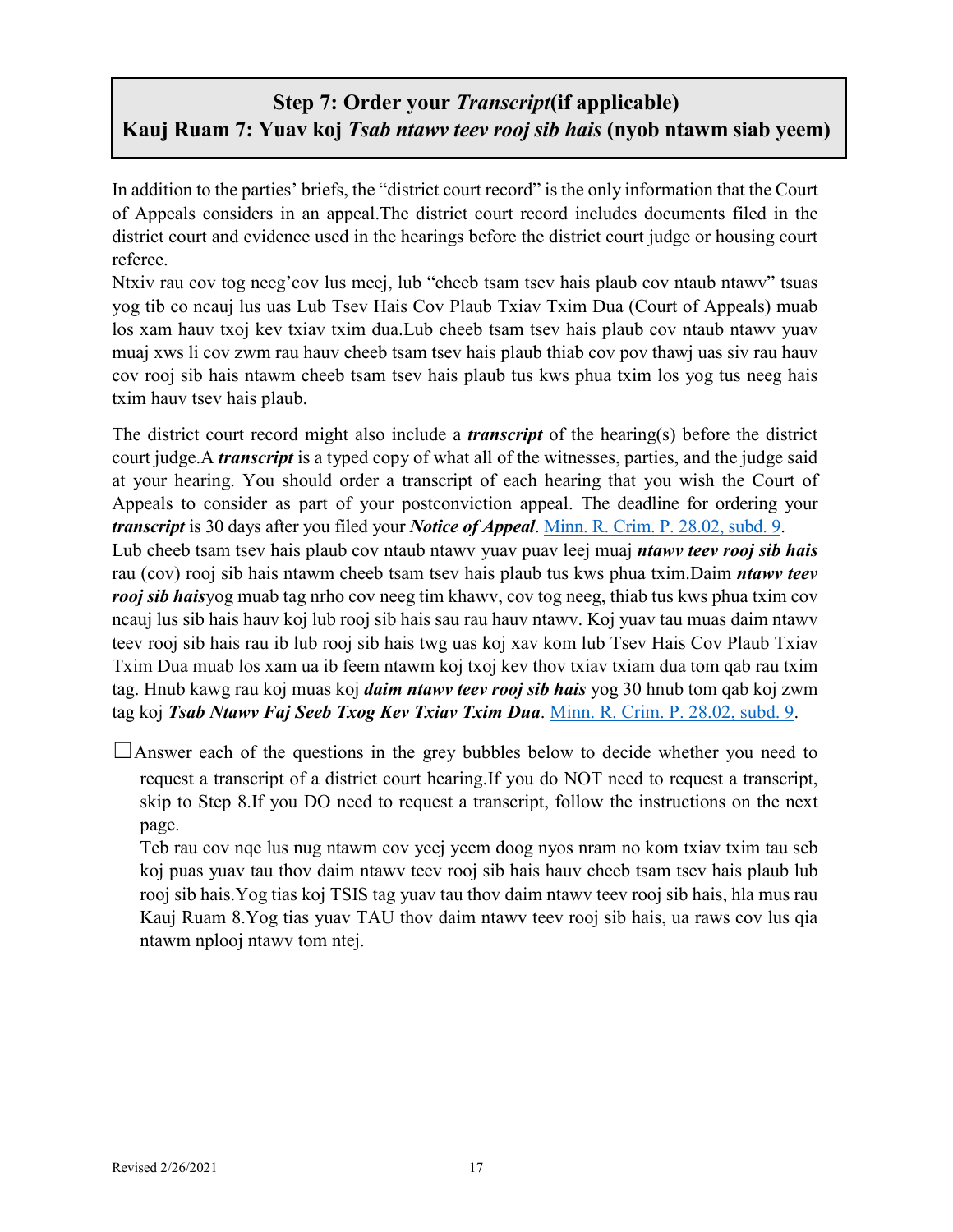## Step 7: Order your *Transcript*(if applicable)
## Kauj Ruam 7: Yuav koj *Tsab ntawv teev rooj sib hais* (nyob ntawm siab yeem)

In addition to the parties' briefs, the "district court record" is the only information that the Court of Appeals considers in an appeal.The district court record includes documents filed in the district court and evidence used in the hearings before the district court judge or housing court referee.

Ntxiv rau cov tog neeg'cov lus meej, lub "cheeb tsam tsev hais plaub cov ntaub ntawv" tsuas yog tib co ncauj lus uas Lub Tsev Hais Cov Plaub Txiav Txim Dua (Court of Appeals) muab los xam hauv txoj kev txiav txim dua.Lub cheeb tsam tsev hais plaub cov ntaub ntawv yuav muaj xws li cov zwm rau hauv cheeb tsam tsev hais plaub thiab cov pov thawj uas siv rau hauv cov rooj sib hais ntawm cheeb tsam tsev hais plaub tus kws phua txim los yog tus neeg hais txim hauv tsev hais plaub.

The district court record might also include a ***transcript*** of the hearing(s) before the district court judge.A ***transcript*** is a typed copy of what all of the witnesses, parties, and the judge said at your hearing. You should order a transcript of each hearing that you wish the Court of Appeals to consider as part of your postconviction appeal. The deadline for ordering your ***transcript*** is 30 days after you filed your ***Notice of Appeal***. [Minn. R. Crim. P. 28.02, subd. 9](#).

Lub cheeb tsam tsev hais plaub cov ntaub ntawv yuav puav leej muaj ***ntawv teev rooj sib hais*** rau (cov) rooj sib hais ntawm cheeb tsam tsev hais plaub tus kws phua txim.Daim ***ntawv teev rooj sib hais***yog muab tag nrho cov neeg tim khawv, cov tog neeg, thiab tus kws phua txim cov ncauj lus sib hais hauv koj lub rooj sib hais sau rau hauv ntawv. Koj yuav tau muas daim ntawv teev rooj sib hais rau ib lub rooj sib hais twg uas koj xav kom lub Tsev Hais Cov Plaub Txiav Txim Dua muab los xam ua ib feem ntawm koj txoj kev thov txiav txiam dua tom qab rau txim tag. Hnub kawg rau koj muas koj ***daim ntawv teev rooj sib hais*** yog 30 hnub tom qab koj zwm tag koj ***Tsab Ntawv Faj Seeb Txog Kev Txiav Txim Dua***. [Minn. R. Crim. P. 28.02, subd. 9](#).

☐Answer each of the questions in the grey bubbles below to decide whether you need to request a transcript of a district court hearing.If you do NOT need to request a transcript, skip to Step 8.If you DO need to request a transcript, follow the instructions on the next page.

Teb rau cov nqe lus nug ntawm cov yeej yeem doog nyos nram no kom txiav txim tau seb koj puas yuav tau thov daim ntawv teev rooj sib hais hauv cheeb tsam tsev hais plaub lub rooj sib hais.Yog tias koj TSIS tag yuav tau thov daim ntawv teev rooj sib hais, hla mus rau Kauj Ruam 8.Yog tias yuav TAU thov daim ntawv teev rooj sib hais, ua raws cov lus qia ntawm nplooj ntawv tom ntej.

Revised 2/26/2021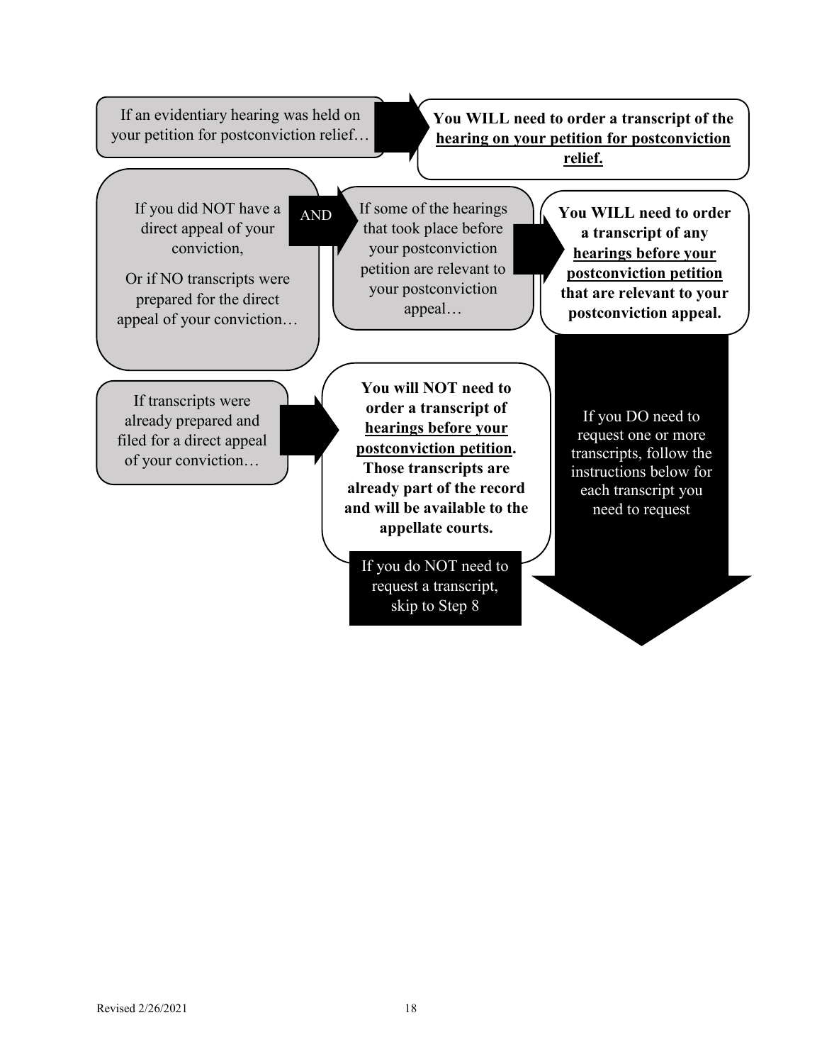If an evidentiary hearing was held on your petition for postconviction relief…

**You WILL need to order a transcript of the <u>hearing on your petition for postconviction relief.</u>**

If you did NOT have a direct appeal of your conviction,

Or if NO transcripts were prepared for the direct appeal of your conviction…

AND

If some of the hearings that took place before your postconviction petition are relevant to your postconviction appeal…

**You WILL need to order a transcript of any <u>hearings before your postconviction petition</u> that are relevant to your postconviction appeal.**

If transcripts were already prepared and filed for a direct appeal of your conviction…

**You will NOT need to order a transcript of <u>hearings before your postconviction petition</u>. Those transcripts are already part of the record and will be available to the appellate courts.**

If you do NOT need to request a transcript, skip to Step 8

If you DO need to request one or more transcripts, follow the instructions below for each transcript you need to request

Revised 2/26/2021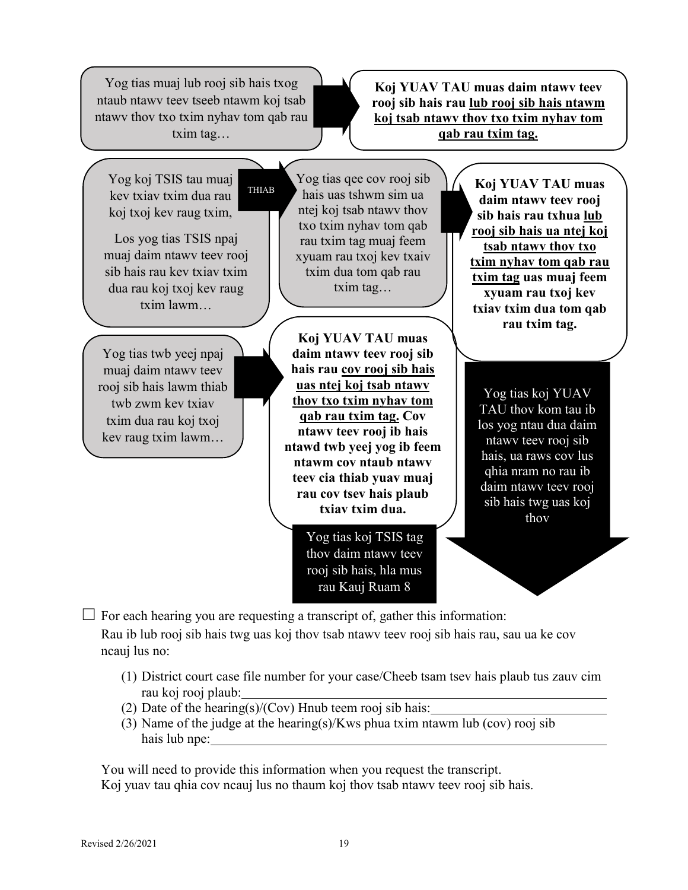Yog tias muaj lub rooj sib hais txog ntaub ntawv teev tseeb ntawm koj tsab ntawv thov txo txim nyhav tom qab rau txim tag…

**Koj YUAV TAU muas daim ntawv teev rooj sib hais rau <u>lub rooj sib hais ntawm koj tsab ntawv thov txo txim nyhav tom qab rau txim tag.</u>**

Yog koj TSIS tau muaj kev txiav txim dua rau koj txoj kev raug txim,

Los yog tias TSIS npaj muaj daim ntawv teev rooj sib hais rau kev txiav txim dua rau koj txoj kev raug txim lawm…

THIAB

Yog tias qee cov rooj sib hais uas tshwm sim ua ntej koj tsab ntawv thov txo txim nyhav tom qab rau txim tag muaj feem xyuam rau txoj kev txaiv txim dua tom qab rau txim tag…

**Koj YUAV TAU muas daim ntawv teev rooj sib hais rau txhua <u>lub rooj sib hais ua ntej koj tsab ntawv thov txo txim nyhav tom qab rau txim tag</u> uas muaj feem xyuam rau txoj kev txiav txim dua tom qab rau txim tag.**

Yog tias twb yeej npaj muaj daim ntawv teev rooj sib hais lawm thiab twb zwm kev txiav txim dua rau koj txoj kev raug txim lawm…

**Koj YUAV TAU muas daim ntawv teev rooj sib hais rau <u>cov rooj sib hais uas ntej koj tsab ntawv thov txo txim nyhav tom qab rau txim tag.</u> Cov ntawv teev rooj ib hais ntawd twb yeej yog ib feem ntawm cov ntaub ntawv teev cia thiab yuav muaj rau cov tsev hais plaub txiav txim dua.**

Yog tias koj YUAV TAU thov kom tau ib los yog ntau dua daim ntawv teev rooj sib hais, ua raws cov lus qhia nram no rau ib daim ntawv teev rooj sib hais twg uas koj thov

Yog tias koj TSIS tag thov daim ntawv teev rooj sib hais, hla mus rau Kauj Ruam 8

☐ For each hearing you are requesting a transcript of, gather this information:
Rau ib lub rooj sib hais twg uas koj thov tsab ntawv teev rooj sib hais rau, sau ua ke cov ncauj lus no:

(1) District court case file number for your case/Cheeb tsam tsev hais plaub tus zauv cim rau koj rooj plaub:\_\_\_\_\_\_\_\_\_\_\_\_\_\_\_\_\_\_\_\_\_\_\_\_\_\_\_\_\_\_\_\_\_\_\_\_
(2) Date of the hearing(s)/(Cov) Hnub teem rooj sib hais:\_\_\_\_\_\_\_\_\_\_\_\_\_\_\_\_\_\_\_\_\_\_\_\_
(3) Name of the judge at the hearing(s)/Kws phua txim ntawm lub (cov) rooj sib hais lub npe:\_\_\_\_\_\_\_\_\_\_\_\_\_\_\_\_\_\_\_\_\_\_\_\_\_\_\_\_\_\_\_\_\_\_\_\_\_\_\_\_\_\_\_\_\_\_

You will need to provide this information when you request the transcript.
Koj yuav tau qhia cov ncauj lus no thaum koj thov tsab ntawv teev rooj sib hais.

Revised 2/26/2021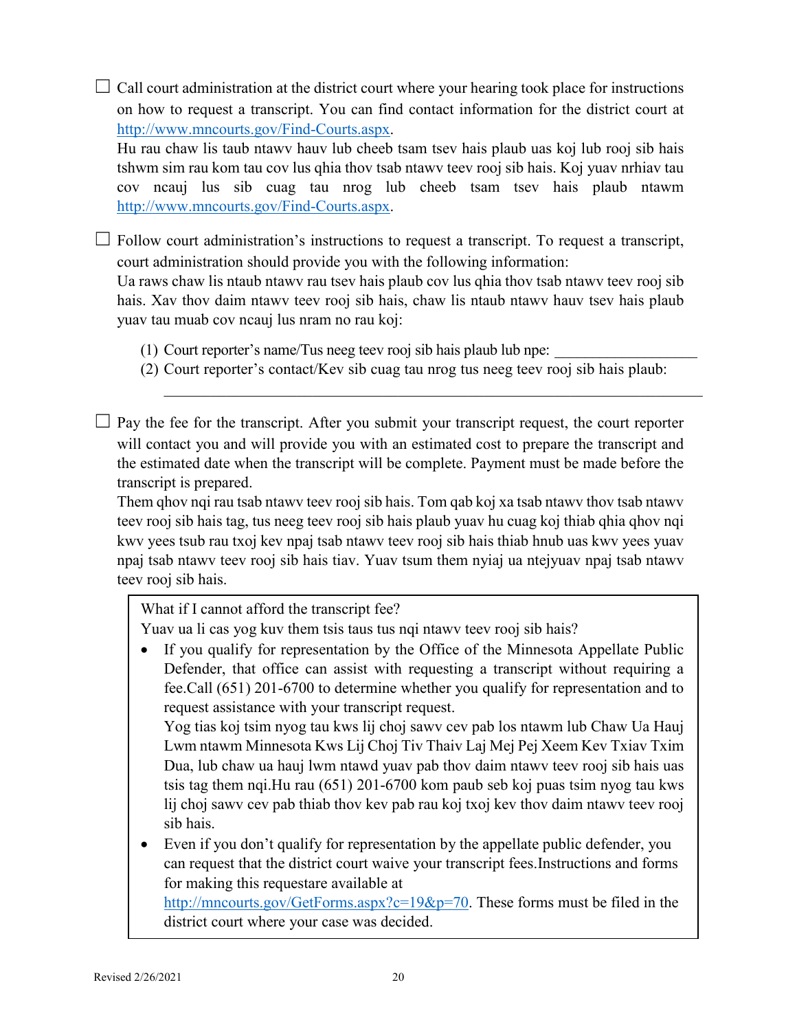☐ Call court administration at the district court where your hearing took place for instructions on how to request a transcript. You can find contact information for the district court at http://www.mncourts.gov/Find-Courts.aspx.
Hu rau chaw lis taub ntawv hauv lub cheeb tsam tsev hais plaub uas koj lub rooj sib hais tshwm sim rau kom tau cov lus qhia thov tsab ntawv teev rooj sib hais. Koj yuav nrhiav tau cov ncauj lus sib cuag tau nrog lub cheeb tsam tsev hais plaub ntawm http://www.mncourts.gov/Find-Courts.aspx.

☐ Follow court administration's instructions to request a transcript. To request a transcript, court administration should provide you with the following information:
Ua raws chaw lis ntaub ntawv rau tsev hais plaub cov lus qhia thov tsab ntawv teev rooj sib hais. Xav thov daim ntawv teev rooj sib hais, chaw lis ntaub ntawv hauv tsev hais plaub yuav tau muab cov ncauj lus nram no rau koj:

(1) Court reporter's name/Tus neeg teev rooj sib hais plaub lub npe: ___________________
(2) Court reporter's contact/Kev sib cuag tau nrog tus neeg teev rooj sib hais plaub:
_________________________________________________________________________

☐ Pay the fee for the transcript. After you submit your transcript request, the court reporter will contact you and will provide you with an estimated cost to prepare the transcript and the estimated date when the transcript will be complete. Payment must be made before the transcript is prepared.
Them qhov nqi rau tsab ntawv teev rooj sib hais. Tom qab koj xa tsab ntawv thov tsab ntawv teev rooj sib hais tag, tus neeg teev rooj sib hais plaub yuav hu cuag koj thiab qhia qhov nqi kwv yees tsub rau txoj kev npaj tsab ntawv teev rooj sib hais thiab hnub uas kwv yees yuav npaj tsab ntawv teev rooj sib hais tiav. Yuav tsum them nyiaj ua ntejyuav npaj tsab ntawv teev rooj sib hais.

> What if I cannot afford the transcript fee?
> Yuav ua li cas yog kuv them tsis taus tus nqi ntawv teev rooj sib hais?
>
> - If you qualify for representation by the Office of the Minnesota Appellate Public Defender, that office can assist with requesting a transcript without requiring a fee.Call (651) 201-6700 to determine whether you qualify for representation and to request assistance with your transcript request.
>   Yog tias koj tsim nyog tau kws lij choj sawv cev pab los ntawm lub Chaw Ua Hauj Lwm ntawm Minnesota Kws Lij Choj Tiv Thaiv Laj Mej Pej Xeem Kev Txiav Txim Dua, lub chaw ua hauj lwm ntawd yuav pab thov daim ntawv teev rooj sib hais uas tsis tag them nqi.Hu rau (651) 201-6700 kom paub seb koj puas tsim nyog tau kws lij choj sawv cev pab thiab thov kev pab rau koj txoj kev thov daim ntawv teev rooj sib hais.
> - Even if you don't qualify for representation by the appellate public defender, you can request that the district court waive your transcript fees.Instructions and forms for making this requestare available at http://mncourts.gov/GetForms.aspx?c=19&p=70. These forms must be filed in the district court where your case was decided.

Revised 2/26/2021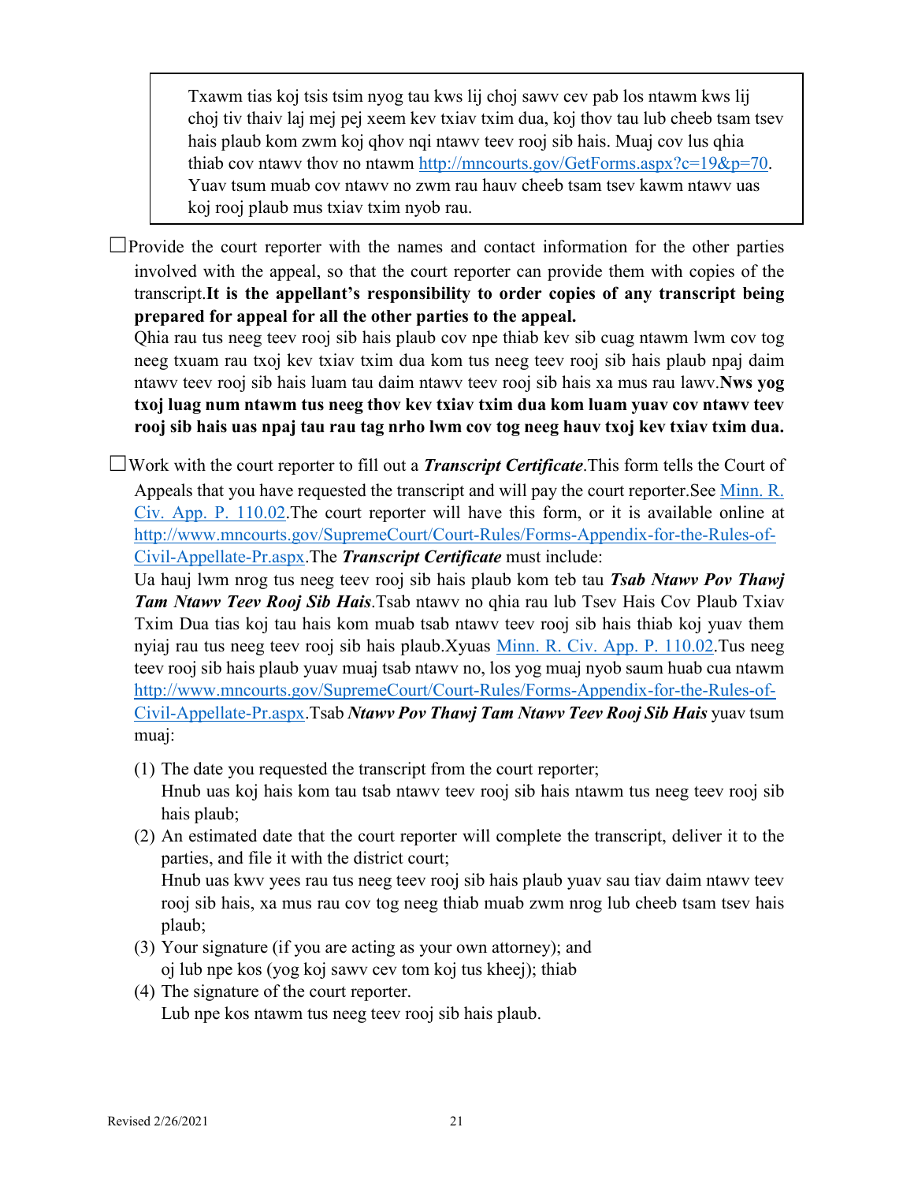> Txawm tias koj tsis tsim nyog tau kws lij choj sawv cev pab los ntawm kws lij choj tiv thaiv laj mej pej xeem kev txiav txim dua, koj thov tau lub cheeb tsam tsev hais plaub kom zwm koj qhov nqi ntawv teev rooj sib hais. Muaj cov lus qhia thiab cov ntawv thov no ntawm http://mncourts.gov/GetForms.aspx?c=19&p=70. Yuav tsum muab cov ntawv no zwm rau hauv cheeb tsam tsev kawm ntawv uas koj rooj plaub mus txiav txim nyob rau.

☐Provide the court reporter with the names and contact information for the other parties involved with the appeal, so that the court reporter can provide them with copies of the transcript.**It is the appellant's responsibility to order copies of any transcript being prepared for appeal for all the other parties to the appeal.**
Qhia rau tus neeg teev rooj sib hais plaub cov npe thiab kev sib cuag ntawm lwm cov tog neeg txuam rau txoj kev txiav txim dua kom tus neeg teev rooj sib hais plaub npaj daim ntawv teev rooj sib hais luam tau daim ntawv teev rooj sib hais xa mus rau lawv.**Nws yog txoj luag num ntawm tus neeg thov kev txiav txim dua kom luam yuav cov ntawv teev rooj sib hais uas npaj tau rau tag nrho lwm cov tog neeg hauv txoj kev txiav txim dua.**

☐Work with the court reporter to fill out a ***Transcript Certificate***.This form tells the Court of Appeals that you have requested the transcript and will pay the court reporter.See Minn. R. Civ. App. P. 110.02.The court reporter will have this form, or it is available online at http://www.mncourts.gov/SupremeCourt/Court-Rules/Forms-Appendix-for-the-Rules-of-Civil-Appellate-Pr.aspx.The ***Transcript Certificate*** must include:
Ua hauj lwm nrog tus neeg teev rooj sib hais plaub kom teb tau ***Tsab Ntawv Pov Thawj Tam Ntawv Teev Rooj Sib Hais***.Tsab ntawv no qhia rau lub Tsev Hais Cov Plaub Txiav Txim Dua tias koj tau hais kom muab tsab ntawv teev rooj sib hais thiab koj yuav them nyiaj rau tus neeg teev rooj sib hais plaub.Xyuas Minn. R. Civ. App. P. 110.02.Tus neeg teev rooj sib hais plaub yuav muaj tsab ntawv no, los yog muaj nyob saum huab cua ntawm http://www.mncourts.gov/SupremeCourt/Court-Rules/Forms-Appendix-for-the-Rules-of-Civil-Appellate-Pr.aspx.Tsab ***Ntawv Pov Thawj Tam Ntawv Teev Rooj Sib Hais*** yuav tsum muaj:

1. The date you requested the transcript from the court reporter;
   Hnub uas koj hais kom tau tsab ntawv teev rooj sib hais ntawm tus neeg teev rooj sib hais plaub;
2. An estimated date that the court reporter will complete the transcript, deliver it to the parties, and file it with the district court;
   Hnub uas kwv yees rau tus neeg teev rooj sib hais plaub yuav sau tiav daim ntawv teev rooj sib hais, xa mus rau cov tog neeg thiab muab zwm nrog lub cheeb tsam tsev hais plaub;
3. Your signature (if you are acting as your own attorney); and
   oj lub npe kos (yog koj sawv cev tom koj tus kheej); thiab
4. The signature of the court reporter.
   Lub npe kos ntawm tus neeg teev rooj sib hais plaub.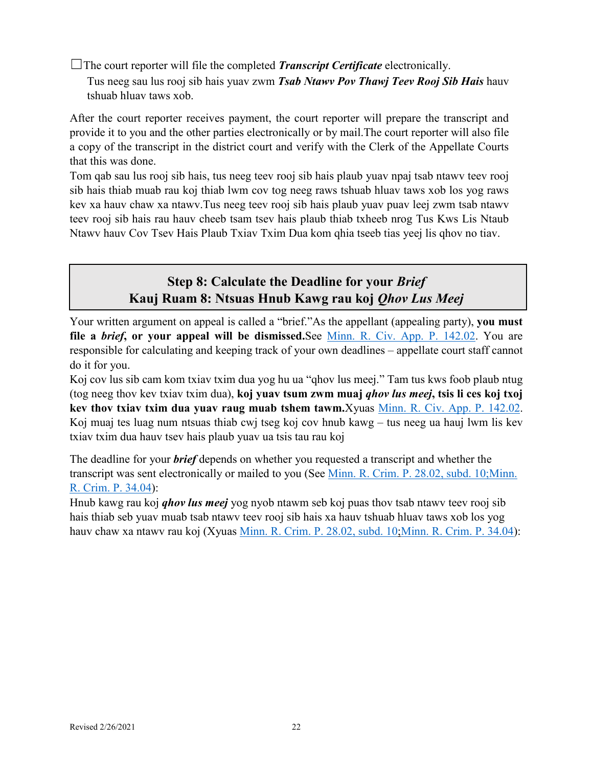☐The court reporter will file the completed ***Transcript Certificate*** electronically.

Tus neeg sau lus rooj sib hais yuav zwm ***Tsab Ntawv Pov Thawj Teev Rooj Sib Hais*** hauv tshuab hluav taws xob.

After the court reporter receives payment, the court reporter will prepare the transcript and provide it to you and the other parties electronically or by mail.The court reporter will also file a copy of the transcript in the district court and verify with the Clerk of the Appellate Courts that this was done.

Tom qab sau lus rooj sib hais, tus neeg teev rooj sib hais plaub yuav npaj tsab ntawv teev rooj sib hais thiab muab rau koj thiab lwm cov tog neeg raws tshuab hluav taws xob los yog raws kev xa hauv chaw xa ntawv.Tus neeg teev rooj sib hais plaub yuav puav leej zwm tsab ntawv teev rooj sib hais rau hauv cheeb tsam tsev hais plaub thiab txheeb nrog Tus Kws Lis Ntaub Ntawv hauv Cov Tsev Hais Plaub Txiav Txim Dua kom qhia tseeb tias yeej lis qhov no tiav.

## Step 8: Calculate the Deadline for your *Brief*
## Kauj Ruam 8: Ntsuas Hnub Kawg rau koj *Qhov Lus Meej*

Your written argument on appeal is called a "brief."As the appellant (appealing party), **you must file a *brief*, or your appeal will be dismissed.**See [Minn. R. Civ. App. P. 142.02](). You are responsible for calculating and keeping track of your own deadlines – appellate court staff cannot do it for you.

Koj cov lus sib cam kom txiav txim dua yog hu ua "qhov lus meej." Tam tus kws foob plaub ntug (tog neeg thov kev txiav txim dua), **koj yuav tsum zwm muaj *qhov lus meej*, tsis li ces koj txoj kev thov txiav txim dua yuav raug muab tshem tawm.**Xyuas [Minn. R. Civ. App. P. 142.02](). Koj muaj tes luag num ntsuas thiab cwj tseg koj cov hnub kawg – tus neeg ua hauj lwm lis kev txiav txim dua hauv tsev hais plaub yuav ua tsis tau rau koj

The deadline for your ***brief*** depends on whether you requested a transcript and whether the transcript was sent electronically or mailed to you (See [Minn. R. Crim. P. 28.02, subd. 10;Minn. R. Crim. P. 34.04]()):

Hnub kawg rau koj ***qhov lus meej*** yog nyob ntawm seb koj puas thov tsab ntawv teev rooj sib hais thiab seb yuav muab tsab ntawv teev rooj sib hais xa hauv tshuab hluav taws xob los yog hauv chaw xa ntawv rau koj (Xyuas [Minn. R. Crim. P. 28.02, subd. 10]();[Minn. R. Crim. P. 34.04]()):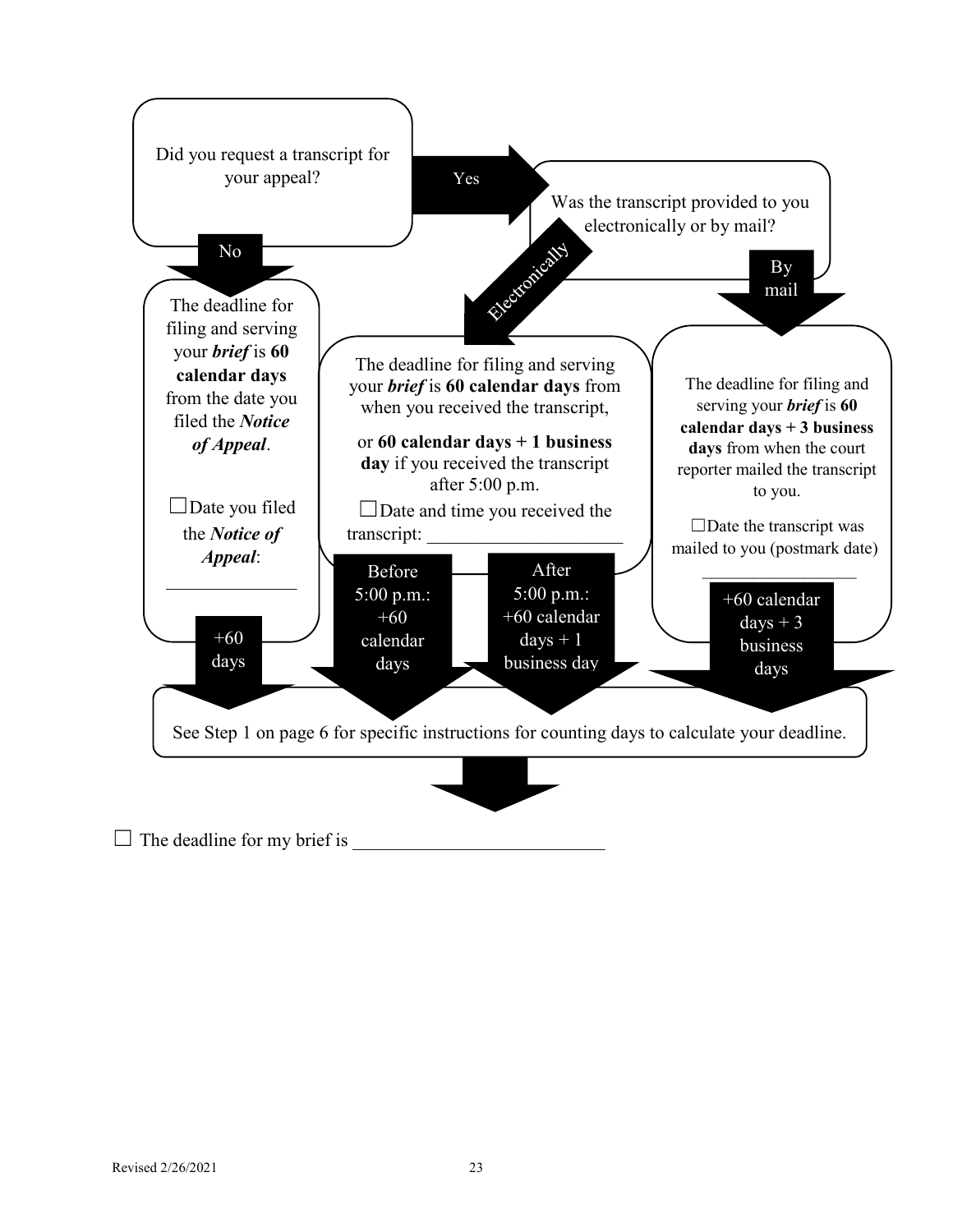Did you request a transcript for your appeal?

Yes

Was the transcript provided to you electronically or by mail?

No

The deadline for filing and serving your ***brief*** is **60 calendar days** from the date you filed the ***Notice of Appeal***.

☐Date you filed the ***Notice of Appeal***:

______________

+60 days

Electronically

The deadline for filing and serving your ***brief*** is **60 calendar days** from when you received the transcript,

or **60 calendar days + 1 business day** if you received the transcript after 5:00 p.m.

☐Date and time you received the transcript: ______________________

Before 5:00 p.m.: +60 calendar days

After 5:00 p.m.: +60 calendar days + 1 business day

By mail

The deadline for filing and serving your ***brief*** is **60 calendar days + 3 business days** from when the court reporter mailed the transcript to you.

☐Date the transcript was mailed to you (postmark date)

__________________

+60 calendar days + 3 business days

See Step 1 on page 6 for specific instructions for counting days to calculate your deadline.

☐ The deadline for my brief is ___________________________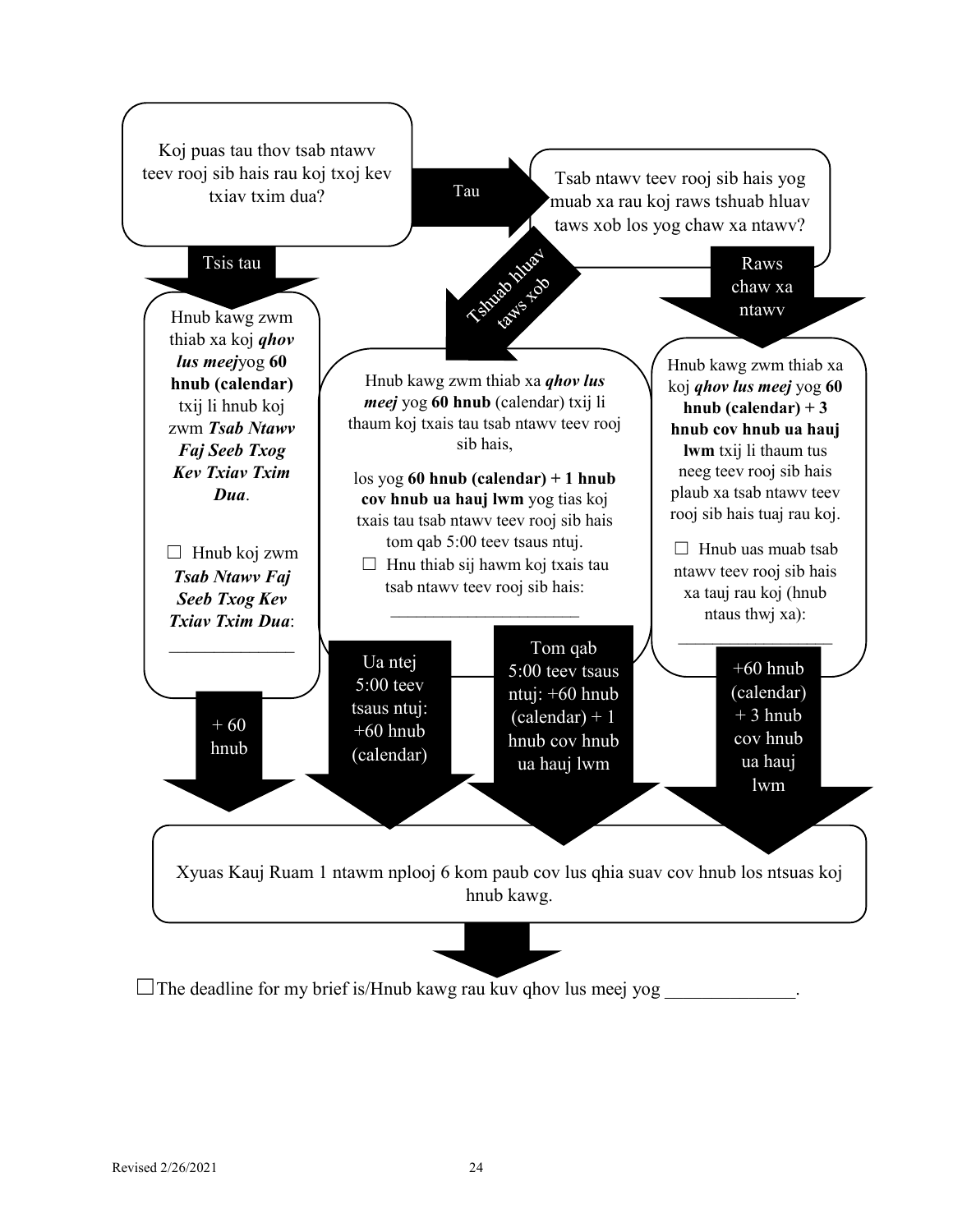Koj puas tau thov tsab ntawv teev rooj sib hais rau koj txoj kev txiav txim dua?

Tau

Tsab ntawv teev rooj sib hais yog muab xa rau koj raws tshuab hluav taws xob los yog chaw xa ntawv?

Tsis tau

Hnub kawg zwm thiab xa koj ***qhov lus meej***yog **60 hnub (calendar)** txij li hnub koj zwm ***Tsab Ntawv Faj Seeb Txog Kev Txiav Txim Dua***.

☐ Hnub koj zwm ***Tsab Ntawv Faj Seeb Txog Kev Txiav Txim Dua***: _______________

+ 60 hnub

Tshuab hluav taws xob

Hnub kawg zwm thiab xa ***qhov lus meej*** yog **60 hnub** (calendar) txij li thaum koj txais tau tsab ntawv teev rooj sib hais,

los yog **60 hnub (calendar) + 1 hnub cov hnub ua hauj lwm** yog tias koj txais tau tsab ntawv teev rooj sib hais tom qab 5:00 teev tsaus ntuj.

☐ Hnu thiab sij hawm koj txais tau tsab ntawv teev rooj sib hais: ______________________

Ua ntej 5:00 teev tsaus ntuj: +60 hnub (calendar)

Tom qab 5:00 teev tsaus ntuj: +60 hnub (calendar) + 1 hnub cov hnub ua hauj lwm

Raws chaw xa ntawv

Hnub kawg zwm thiab xa koj ***qhov lus meej*** yog **60 hnub (calendar) + 3 hnub cov hnub ua hauj lwm** txij li thaum tus neeg teev rooj sib hais plaub xa tsab ntawv teev rooj sib hais tuaj rau koj.

☐ Hnub uas muab tsab ntawv teev rooj sib hais xa tauj rau koj (hnub ntaus thwj xa): ___________________

+60 hnub (calendar) + 3 hnub cov hnub ua hauj lwm

Xyuas Kauj Ruam 1 ntawm nplooj 6 kom paub cov lus qhia suav cov hnub los ntsuas koj hnub kawg.

☐The deadline for my brief is/Hnub kawg rau kuv qhov lus meej yog ______________.

Revised 2/26/2021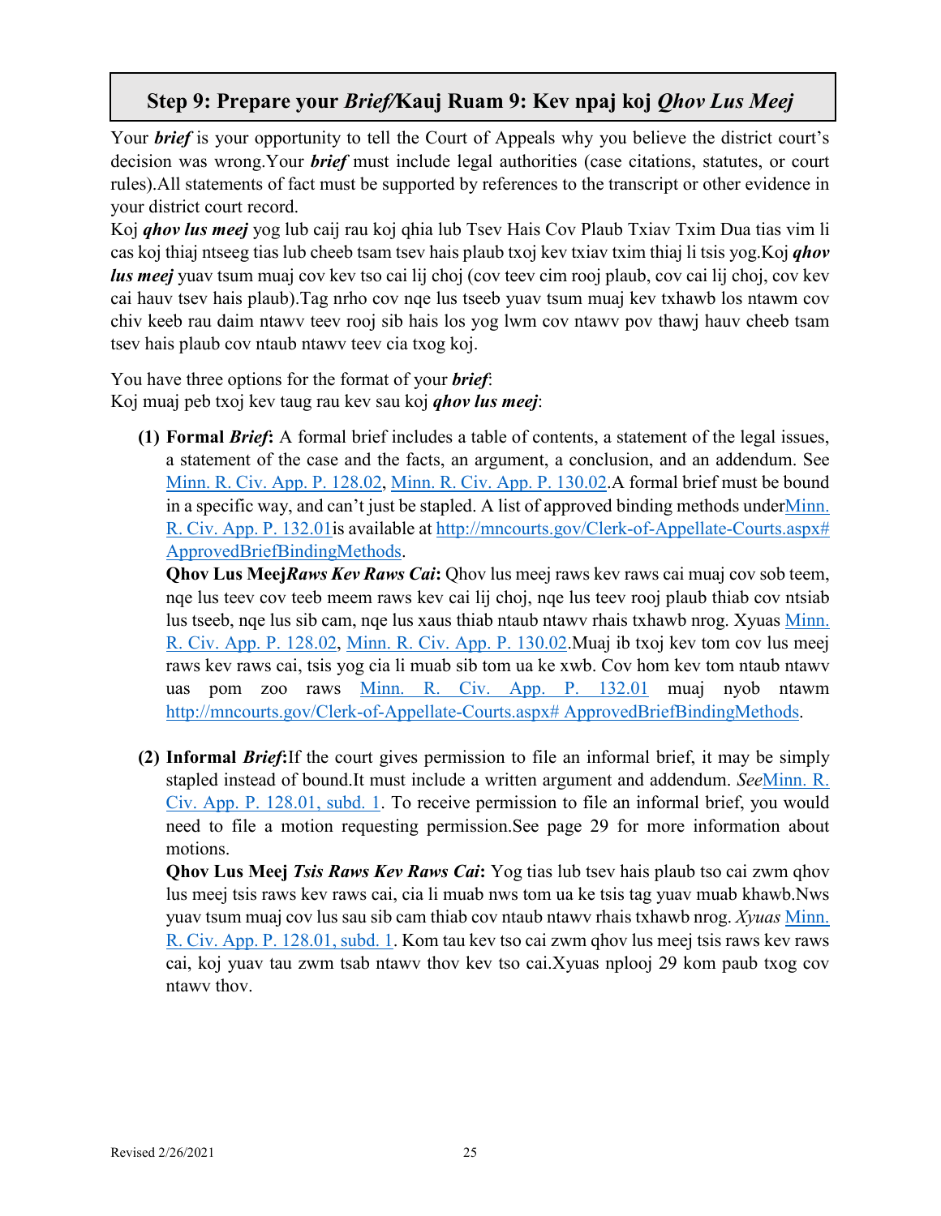## Step 9: Prepare your *Brief*/Kauj Ruam 9: Kev npaj koj *Qhov Lus Meej*

Your ***brief*** is your opportunity to tell the Court of Appeals why you believe the district court's decision was wrong.Your ***brief*** must include legal authorities (case citations, statutes, or court rules).All statements of fact must be supported by references to the transcript or other evidence in your district court record.

Koj ***qhov lus meej*** yog lub caij rau koj qhia lub Tsev Hais Cov Plaub Txiav Txim Dua tias vim li cas koj thiaj ntseeg tias lub cheeb tsam tsev hais plaub txoj kev txiav txim thiaj li tsis yog.Koj ***qhov lus meej*** yuav tsum muaj cov kev tso cai lij choj (cov teev cim rooj plaub, cov cai lij choj, cov kev cai hauv tsev hais plaub).Tag nrho cov nqe lus tseeb yuav tsum muaj kev txhawb los ntawm cov chiv keeb rau daim ntawv teev rooj sib hais los yog lwm cov ntawv pov thawj hauv cheeb tsam tsev hais plaub cov ntaub ntawv teev cia txog koj.

You have three options for the format of your ***brief***:
Koj muaj peb txoj kev taug rau kev sau koj ***qhov lus meej***:

**(1) Formal *Brief*:** A formal brief includes a table of contents, a statement of the legal issues, a statement of the case and the facts, an argument, a conclusion, and an addendum. See Minn. R. Civ. App. P. 128.02, Minn. R. Civ. App. P. 130.02.A formal brief must be bound in a specific way, and can't just be stapled. A list of approved binding methods underMinn. R. Civ. App. P. 132.01is available at http://mncourts.gov/Clerk-of-Appellate-Courts.aspx#ApprovedBriefBindingMethods.

**Qhov Lus Meej*Raws Kev Raws Cai*:** Qhov lus meej raws kev raws cai muaj cov sob teem, nqe lus teev cov teeb meem raws kev cai lij choj, nqe lus teev rooj plaub thiab cov ntsiab lus tseeb, nqe lus sib cam, nqe lus xaus thiab ntaub ntawv rhais txhawb nrog. Xyuas Minn. R. Civ. App. P. 128.02, Minn. R. Civ. App. P. 130.02.Muaj ib txoj kev tom cov lus meej raws kev raws cai, tsis yog cia li muab sib tom ua ke xwb. Cov hom kev tom ntaub ntawv uas pom zoo raws Minn. R. Civ. App. P. 132.01 muaj nyob ntawm http://mncourts.gov/Clerk-of-Appellate-Courts.aspx# ApprovedBriefBindingMethods.

**(2) Informal *Brief*:**If the court gives permission to file an informal brief, it may be simply stapled instead of bound.It must include a written argument and addendum. *See*Minn. R. Civ. App. P. 128.01, subd. 1. To receive permission to file an informal brief, you would need to file a motion requesting permission.See page 29 for more information about motions.

**Qhov Lus Meej *Tsis Raws Kev Raws Cai*:** Yog tias lub tsev hais plaub tso cai zwm qhov lus meej tsis raws kev raws cai, cia li muab nws tom ua ke tsis tag yuav muab khawb.Nws yuav tsum muaj cov lus sau sib cam thiab cov ntaub ntawv rhais txhawb nrog. *Xyuas* Minn. R. Civ. App. P. 128.01, subd. 1. Kom tau kev tso cai zwm qhov lus meej tsis raws kev raws cai, koj yuav tau zwm tsab ntawv thov kev tso cai.Xyuas nplooj 29 kom paub txog cov ntawv thov.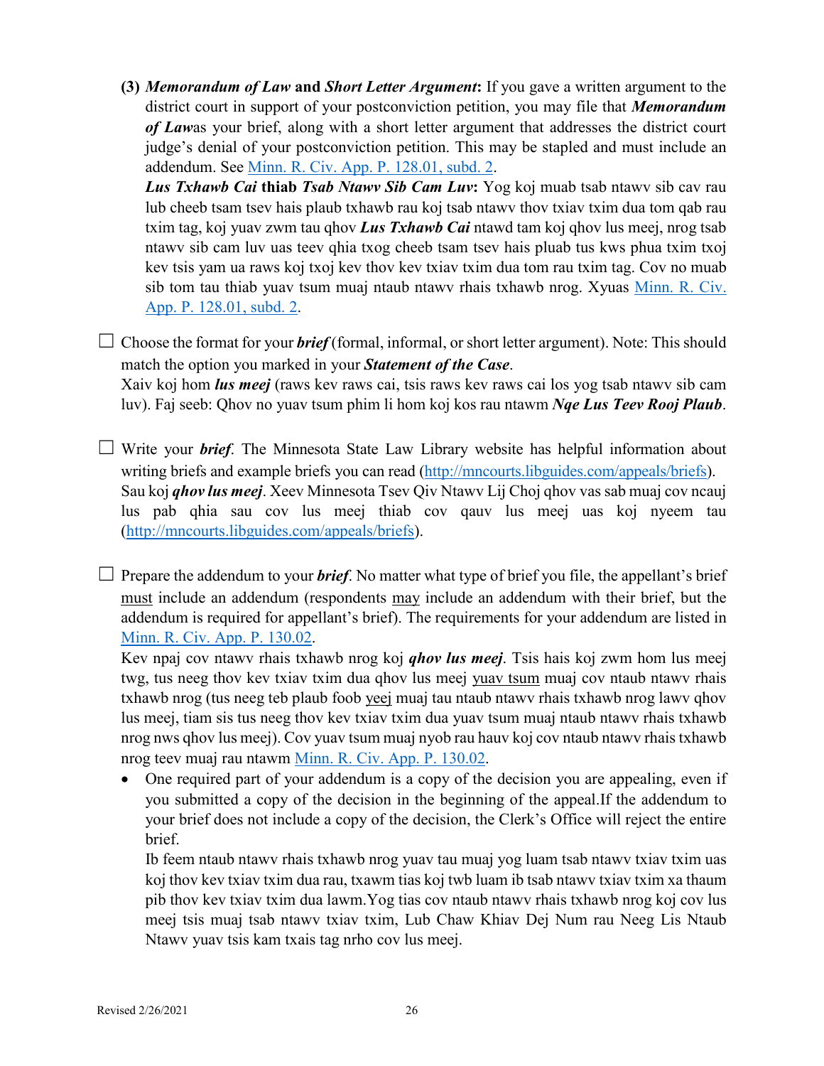**(3)** ***Memorandum of Law*** **and** ***Short Letter Argument*****:** If you gave a written argument to the district court in support of your postconviction petition, you may file that ***Memorandum of Law*** as your brief, along with a short letter argument that addresses the district court judge's denial of your postconviction petition. This may be stapled and must include an addendum. See [Minn. R. Civ. App. P. 128.01, subd. 2](https://www.revisor.mn.gov/court_rules/ap/subtype/rcap/id/128/).

***Lus Txhawb Cai*** **thiab** ***Tsab Ntawv Sib Cam Luv*****:** Yog koj muab tsab ntawv sib cav rau lub cheeb tsam tsev hais plaub txhawb rau koj tsab ntawv thov txiav txim dua tom qab rau txim tag, koj yuav zwm tau qhov ***Lus Txhawb Cai*** ntawd tam koj qhov lus meej, nrog tsab ntawv sib cam luv uas teev qhia txog cheeb tsam tsev hais pluab tus kws phua txim txoj kev tsis yam ua raws koj txoj kev thov kev txiav txim dua tom rau txim tag. Cov no muab sib tom tau thiab yuav tsum muaj ntaub ntawv rhais txhawb nrog. Xyuas [Minn. R. Civ. App. P. 128.01, subd. 2](https://www.revisor.mn.gov/court_rules/ap/subtype/rcap/id/128/).

☐ Choose the format for your ***brief*** (formal, informal, or short letter argument). Note: This should match the option you marked in your ***Statement of the Case***.
Xaiv koj hom ***lus meej*** (raws kev raws cai, tsis raws kev raws cai los yog tsab ntawv sib cam luv). Faj seeb: Qhov no yuav tsum phim li hom koj kos rau ntawm ***Nqe Lus Teev Rooj Plaub***.

☐ Write your ***brief***. The Minnesota State Law Library website has helpful information about writing briefs and example briefs you can read (http://mncourts.libguides.com/appeals/briefs).
Sau koj ***qhov lus meej***. Xeev Minnesota Tsev Qiv Ntawv Lij Choj qhov vas sab muaj cov ncauj lus pab qhia sau cov lus meej thiab cov qauv lus meej uas koj nyeem tau (http://mncourts.libguides.com/appeals/briefs).

☐ Prepare the addendum to your ***brief***. No matter what type of brief you file, the appellant's brief must include an addendum (respondents may include an addendum with their brief, but the addendum is required for appellant's brief). The requirements for your addendum are listed in [Minn. R. Civ. App. P. 130.02](https://www.revisor.mn.gov/court_rules/ap/subtype/rcap/id/130/).
Kev npaj cov ntawv rhais txhawb nrog koj ***qhov lus meej***. Tsis hais koj zwm hom lus meej twg, tus neeg thov kev txiav txim dua qhov lus meej yuav tsum muaj cov ntaub ntawv rhais txhawb nrog (tus neeg teb plaub foob yeej muaj tau ntaub ntawv rhais txhawb nrog lawv qhov lus meej, tiam sis tus neeg thov kev txiav txim dua yuav tsum muaj ntaub ntawv rhais txhawb nrog nws qhov lus meej). Cov yuav tsum muaj nyob rau hauv koj cov ntaub ntawv rhais txhawb nrog teev muaj rau ntawm [Minn. R. Civ. App. P. 130.02](https://www.revisor.mn.gov/court_rules/ap/subtype/rcap/id/130/).

- One required part of your addendum is a copy of the decision you are appealing, even if you submitted a copy of the decision in the beginning of the appeal.If the addendum to your brief does not include a copy of the decision, the Clerk's Office will reject the entire brief.
  Ib feem ntaub ntawv rhais txhawb nrog yuav tau muaj yog luam tsab ntawv txiav txim uas koj thov kev txiav txim dua rau, txawm tias koj twb luam ib tsab ntawv txiav txim xa thaum pib thov kev txiav txim dua lawm.Yog tias cov ntaub ntawv rhais txhawb nrog koj cov lus meej tsis muaj tsab ntawv txiav txim, Lub Chaw Khiav Dej Num rau Neeg Lis Ntaub Ntawv yuav tsis kam txais tag nrho cov lus meej.

Revised 2/26/2021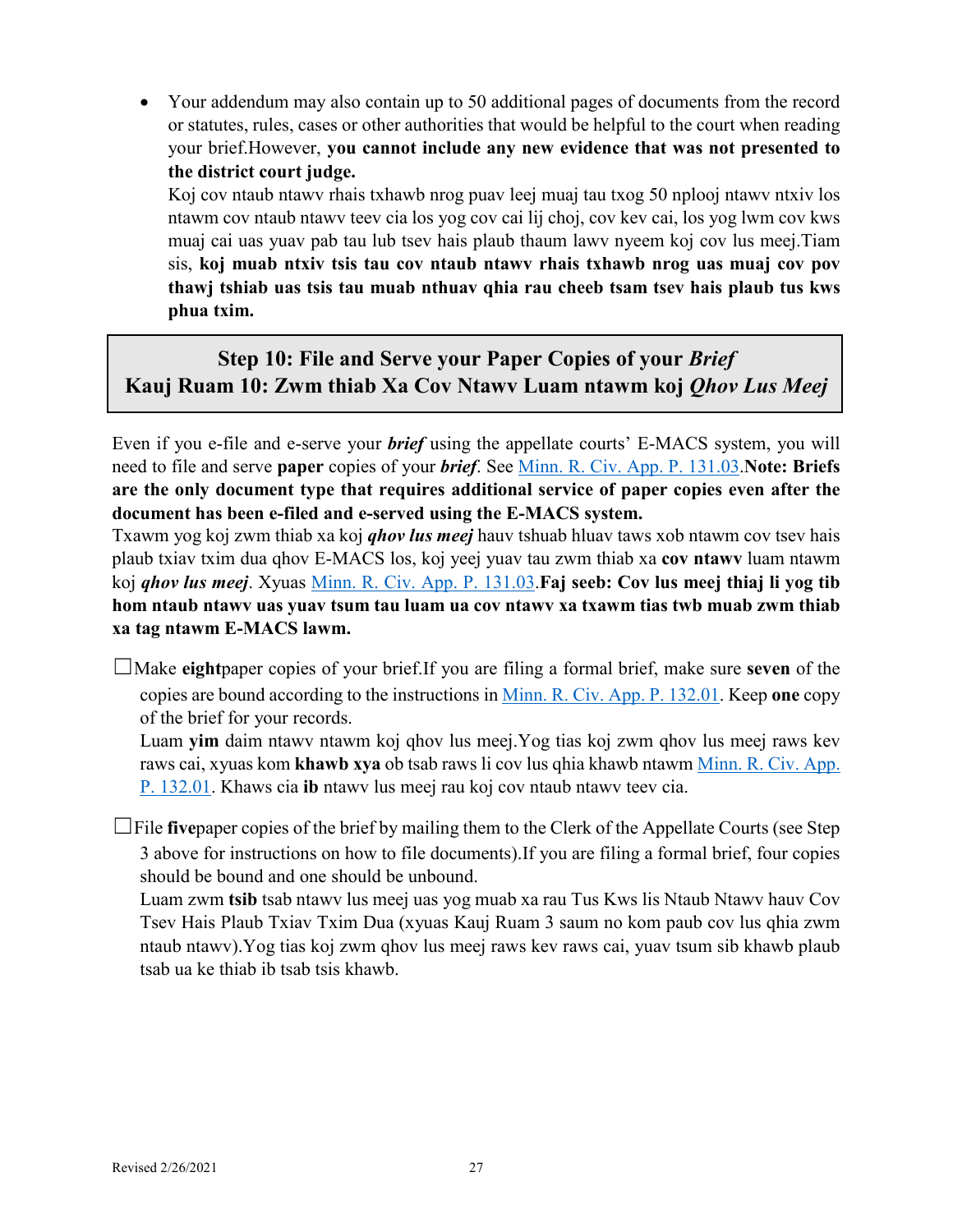- Your addendum may also contain up to 50 additional pages of documents from the record or statutes, rules, cases or other authorities that would be helpful to the court when reading your brief.However, **you cannot include any new evidence that was not presented to the district court judge.**
  Koj cov ntaub ntawv rhais txhawb nrog puav leej muaj tau txog 50 nplooj ntawv ntxiv los ntawm cov ntaub ntawv teev cia los yog cov cai lij choj, cov kev cai, los yog lwm cov kws muaj cai uas yuav pab tau lub tsev hais plaub thaum lawv nyeem koj cov lus meej.Tiam sis, **koj muab ntxiv tsis tau cov ntaub ntawv rhais txhawb nrog uas muaj cov pov thawj tshiab uas tsis tau muab nthuav qhia rau cheeb tsam tsev hais plaub tus kws phua txim.**

## Step 10: File and Serve your Paper Copies of your *Brief*
## Kauj Ruam 10: Zwm thiab Xa Cov Ntawv Luam ntawm koj *Qhov Lus Meej*

Even if you e-file and e-serve your ***brief*** using the appellate courts' E-MACS system, you will need to file and serve **paper** copies of your ***brief***. See Minn. R. Civ. App. P. 131.03.**Note: Briefs are the only document type that requires additional service of paper copies even after the document has been e-filed and e-served using the E-MACS system.**
Txawm yog koj zwm thiab xa koj ***qhov lus meej*** hauv tshuab hluav taws xob ntawm cov tsev hais plaub txiav txim dua qhov E-MACS los, koj yeej yuav tau zwm thiab xa **cov ntawv** luam ntawm koj ***qhov lus meej***. Xyuas Minn. R. Civ. App. P. 131.03.**Faj seeb: Cov lus meej thiaj li yog tib hom ntaub ntawv uas yuav tsum tau luam ua cov ntawv xa txawm tias twb muab zwm thiab xa tag ntawm E-MACS lawm.**

☐Make **eight**paper copies of your brief.If you are filing a formal brief, make sure **seven** of the copies are bound according to the instructions in Minn. R. Civ. App. P. 132.01. Keep **one** copy of the brief for your records.
Luam **yim** daim ntawv ntawm koj qhov lus meej.Yog tias koj zwm qhov lus meej raws kev raws cai, xyuas kom **khawb xya** ob tsab raws li cov lus qhia khawb ntawm Minn. R. Civ. App. P. 132.01. Khaws cia **ib** ntawv lus meej rau koj cov ntaub ntawv teev cia.

☐File **five**paper copies of the brief by mailing them to the Clerk of the Appellate Courts (see Step 3 above for instructions on how to file documents).If you are filing a formal brief, four copies should be bound and one should be unbound.
Luam zwm **tsib** tsab ntawv lus meej uas yog muab xa rau Tus Kws lis Ntaub Ntawv hauv Cov Tsev Hais Plaub Txiav Txim Dua (xyuas Kauj Ruam 3 saum no kom paub cov lus qhia zwm ntaub ntawv).Yog tias koj zwm qhov lus meej raws kev raws cai, yuav tsum sib khawb plaub tsab ua ke thiab ib tsab tsis khawb.

Revised 2/26/2021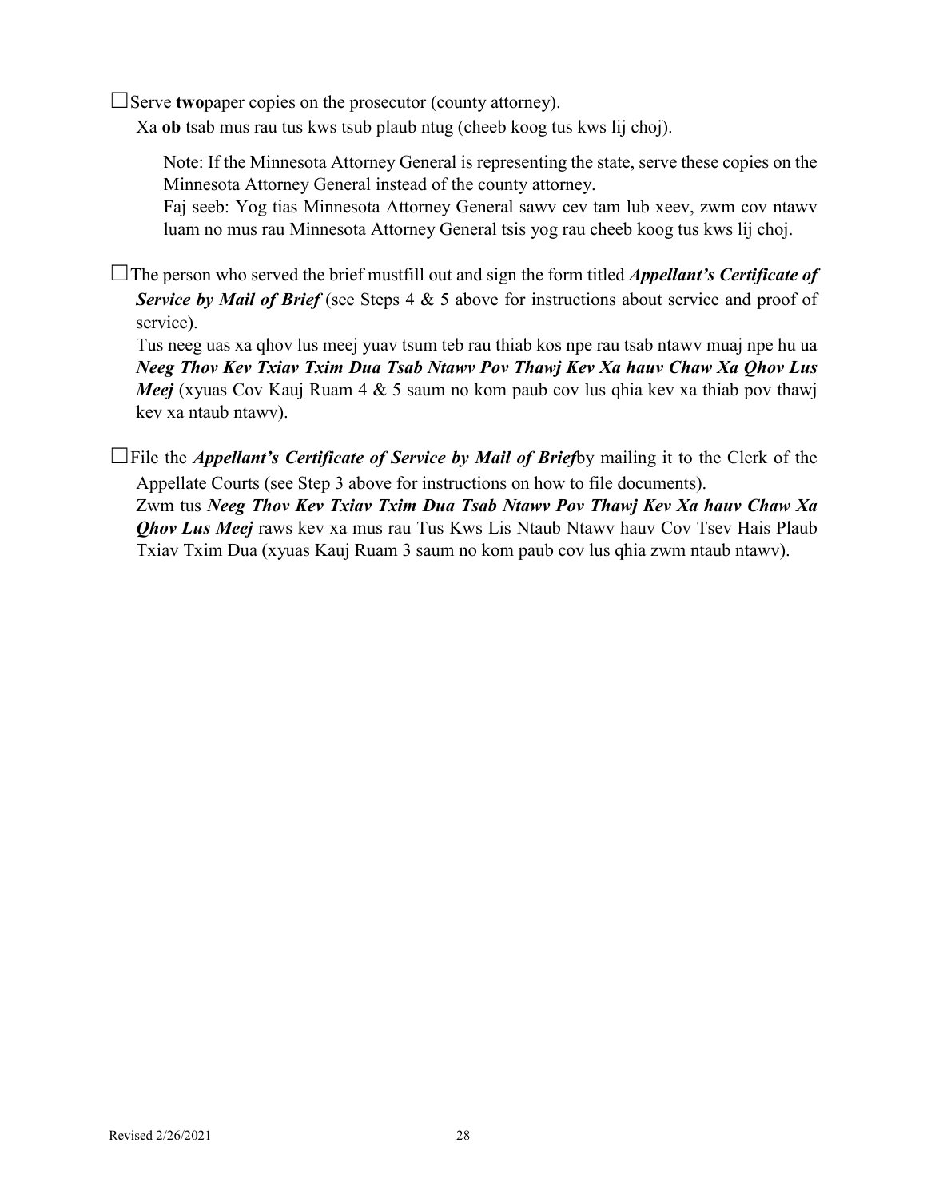☐Serve **two**paper copies on the prosecutor (county attorney).

Xa **ob** tsab mus rau tus kws tsub plaub ntug (cheeb koog tus kws lij choj).

> Note: If the Minnesota Attorney General is representing the state, serve these copies on the Minnesota Attorney General instead of the county attorney.
> Faj seeb: Yog tias Minnesota Attorney General sawv cev tam lub xeev, zwm cov ntawv luam no mus rau Minnesota Attorney General tsis yog rau cheeb koog tus kws lij choj.

☐The person who served the brief mustfill out and sign the form titled ***Appellant's Certificate of Service by Mail of Brief*** (see Steps 4 & 5 above for instructions about service and proof of service).

Tus neeg uas xa qhov lus meej yuav tsum teb rau thiab kos npe rau tsab ntawv muaj npe hu ua ***Neeg Thov Kev Txiav Txim Dua Tsab Ntawv Pov Thawj Kev Xa hauv Chaw Xa Qhov Lus Meej*** (xyuas Cov Kauj Ruam 4 & 5 saum no kom paub cov lus qhia kev xa thiab pov thawj kev xa ntaub ntawv).

☐File the ***Appellant's Certificate of Service by Mail of Brief***by mailing it to the Clerk of the Appellate Courts (see Step 3 above for instructions on how to file documents).

Zwm tus ***Neeg Thov Kev Txiav Txim Dua Tsab Ntawv Pov Thawj Kev Xa hauv Chaw Xa Qhov Lus Meej*** raws kev xa mus rau Tus Kws Lis Ntaub Ntawv hauv Cov Tsev Hais Plaub Txiav Txim Dua (xyuas Kauj Ruam 3 saum no kom paub cov lus qhia zwm ntaub ntawv).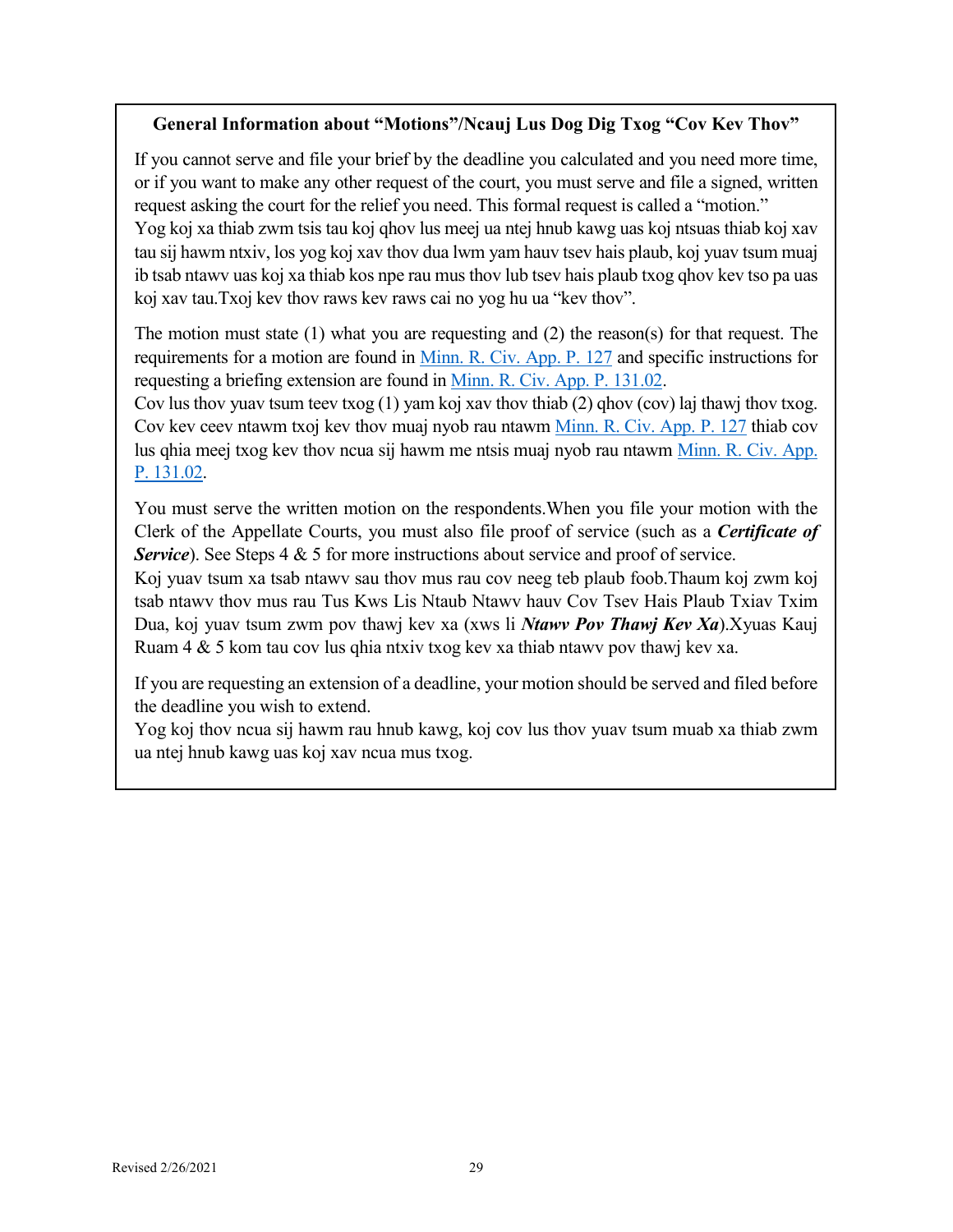**General Information about "Motions"/Ncauj Lus Dog Dig Txog "Cov Kev Thov"**

If you cannot serve and file your brief by the deadline you calculated and you need more time, or if you want to make any other request of the court, you must serve and file a signed, written request asking the court for the relief you need. This formal request is called a "motion."
Yog koj xa thiab zwm tsis tau koj qhov lus meej ua ntej hnub kawg uas koj ntsuas thiab koj xav tau sij hawm ntxiv, los yog koj xav thov dua lwm yam hauv tsev hais plaub, koj yuav tsum muaj ib tsab ntawv uas koj xa thiab kos npe rau mus thov lub tsev hais plaub txog qhov kev tso pa uas koj xav tau.Txoj kev thov raws kev raws cai no yog hu ua "kev thov".

The motion must state (1) what you are requesting and (2) the reason(s) for that request. The requirements for a motion are found in [Minn. R. Civ. App. P. 127] and specific instructions for requesting a briefing extension are found in [Minn. R. Civ. App. P. 131.02].
Cov lus thov yuav tsum teev txog (1) yam koj xav thov thiab (2) qhov (cov) laj thawj thov txog. Cov kev ceev ntawm txoj kev thov muaj nyob rau ntawm [Minn. R. Civ. App. P. 127] thiab cov lus qhia meej txog kev thov ncua sij hawm me ntsis muaj nyob rau ntawm [Minn. R. Civ. App. P. 131.02].

You must serve the written motion on the respondents.When you file your motion with the Clerk of the Appellate Courts, you must also file proof of service (such as a ***Certificate of Service***). See Steps 4 & 5 for more instructions about service and proof of service.
Koj yuav tsum xa tsab ntawv sau thov mus rau cov neeg teb plaub foob.Thaum koj zwm koj tsab ntawv thov mus rau Tus Kws Lis Ntaub Ntawv hauv Cov Tsev Hais Plaub Txiav Txim Dua, koj yuav tsum zwm pov thawj kev xa (xws li ***Ntawv Pov Thawj Kev Xa***).Xyuas Kauj Ruam 4 & 5 kom tau cov lus qhia ntxiv txog kev xa thiab ntawv pov thawj kev xa.

If you are requesting an extension of a deadline, your motion should be served and filed before the deadline you wish to extend.
Yog koj thov ncua sij hawm rau hnub kawg, koj cov lus thov yuav tsum muab xa thiab zwm ua ntej hnub kawg uas koj xav ncua mus txog.

Revised 2/26/2021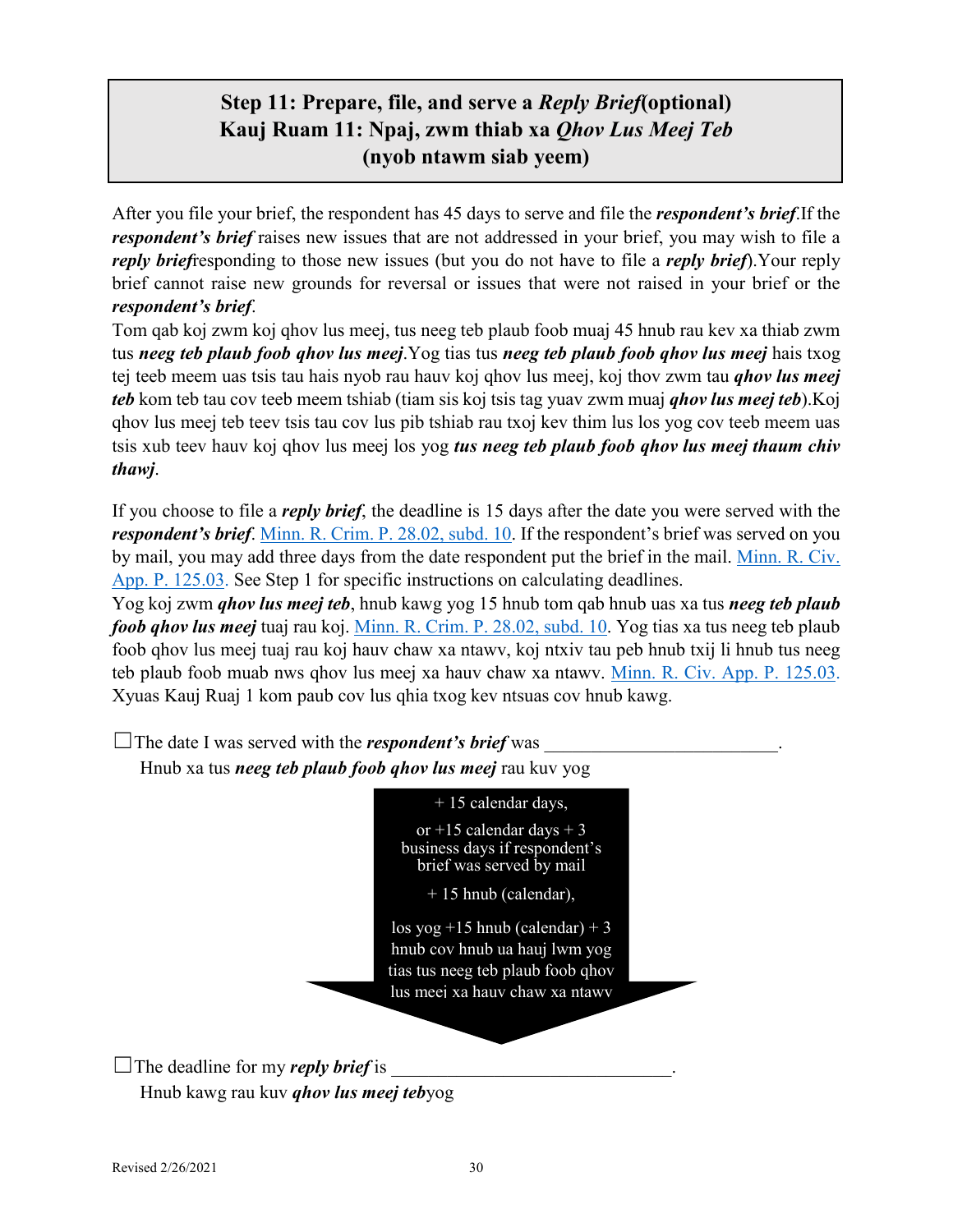## Step 11: Prepare, file, and serve a *Reply Brief* (optional)
## Kauj Ruam 11: Npaj, zwm thiab xa *Qhov Lus Meej Teb* (nyob ntawm siab yeem)

After you file your brief, the respondent has 45 days to serve and file the ***respondent's brief***. If the ***respondent's brief*** raises new issues that are not addressed in your brief, you may wish to file a ***reply brief*** responding to those new issues (but you do not have to file a ***reply brief***). Your reply brief cannot raise new grounds for reversal or issues that were not raised in your brief or the ***respondent's brief***.

Tom qab koj zwm koj qhov lus meej, tus neeg teb plaub foob muaj 45 hnub rau kev xa thiab zwm tus ***neeg teb plaub foob qhov lus meej***. Yog tias tus ***neeg teb plaub foob qhov lus meej*** hais txog tej teeb meem uas tsis tau hais nyob rau hauv koj qhov lus meej, koj thov zwm tau ***qhov lus meej teb*** kom teb tau cov teeb meem tshiab (tiam sis koj tsis tag yuav zwm muaj ***qhov lus meej teb***). Koj qhov lus meej teb teev tsis tau cov lus pib tshiab rau txoj kev thim lus los yog cov teeb meem uas tsis xub teev hauv koj qhov lus meej los yog ***tus neeg teb plaub foob qhov lus meej thaum chiv thawj***.

If you choose to file a ***reply brief***, the deadline is 15 days after the date you were served with the ***respondent's brief***. Minn. R. Crim. P. 28.02, subd. 10. If the respondent's brief was served on you by mail, you may add three days from the date respondent put the brief in the mail. Minn. R. Civ. App. P. 125.03. See Step 1 for specific instructions on calculating deadlines.

Yog koj zwm ***qhov lus meej teb***, hnub kawg yog 15 hnub tom qab hnub uas xa tus ***neeg teb plaub foob qhov lus meej*** tuaj rau koj. Minn. R. Crim. P. 28.02, subd. 10. Yog tias xa tus neeg teb plaub foob qhov lus meej tuaj rau koj hauv chaw xa ntawv, koj ntxiv tau peb hnub txij li hnub tus neeg teb plaub foob muab nws qhov lus meej xa hauv chaw xa ntawv. Minn. R. Civ. App. P. 125.03. Xyuas Kauj Ruaj 1 kom paub cov lus qhia txog kev ntsuas cov hnub kawg.

☐ The date I was served with the ***respondent's brief*** was ________________________.
Hnub xa tus ***neeg teb plaub foob qhov lus meej*** rau kuv yog

+ 15 calendar days,

or +15 calendar days + 3 business days if respondent's brief was served by mail

+ 15 hnub (calendar),

los yog +15 hnub (calendar) + 3 hnub cov hnub ua hauj lwm yog tias tus neeg teb plaub foob qhov lus meej xa hauv chaw xa ntawv

☐ The deadline for my ***reply brief*** is ______________________________.
Hnub kawg rau kuv ***qhov lus meej teb*** yog

Revised 2/26/2021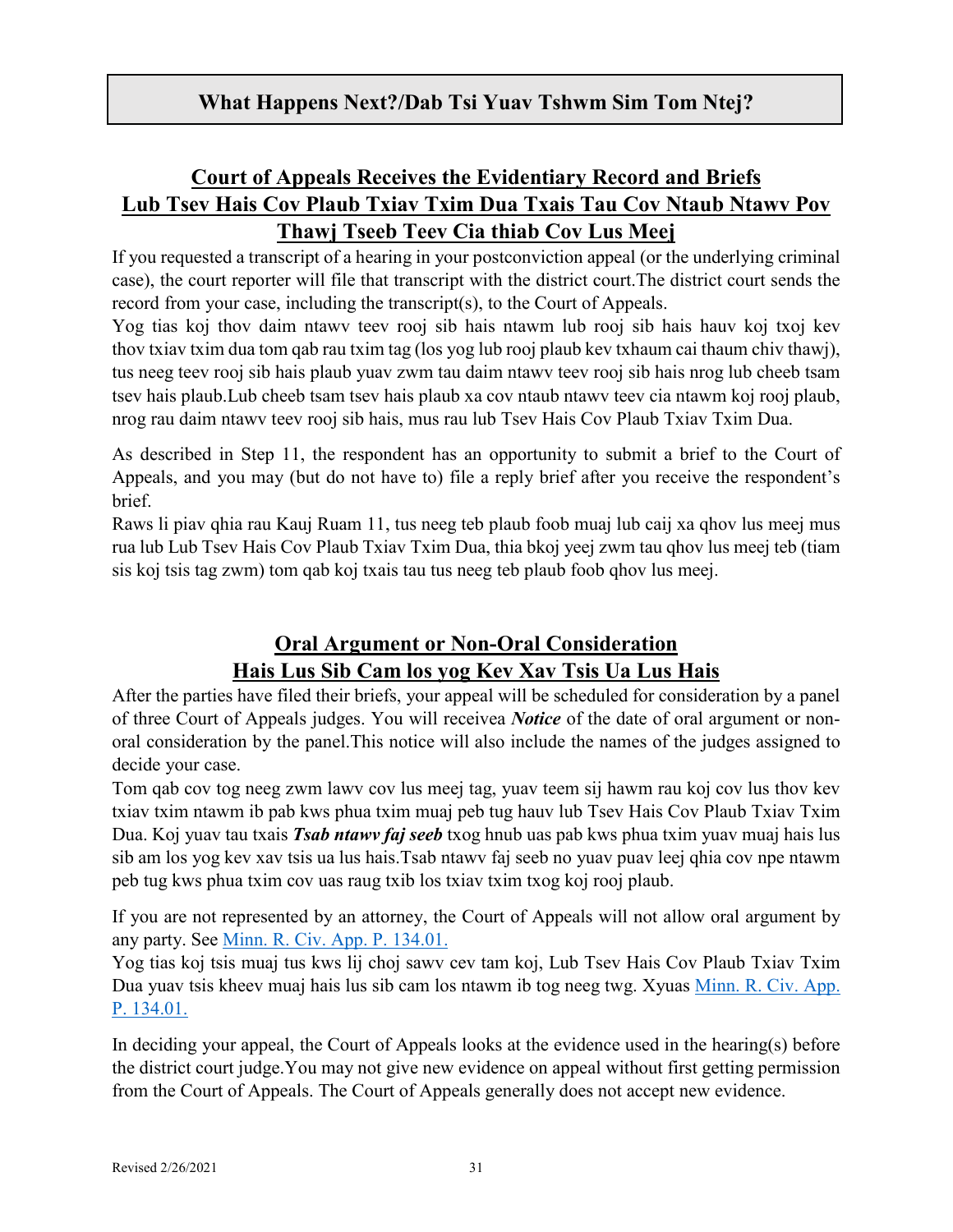## What Happens Next?/Dab Tsi Yuav Tshwm Sim Tom Ntej?

### Court of Appeals Receives the Evidentiary Record and Briefs Lub Tsev Hais Cov Plaub Txiav Txim Dua Txais Tau Cov Ntaub Ntawv Pov Thawj Tseeb Teev Cia thiab Cov Lus Meej

If you requested a transcript of a hearing in your postconviction appeal (or the underlying criminal case), the court reporter will file that transcript with the district court.The district court sends the record from your case, including the transcript(s), to the Court of Appeals.

Yog tias koj thov daim ntawv teev rooj sib hais ntawm lub rooj sib hais hauv koj txoj kev thov txiav txim dua tom qab rau txim tag (los yog lub rooj plaub kev txhaum cai thaum chiv thawj), tus neeg teev rooj sib hais plaub yuav zwm tau daim ntawv teev rooj sib hais nrog lub cheeb tsam tsev hais plaub.Lub cheeb tsam tsev hais plaub xa cov ntaub ntawv teev cia ntawm koj rooj plaub, nrog rau daim ntawv teev rooj sib hais, mus rau lub Tsev Hais Cov Plaub Txiav Txim Dua.

As described in Step 11, the respondent has an opportunity to submit a brief to the Court of Appeals, and you may (but do not have to) file a reply brief after you receive the respondent's brief.

Raws li piav qhia rau Kauj Ruam 11, tus neeg teb plaub foob muaj lub caij xa qhov lus meej mus rua lub Lub Tsev Hais Cov Plaub Txiav Txim Dua, thia bkoj yeej zwm tau qhov lus meej teb (tiam sis koj tsis tag zwm) tom qab koj txais tau tus neeg teb plaub foob qhov lus meej.

### Oral Argument or Non-Oral Consideration Hais Lus Sib Cam los yog Kev Xav Tsis Ua Lus Hais

After the parties have filed their briefs, your appeal will be scheduled for consideration by a panel of three Court of Appeals judges. You will receivea ***Notice*** of the date of oral argument or non-oral consideration by the panel.This notice will also include the names of the judges assigned to decide your case.

Tom qab cov tog neeg zwm lawv cov lus meej tag, yuav teem sij hawm rau koj cov lus thov kev txiav txim ntawm ib pab kws phua txim muaj peb tug hauv lub Tsev Hais Cov Plaub Txiav Txim Dua. Koj yuav tau txais ***Tsab ntawv faj seeb*** txog hnub uas pab kws phua txim yuav muaj hais lus sib am los yog kev xav tsis ua lus hais.Tsab ntawv faj seeb no yuav puav leej qhia cov npe ntawm peb tug kws phua txim cov uas raug txib los txiav txim txog koj rooj plaub.

If you are not represented by an attorney, the Court of Appeals will not allow oral argument by any party. See [Minn. R. Civ. App. P. 134.01.](#)

Yog tias koj tsis muaj tus kws lij choj sawv cev tam koj, Lub Tsev Hais Cov Plaub Txiav Txim Dua yuav tsis kheev muaj hais lus sib cam los ntawm ib tog neeg twg. Xyuas [Minn. R. Civ. App. P. 134.01.](#)

In deciding your appeal, the Court of Appeals looks at the evidence used in the hearing(s) before the district court judge.You may not give new evidence on appeal without first getting permission from the Court of Appeals. The Court of Appeals generally does not accept new evidence.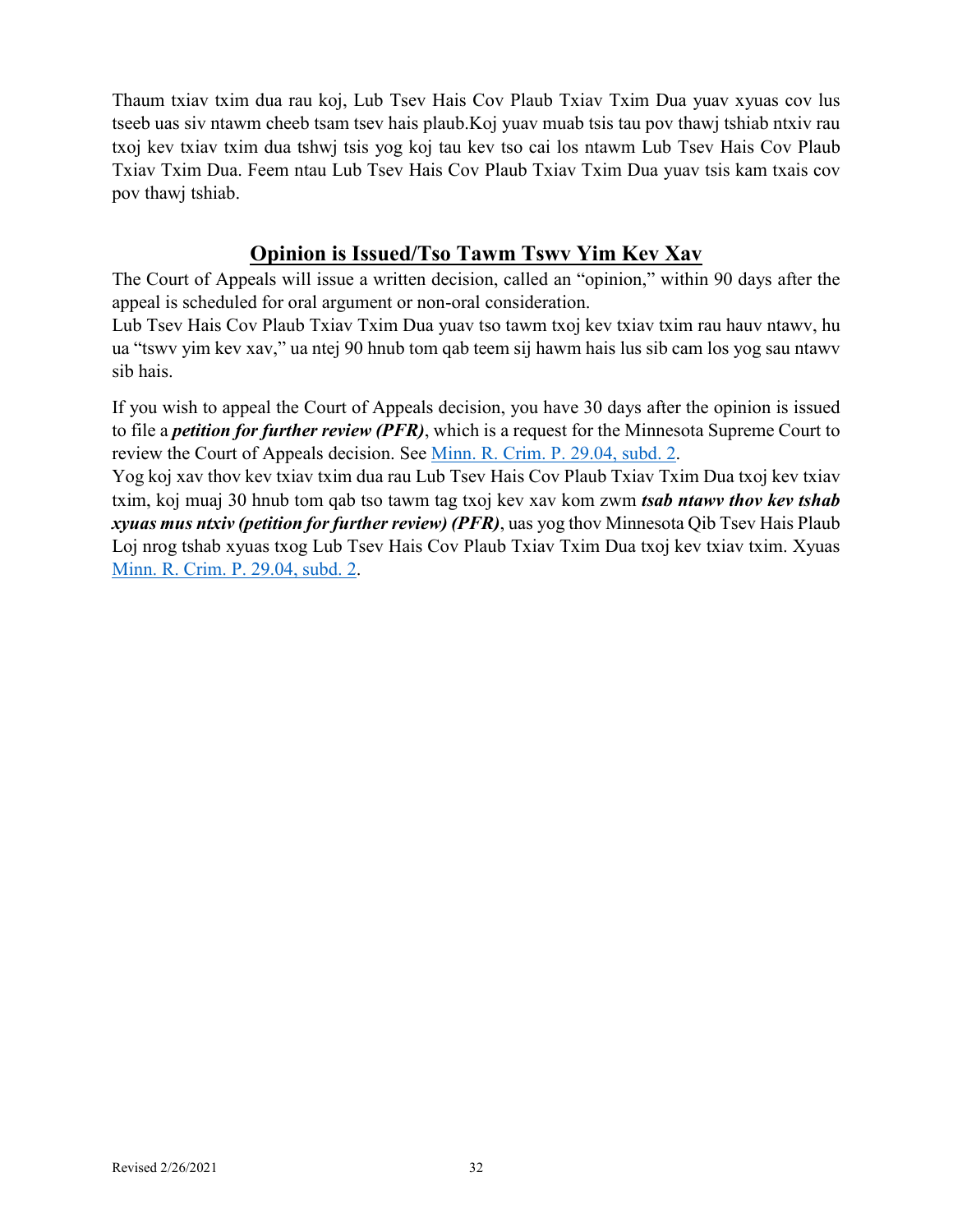Thaum txiav txim dua rau koj, Lub Tsev Hais Cov Plaub Txiav Txim Dua yuav xyuas cov lus tseeb uas siv ntawm cheeb tsam tsev hais plaub.Koj yuav muab tsis tau pov thawj tshiab ntxiv rau txoj kev txiav txim dua tshwj tsis yog koj tau kev tso cai los ntawm Lub Tsev Hais Cov Plaub Txiav Txim Dua. Feem ntau Lub Tsev Hais Cov Plaub Txiav Txim Dua yuav tsis kam txais cov pov thawj tshiab.

## Opinion is Issued/Tso Tawm Tswv Yim Kev Xav

The Court of Appeals will issue a written decision, called an "opinion," within 90 days after the appeal is scheduled for oral argument or non-oral consideration.

Lub Tsev Hais Cov Plaub Txiav Txim Dua yuav tso tawm txoj kev txiav txim rau hauv ntawv, hu ua "tswv yim kev xav," ua ntej 90 hnub tom qab teem sij hawm hais lus sib cam los yog sau ntawv sib hais.

If you wish to appeal the Court of Appeals decision, you have 30 days after the opinion is issued to file a ***petition for further review (PFR)***, which is a request for the Minnesota Supreme Court to review the Court of Appeals decision. See [Minn. R. Crim. P. 29.04, subd. 2](#).

Yog koj xav thov kev txiav txim dua rau Lub Tsev Hais Cov Plaub Txiav Txim Dua txoj kev txiav txim, koj muaj 30 hnub tom qab tso tawm tag txoj kev xav kom zwm ***tsab ntawv thov kev tshab xyuas mus ntxiv (petition for further review) (PFR)***, uas yog thov Minnesota Qib Tsev Hais Plaub Loj nrog tshab xyuas txog Lub Tsev Hais Cov Plaub Txiav Txim Dua txoj kev txiav txim. Xyuas [Minn. R. Crim. P. 29.04, subd. 2](#).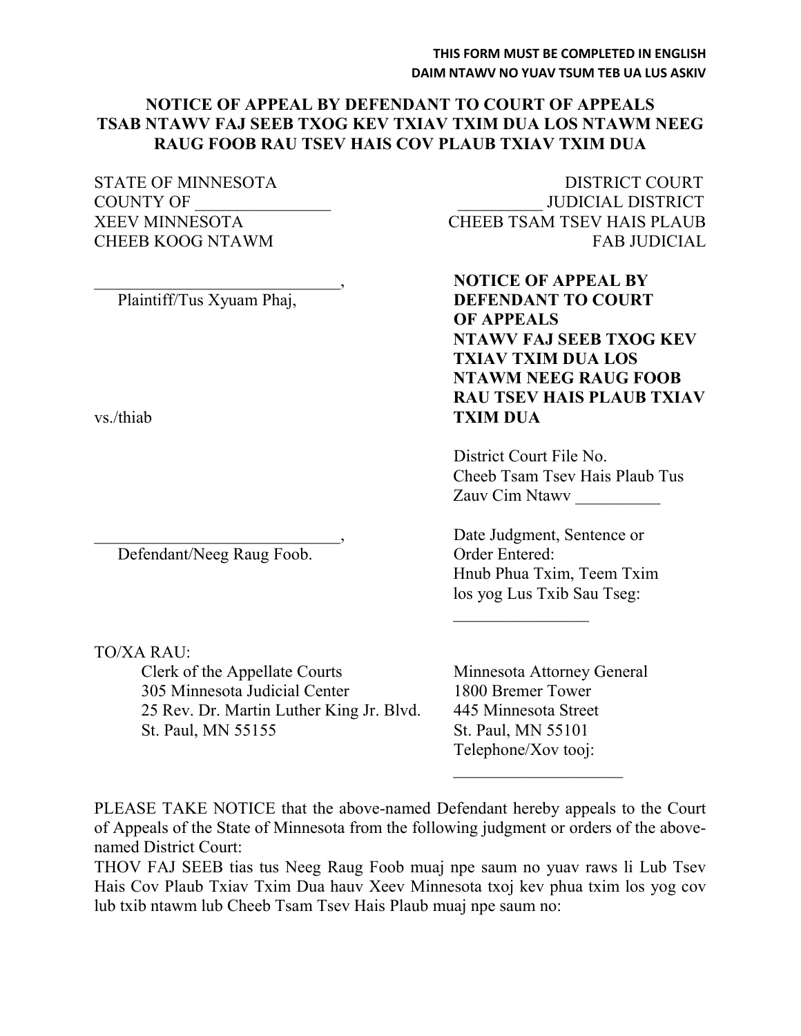THIS FORM MUST BE COMPLETED IN ENGLISH
DAIM NTAWV NO YUAV TSUM TEB UA LUS ASKIV

# NOTICE OF APPEAL BY DEFENDANT TO COURT OF APPEALS
# TSAB NTAWV FAJ SEEB TXOG KEV TXIAV TXIM DUA LOS NTAWM NEEG RAUG FOOB RAU TSEV HAIS COV PLAUB TXIAV TXIM DUA

STATE OF MINNESOTA
COUNTY OF ________________
XEEV MINNESOTA
CHEEB KOOG NTAWM

DISTRICT COURT
__________ JUDICIAL DISTRICT
CHEEB TSAM TSEV HAIS PLAUB
FAB JUDICIAL

_____________________________,
Plaintiff/Tus Xyuam Phaj,

vs./thiab

_____________________________,
Defendant/Neeg Raug Foob.

**NOTICE OF APPEAL BY DEFENDANT TO COURT OF APPEALS**
**NTAWV FAJ SEEB TXOG KEV TXIAV TXIM DUA LOS NTAWM NEEG RAUG FOOB RAU TSEV HAIS PLAUB TXIAV TXIM DUA**

District Court File No.
Cheeb Tsam Tsev Hais Plaub Tus Zauv Cim Ntawv __________

Date Judgment, Sentence or Order Entered:
Hnub Phua Txim, Teem Txim los yog Lus Txib Sau Tseg:
________________

TO/XA RAU:

Clerk of the Appellate Courts
305 Minnesota Judicial Center
25 Rev. Dr. Martin Luther King Jr. Blvd.
St. Paul, MN 55155

Minnesota Attorney General
1800 Bremer Tower
445 Minnesota Street
St. Paul, MN 55101
Telephone/Xov tooj:
____________________

PLEASE TAKE NOTICE that the above-named Defendant hereby appeals to the Court of Appeals of the State of Minnesota from the following judgment or orders of the above-named District Court:

THOV FAJ SEEB tias tus Neeg Raug Foob muaj npe saum no yuav raws li Lub Tsev Hais Cov Plaub Txiav Txim Dua hauv Xeev Minnesota txoj kev phua txim los yog cov lub txib ntawm lub Cheeb Tsam Tsev Hais Plaub muaj npe saum no: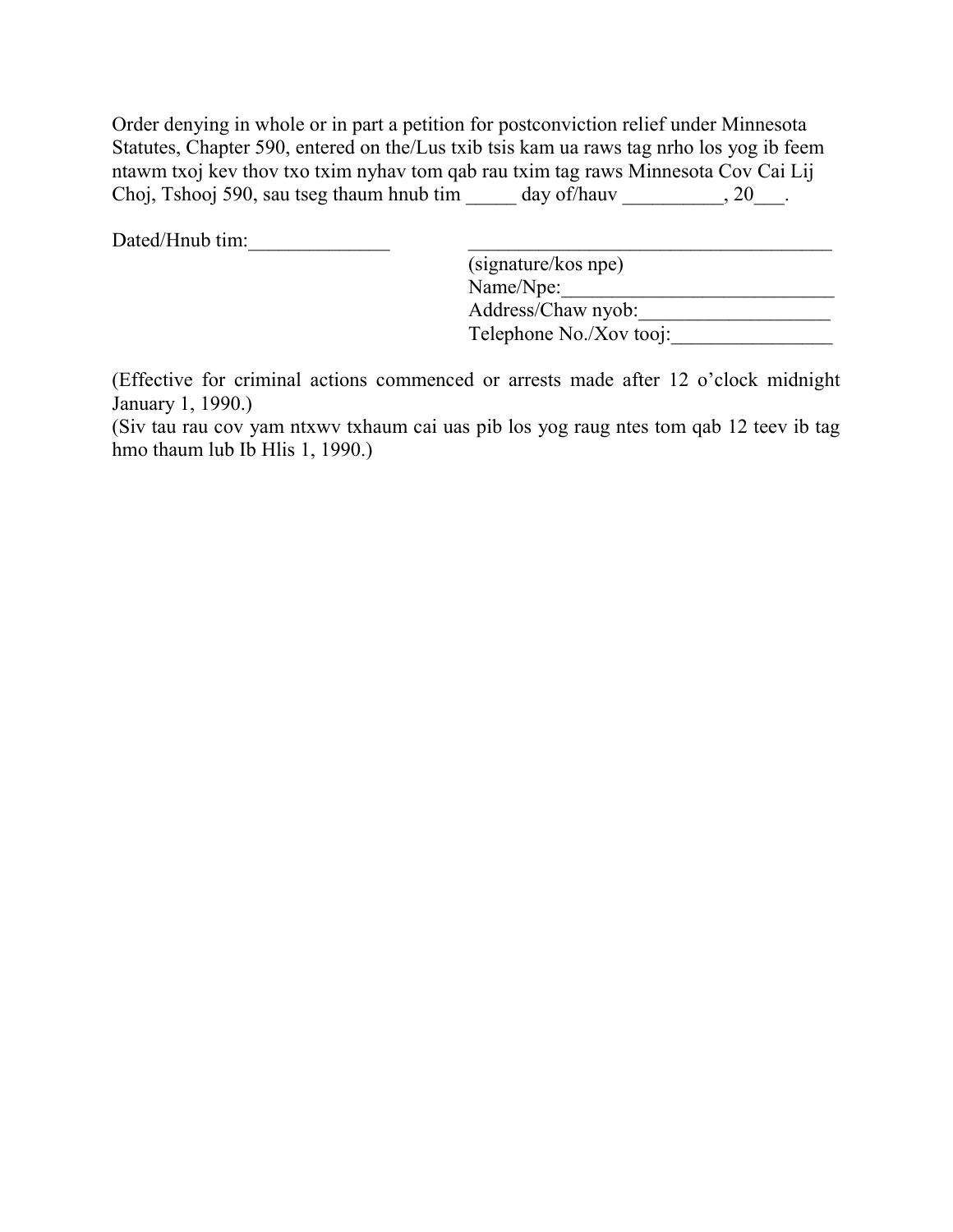Order denying in whole or in part a petition for postconviction relief under Minnesota Statutes, Chapter 590, entered on the/Lus txib tsis kam ua raws tag nrho los yog ib feem ntawm txoj kev thov txo txim nyhav tom qab rau txim tag raws Minnesota Cov Cai Lij Choj, Tshooj 590, sau tseg thaum hnub tim _____ day of/hauv __________, 20___.

Dated/Hnub tim:______________ _____________________________________

(signature/kos npe)
Name/Npe:___________________________
Address/Chaw nyob:___________________
Telephone No./Xov tooj:________________

(Effective for criminal actions commenced or arrests made after 12 o'clock midnight January 1, 1990.)
(Siv tau rau cov yam ntxwv txhaum cai uas pib los yog raug ntes tom qab 12 teev ib tag hmo thaum lub Ib Hlis 1, 1990.)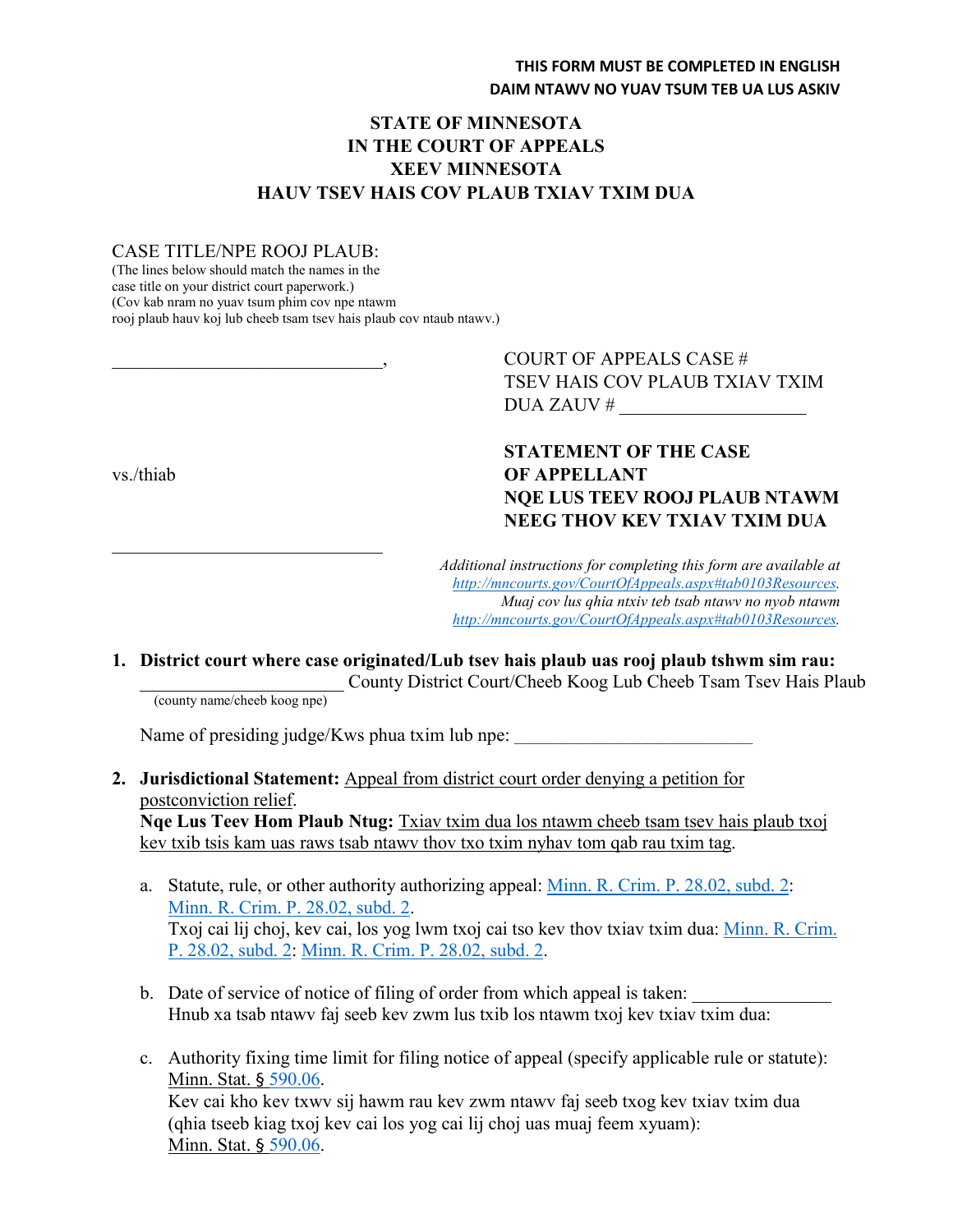**THIS FORM MUST BE COMPLETED IN ENGLISH**
**DAIM NTAWV NO YUAV TSUM TEB UA LUS ASKIV**

**STATE OF MINNESOTA**
**IN THE COURT OF APPEALS**
**XEEV MINNESOTA**
**HAUV TSEV HAIS COV PLAUB TXIAV TXIM DUA**

CASE TITLE/NPE ROOJ PLAUB:
(The lines below should match the names in the case title on your district court paperwork.)
(Cov kab nram no yuav tsum phim cov npe ntawm rooj plaub hauv koj lub cheeb tsam tsev hais plaub cov ntaub ntawv.)

______________________________,

vs./thiab

______________________________

COURT OF APPEALS CASE #
TSEV HAIS COV PLAUB TXIAV TXIM DUA ZAUV # ____________________

**STATEMENT OF THE CASE OF APPELLANT**
**NQE LUS TEEV ROOJ PLAUB NTAWM NEEG THOV KEV TXIAV TXIM DUA**

*Additional instructions for completing this form are available at http://mncourts.gov/CourtOfAppeals.aspx#tab0103Resources.*
*Muaj cov lus qhia ntxiv teb tsab ntawv no nyob ntawm http://mncourts.gov/CourtOfAppeals.aspx#tab0103Resources.*

1. **District court where case originated/Lub tsev hais plaub uas rooj plaub tshwm sim rau:**
   ______________________ County District Court/Cheeb Koog Lub Cheeb Tsam Tsev Hais Plaub
   (county name/cheeb koog npe)

   Name of presiding judge/Kws phua txim lub npe: __________________________

2. **Jurisdictional Statement:** Appeal from district court order denying a petition for postconviction relief.
   **Nqe Lus Teev Hom Plaub Ntug:** Txiav txim dua los ntawm cheeb tsam tsev hais plaub txoj kev txib tsis kam uas raws tsab ntawv thov txo txim nyhav tom qab rau txim tag.

   a. Statute, rule, or other authority authorizing appeal: Minn. R. Crim. P. 28.02, subd. 2: Minn. R. Crim. P. 28.02, subd. 2.
   Txoj cai lij choj, kev cai, los yog lwm txoj cai tso kev thov txiav txim dua: Minn. R. Crim. P. 28.02, subd. 2: Minn. R. Crim. P. 28.02, subd. 2.

   b. Date of service of notice of filing of order from which appeal is taken: _______________
   Hnub xa tsab ntawv faj seeb kev zwm lus txib los ntawm txoj kev txiav txim dua:

   c. Authority fixing time limit for filing notice of appeal (specify applicable rule or statute): Minn. Stat. § 590.06.
   Kev cai kho kev txwv sij hawm rau kev zwm ntawv faj seeb txog kev txiav txim dua (qhia tseeb kiag txoj kev cai los yog cai lij choj uas muaj feem xyuam): Minn. Stat. § 590.06.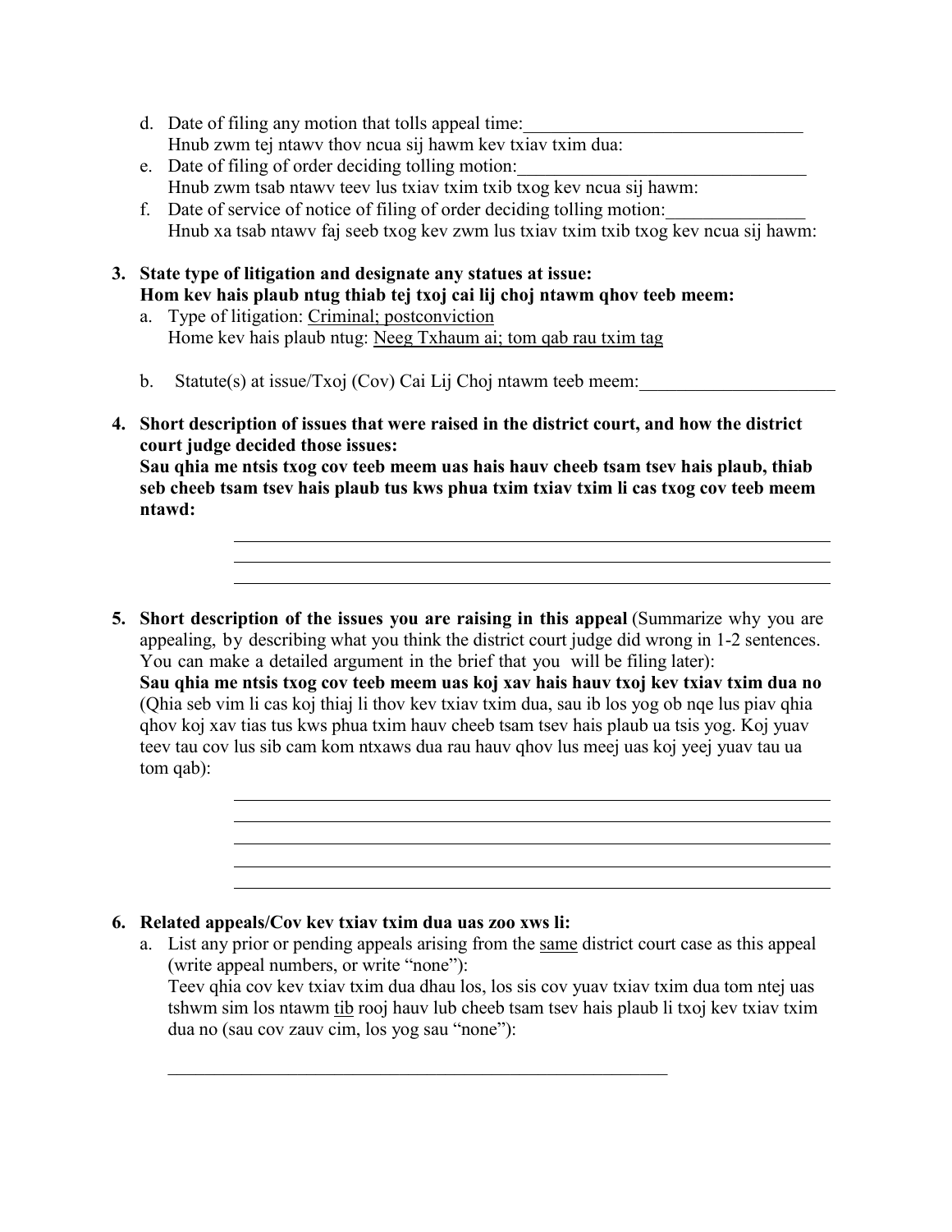d. Date of filing any motion that tolls appeal time:______________________________
   Hnub zwm tej ntawv thov ncua sij hawm kev txiav txim dua:
e. Date of filing of order deciding tolling motion:_________________________________
   Hnub zwm tsab ntawv teev lus txiav txim txib txog kev ncua sij hawm:
f. Date of service of notice of filing of order deciding tolling motion:_______________
   Hnub xa tsab ntawv faj seeb txog kev zwm lus txiav txim txib txog kev ncua sij hawm:

**3. State type of litigation and designate any statues at issue:**
**Hom kev hais plaub ntug thiab tej txoj cai lij choj ntawm qhov teeb meem:**

a. Type of litigation: Criminal; postconviction
   Home kev hais plaub ntug: Neeg Txhaum ai; tom qab rau txim tag

b. Statute(s) at issue/Txoj (Cov) Cai Lij Choj ntawm teeb meem:_____________________

**4. Short description of issues that were raised in the district court, and how the district court judge decided those issues:**
**Sau qhia me ntsis txog cov teeb meem uas hais hauv cheeb tsam tsev hais plaub, thiab seb cheeb tsam tsev hais plaub tus kws phua txim txiav txim li cas txog cov teeb meem ntawd:**

_________________________________________________________________
_________________________________________________________________
_________________________________________________________________

**5. Short description of the issues you are raising in this appeal** (Summarize why you are appealing, by describing what you think the district court judge did wrong in 1-2 sentences. You can make a detailed argument in the brief that you will be filing later):
**Sau qhia me ntsis txog cov teeb meem uas koj xav hais hauv txoj kev txiav txim dua no** (Qhia seb vim li cas koj thiaj li thov kev txiav txim dua, sau ib los yog ob nqe lus piav qhia qhov koj xav tias tus kws phua txim hauv cheeb tsam tsev hais plaub ua tsis yog. Koj yuav teev tau cov lus sib cam kom ntxaws dua rau hauv qhov lus meej uas koj yeej yuav tau ua tom qab):

_________________________________________________________________
_________________________________________________________________
_________________________________________________________________
_________________________________________________________________
_________________________________________________________________

**6. Related appeals/Cov kev txiav txim dua uas zoo xws li:**

a. List any prior or pending appeals arising from the same district court case as this appeal (write appeal numbers, or write "none"):
   Teev qhia cov kev txiav txim dua dhau los, los sis cov yuav txiav txim dua tom ntej uas tshwm sim los ntawm tib rooj hauv lub cheeb tsam tsev hais plaub li txoj kev txiav txim dua no (sau cov zauv cim, los yog sau "none"):

_________________________________________________________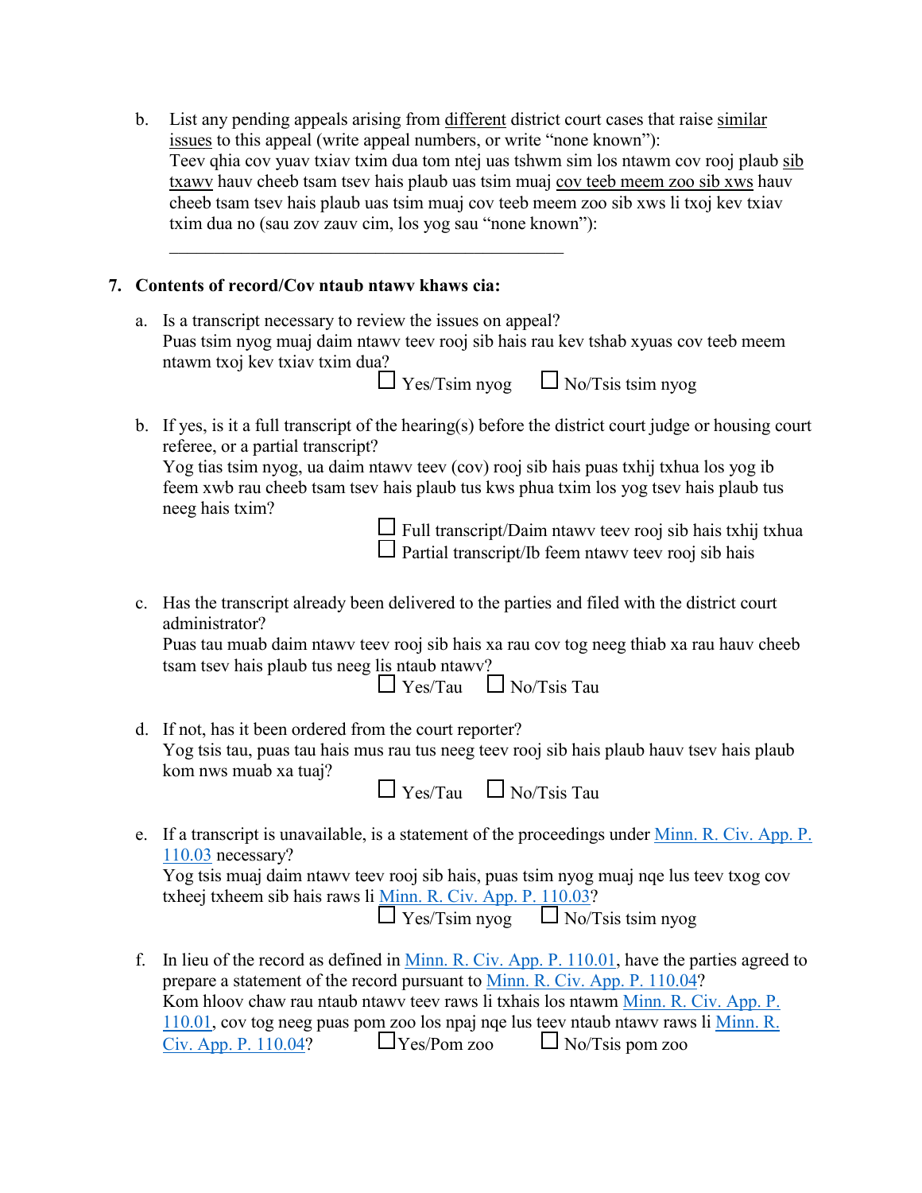b. List any pending appeals arising from different district court cases that raise similar issues to this appeal (write appeal numbers, or write "none known"):
Teev qhia cov yuav txiav txim dua tom ntej uas tshwm sim los ntawm cov rooj plaub sib txawv hauv cheeb tsam tsev hais plaub uas tsim muaj cov teeb meem zoo sib xws hauv cheeb tsam tsev hais plaub uas tsim muaj cov teeb meem zoo sib xws li txoj kev txiav txim dua no (sau zov zauv cim, los yog sau "none known"):

\_\_\_\_\_\_\_\_\_\_\_\_\_\_\_\_\_\_\_\_\_\_\_\_\_\_\_\_\_\_\_\_\_\_\_\_\_\_\_\_\_\_\_\_

**7. Contents of record/Cov ntaub ntawv khaws cia:**

a. Is a transcript necessary to review the issues on appeal?
Puas tsim nyog muaj daim ntawv teev rooj sib hais rau kev tshab xyuas cov teeb meem ntawm txoj kev txiav txim dua?
☐ Yes/Tsim nyog ☐ No/Tsis tsim nyog

b. If yes, is it a full transcript of the hearing(s) before the district court judge or housing court referee, or a partial transcript?
Yog tias tsim nyog, ua daim ntawv teev (cov) rooj sib hais puas txhij txhua los yog ib feem xwb rau cheeb tsam tsev hais plaub tus kws phua txim los yog tsev hais plaub tus neeg hais txim?
☐ Full transcript/Daim ntawv teev rooj sib hais txhij txhua
☐ Partial transcript/Ib feem ntawv teev rooj sib hais

c. Has the transcript already been delivered to the parties and filed with the district court administrator?
Puas tau muab daim ntawv teev rooj sib hais xa rau cov tog neeg thiab xa rau hauv cheeb tsam tsev hais plaub tus neeg lis ntaub ntawv?
☐ Yes/Tau ☐ No/Tsis Tau

d. If not, has it been ordered from the court reporter?
Yog tsis tau, puas tau hais mus rau tus neeg teev rooj sib hais plaub hauv tsev hais plaub kom nws muab xa tuaj?
☐ Yes/Tau ☐ No/Tsis Tau

e. If a transcript is unavailable, is a statement of the proceedings under Minn. R. Civ. App. P. 110.03 necessary?
Yog tsis muaj daim ntawv teev rooj sib hais, puas tsim nyog muaj nqe lus teev txog cov txheej txheem sib hais raws li Minn. R. Civ. App. P. 110.03?
☐ Yes/Tsim nyog ☐ No/Tsis tsim nyog

f. In lieu of the record as defined in Minn. R. Civ. App. P. 110.01, have the parties agreed to prepare a statement of the record pursuant to Minn. R. Civ. App. P. 110.04?
Kom hloov chaw rau ntaub ntawv teev raws li txhais los ntawm Minn. R. Civ. App. P. 110.01, cov tog neeg puas pom zoo los npaj nqe lus teev ntaub ntawv raws li Minn. R. Civ. App. P. 110.04?
☐ Yes/Pom zoo ☐ No/Tsis pom zoo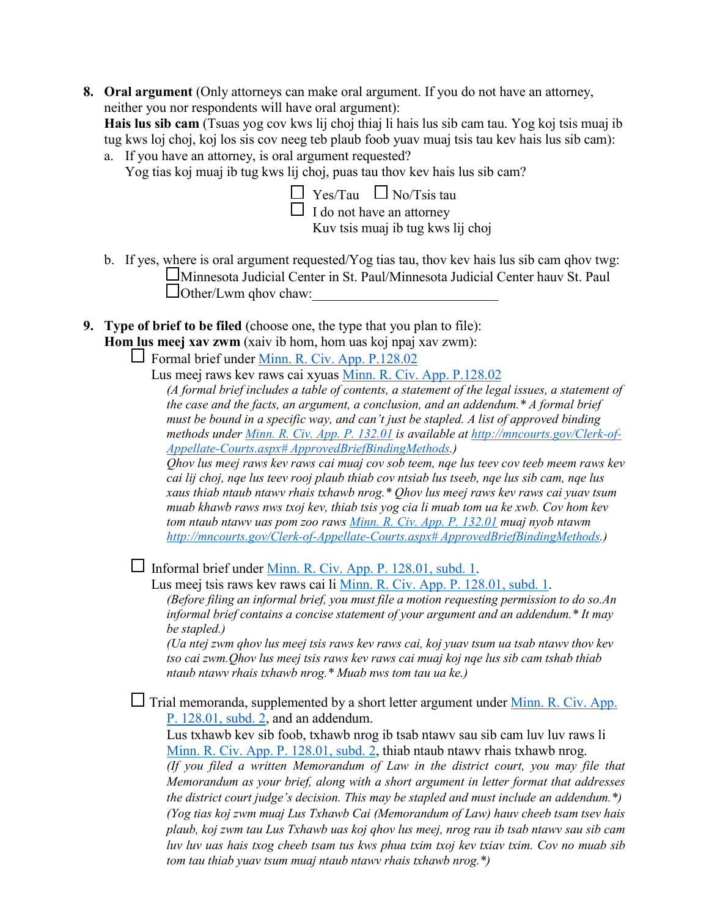8. **Oral argument** (Only attorneys can make oral argument. If you do not have an attorney, neither you nor respondents will have oral argument):
   **Hais lus sib cam** (Tsuas yog cov kws lij choj thiaj li hais lus sib cam tau. Yog koj tsis muaj ib tug kws loj choj, koj los sis cov neeg teb plaub foob yuav muaj tsis tau kev hais lus sib cam):

   a. If you have an attorney, is oral argument requested?
      Yog tias koj muaj ib tug kws lij choj, puas tau thov kev hais lus sib cam?

      ☐ Yes/Tau ☐ No/Tsis tau
      ☐ I do not have an attorney
      Kuv tsis muaj ib tug kws lij choj

   b. If yes, where is oral argument requested/Yog tias tau, thov kev hais lus sib cam qhov twg:
      ☐ Minnesota Judicial Center in St. Paul/Minnesota Judicial Center hauv St. Paul
      ☐ Other/Lwm qhov chaw:___________________________

9. **Type of brief to be filed** (choose one, the type that you plan to file):
   **Hom lus meej xav zwm** (xaiv ib hom, hom uas koj npaj xav zwm):

   ☐ Formal brief under Minn. R. Civ. App. P.128.02
   Lus meej raws kev raws cai xyuas Minn. R. Civ. App. P.128.02
   *(A formal brief includes a table of contents, a statement of the legal issues, a statement of the case and the facts, an argument, a conclusion, and an addendum.\* A formal brief must be bound in a specific way, and can't just be stapled. A list of approved binding methods under Minn. R. Civ. App. P. 132.01 is available at http://mncourts.gov/Clerk-of-Appellate-Courts.aspx# ApprovedBriefBindingMethods.)*
   *Qhov lus meej raws kev raws cai muaj cov sob teem, nqe lus teev cov teeb meem raws kev cai lij choj, nqe lus teev rooj plaub thiab cov ntsiab lus tseeb, nqe lus sib cam, nqe lus xaus thiab ntaub ntawv rhais txhawb nrog.\* Qhov lus meej raws kev raws cai yuav tsum muab khawb raws nws txoj kev, thiab tsis yog cia li muab tom ua ke xwb. Cov hom kev tom ntaub ntawv uas pom zoo raws Minn. R. Civ. App. P. 132.01 muaj nyob ntawm http://mncourts.gov/Clerk-of-Appellate-Courts.aspx# ApprovedBriefBindingMethods.)*

   ☐ Informal brief under Minn. R. Civ. App. P. 128.01, subd. 1.
   Lus meej tsis raws kev raws cai li Minn. R. Civ. App. P. 128.01, subd. 1.
   *(Before filing an informal brief, you must file a motion requesting permission to do so.An informal brief contains a concise statement of your argument and an addendum.\* It may be stapled.)*
   *(Ua ntej zwm qhov lus meej tsis raws kev raws cai, koj yuav tsum ua tsab ntawv thov kev tso cai zwm.Qhov lus meej tsis raws kev raws cai muaj koj nqe lus sib cam tshab thiab ntaub ntawv rhais txhawb nrog.\* Muab nws tom tau ua ke.)*

   ☐ Trial memoranda, supplemented by a short letter argument under Minn. R. Civ. App. P. 128.01, subd. 2, and an addendum.
   Lus txhawb kev sib foob, txhawb nrog ib tsab ntawv sau sib cam luv luv raws li Minn. R. Civ. App. P. 128.01, subd. 2, thiab ntaub ntawv rhais txhawb nrog.
   *(If you filed a written Memorandum of Law in the district court, you may file that Memorandum as your brief, along with a short argument in letter format that addresses the district court judge's decision. This may be stapled and must include an addendum.\*)*
   *(Yog tias koj zwm muaj Lus Txhawb Cai (Memorandum of Law) hauv cheeb tsam tsev hais plaub, koj zwm tau Lus Txhawb uas koj qhov lus meej, nrog rau ib tsab ntawv sau sib cam luv luv uas hais txog cheeb tsam tus kws phua txim txoj kev txiav txim. Cov no muab sib tom tau thiab yuav tsum muaj ntaub ntawv rhais txhawb nrog.\*)*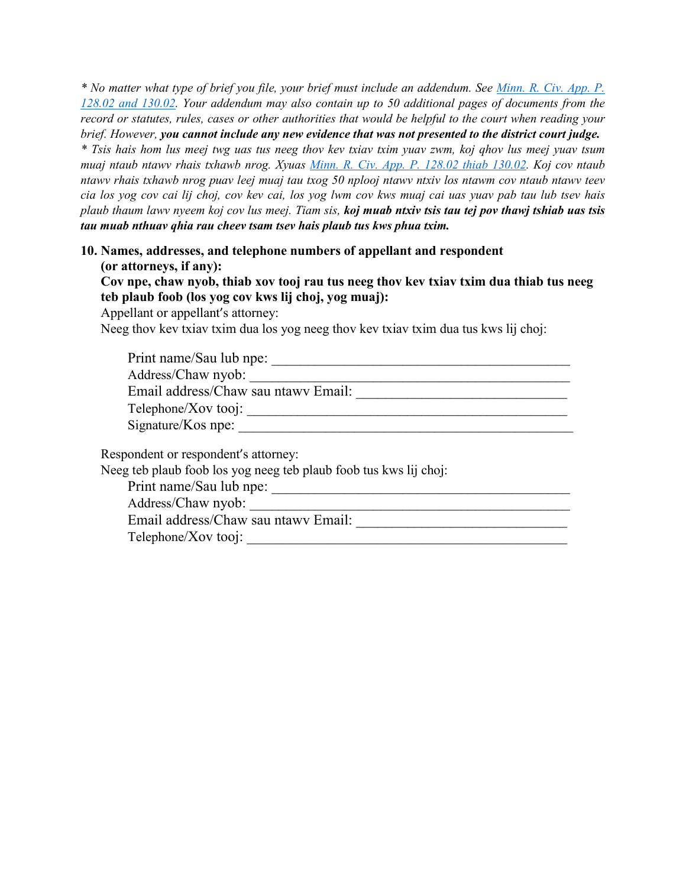*\* No matter what type of brief you file, your brief must include an addendum. See [Minn. R. Civ. App. P. 128.02 and 130.02](). Your addendum may also contain up to 50 additional pages of documents from the record or statutes, rules, cases or other authorities that would be helpful to the court when reading your brief. However,* ***you cannot include any new evidence that was not presented to the district court judge.***

*\* Tsis hais hom lus meej twg uas tus neeg thov kev txiav txim yuav zwm, koj qhov lus meej yuav tsum muaj ntaub ntawv rhais txhawb nrog. Xyuas [Minn. R. Civ. App. P. 128.02 thiab 130.02](). Koj cov ntaub ntawv rhais txhawb nrog puav leej muaj tau txog 50 nplooj ntawv ntxiv los ntawm cov ntaub ntawv teev cia los yog cov cai lij choj, cov kev cai, los yog lwm cov kws muaj cai uas yuav pab tau lub tsev hais plaub thaum lawv nyeem koj cov lus meej. Tiam sis,* ***koj muab ntxiv tsis tau tej pov thawj tshiab uas tsis tau muab nthuav qhia rau cheev tsam tsev hais plaub tus kws phua txim.***

**10. Names, addresses, and telephone numbers of appellant and respondent (or attorneys, if any):**
**Cov npe, chaw nyob, thiab xov tooj rau tus neeg thov kev txiav txim dua thiab tus neeg teb plaub foob (los yog cov kws lij choj, yog muaj):**

Appellant or appellant's attorney:
Neeg thov kev txiav txim dua los yog neeg thov kev txiav txim dua tus kws lij choj:

Print name/Sau lub npe: \_\_\_\_\_\_\_\_\_\_\_\_\_\_\_\_\_\_\_\_\_\_\_\_\_\_\_\_\_\_\_\_\_\_\_\_\_\_\_\_\_\_
Address/Chaw nyob: \_\_\_\_\_\_\_\_\_\_\_\_\_\_\_\_\_\_\_\_\_\_\_\_\_\_\_\_\_\_\_\_\_\_\_\_\_\_\_\_\_\_\_\_\_
Email address/Chaw sau ntawv Email: \_\_\_\_\_\_\_\_\_\_\_\_\_\_\_\_\_\_\_\_\_\_\_\_\_\_\_\_\_\_
Telephone/Xov tooj: \_\_\_\_\_\_\_\_\_\_\_\_\_\_\_\_\_\_\_\_\_\_\_\_\_\_\_\_\_\_\_\_\_\_\_\_\_\_\_\_\_\_\_\_\_
Signature/Kos npe: \_\_\_\_\_\_\_\_\_\_\_\_\_\_\_\_\_\_\_\_\_\_\_\_\_\_\_\_\_\_\_\_\_\_\_\_\_\_\_\_\_\_\_\_\_\_\_

Respondent or respondent's attorney:
Neeg teb plaub foob los yog neeg teb plaub foob tus kws lij choj:

Print name/Sau lub npe: \_\_\_\_\_\_\_\_\_\_\_\_\_\_\_\_\_\_\_\_\_\_\_\_\_\_\_\_\_\_\_\_\_\_\_\_\_\_\_\_\_\_
Address/Chaw nyob: \_\_\_\_\_\_\_\_\_\_\_\_\_\_\_\_\_\_\_\_\_\_\_\_\_\_\_\_\_\_\_\_\_\_\_\_\_\_\_\_\_\_\_\_\_
Email address/Chaw sau ntawv Email: \_\_\_\_\_\_\_\_\_\_\_\_\_\_\_\_\_\_\_\_\_\_\_\_\_\_\_\_\_\_
Telephone/Xov tooj: \_\_\_\_\_\_\_\_\_\_\_\_\_\_\_\_\_\_\_\_\_\_\_\_\_\_\_\_\_\_\_\_\_\_\_\_\_\_\_\_\_\_\_\_\_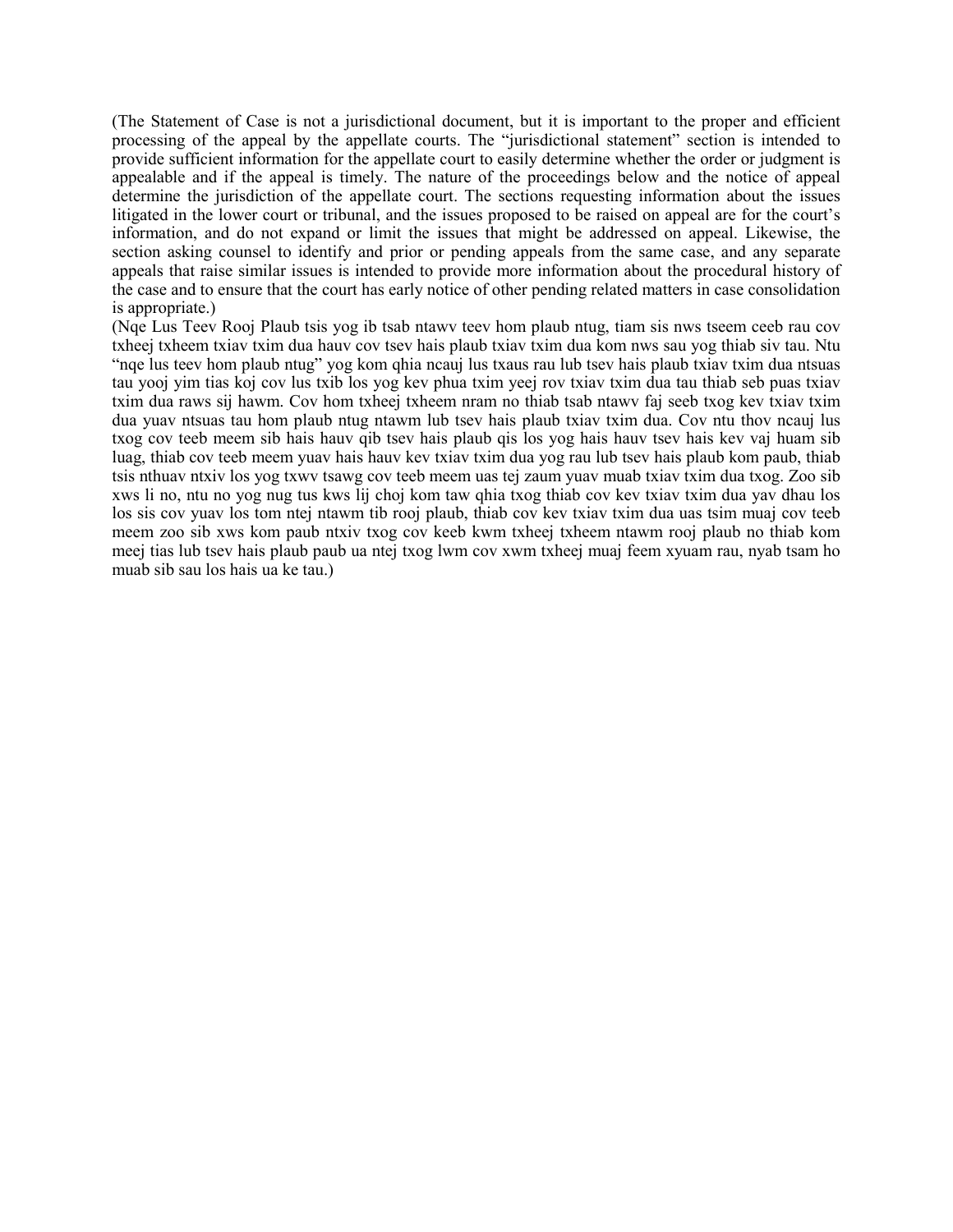(The Statement of Case is not a jurisdictional document, but it is important to the proper and efficient processing of the appeal by the appellate courts. The "jurisdictional statement" section is intended to provide sufficient information for the appellate court to easily determine whether the order or judgment is appealable and if the appeal is timely. The nature of the proceedings below and the notice of appeal determine the jurisdiction of the appellate court. The sections requesting information about the issues litigated in the lower court or tribunal, and the issues proposed to be raised on appeal are for the court's information, and do not expand or limit the issues that might be addressed on appeal. Likewise, the section asking counsel to identify and prior or pending appeals from the same case, and any separate appeals that raise similar issues is intended to provide more information about the procedural history of the case and to ensure that the court has early notice of other pending related matters in case consolidation is appropriate.)

(Nqe Lus Teev Rooj Plaub tsis yog ib tsab ntawv teev hom plaub ntug, tiam sis nws tseem ceeb rau cov txheej txheem txiav txim dua hauv cov tsev hais plaub txiav txim dua kom nws sau yog thiab siv tau. Ntu "nqe lus teev hom plaub ntug" yog kom qhia ncauj lus txaus rau lub tsev hais plaub txiav txim dua ntsuas tau yooj yim tias koj cov lus txib los yog kev phua txim yeej rov txiav txim dua tau thiab seb puas txiav txim dua raws sij hawm. Cov hom txheej txheem nram no thiab tsab ntawv faj seeb txog kev txiav txim dua yuav ntsuas tau hom plaub ntug ntawm lub tsev hais plaub txiav txim dua. Cov ntu thov ncauj lus txog cov teeb meem sib hais hauv qib tsev hais plaub qis los yog hais hauv tsev hais kev vaj huam sib luag, thiab cov teeb meem yuav hais hauv kev txiav txim dua yog rau lub tsev hais plaub kom paub, thiab tsis nthuav ntxiv los yog txwv tsawg cov teeb meem uas tej zaum yuav muab txiav txim dua txog. Zoo sib xws li no, ntu no yog nug tus kws lij choj kom taw qhia txog thiab cov kev txiav txim dua yav dhau los los sis cov yuav los tom ntej ntawm tib rooj plaub, thiab cov kev txiav txim dua uas tsim muaj cov teeb meem zoo sib xws kom paub ntxiv txog cov keeb kwm txheej txheem ntawm rooj plaub no thiab kom meej tias lub tsev hais plaub paub ua ntej txog lwm cov xwm txheej muaj feem xyuam rau, nyab tsam ho muab sib sau los hais ua ke tau.)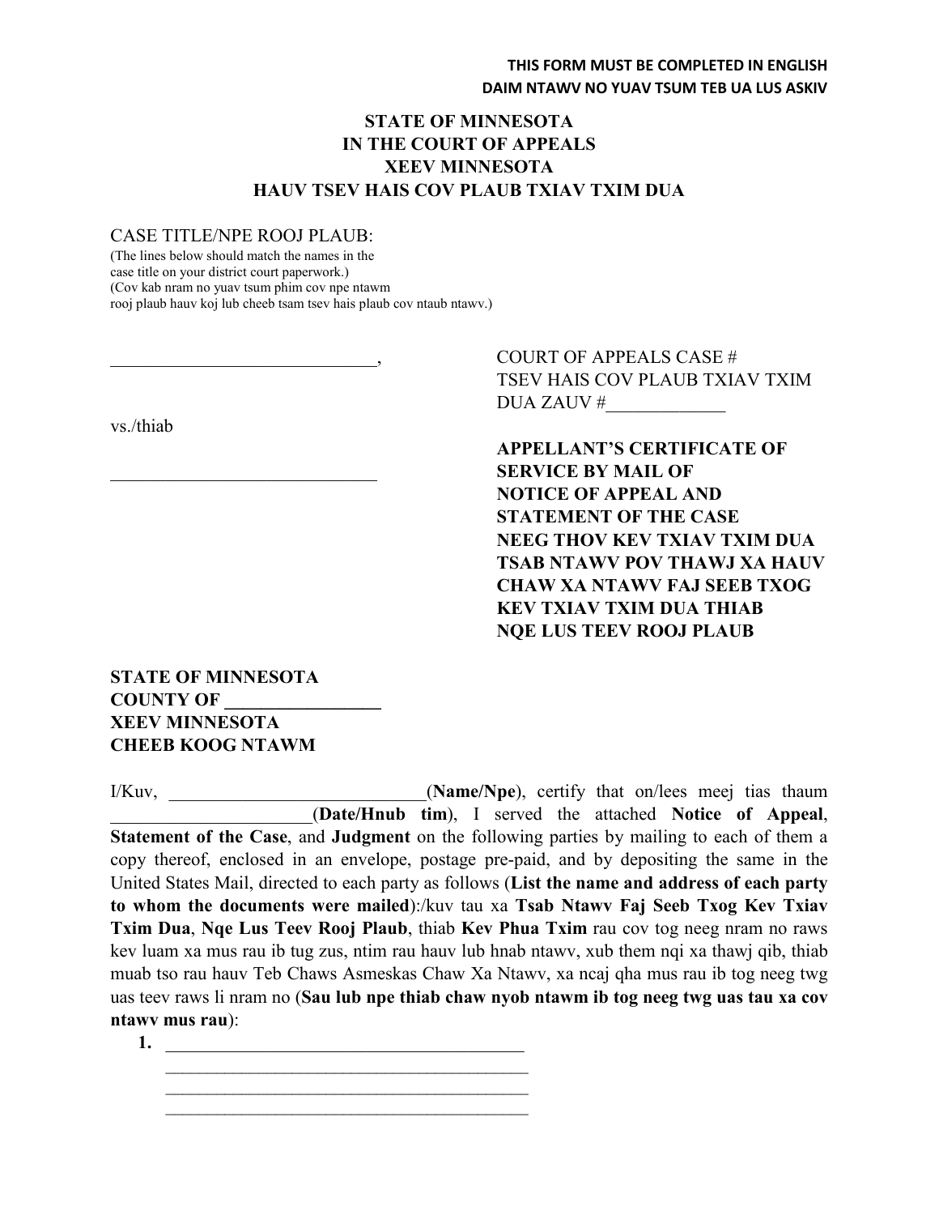**THIS FORM MUST BE COMPLETED IN ENGLISH**
**DAIM NTAWV NO YUAV TSUM TEB UA LUS ASKIV**

# STATE OF MINNESOTA
# IN THE COURT OF APPEALS
# XEEV MINNESOTA
# HAUV TSEV HAIS COV PLAUB TXIAV TXIM DUA

CASE TITLE/NPE ROOJ PLAUB:
(The lines below should match the names in the case title on your district court paperwork.)
(Cov kab nram no yuav tsum phim cov npe ntawm rooj plaub hauv koj lub cheeb tsam tsev hais plaub cov ntaub ntawv.)

______________________________,

vs./thiab

______________________________

COURT OF APPEALS CASE #
TSEV HAIS COV PLAUB TXIAV TXIM DUA ZAUV #_____________

**APPELLANT'S CERTIFICATE OF SERVICE BY MAIL OF NOTICE OF APPEAL AND STATEMENT OF THE CASE**
**NEEG THOV KEV TXIAV TXIM DUA TSAB NTAWV POV THAWJ XA HAUV CHAW XA NTAWV FAJ SEEB TXOG KEV TXIAV TXIM DUA THIAB NQE LUS TEEV ROOJ PLAUB**

**STATE OF MINNESOTA**
**COUNTY OF _________________**
**XEEV MINNESOTA**
**CHEEB KOOG NTAWM**

I/Kuv, ____________________________(**Name/Npe**), certify that on/lees meej tias thaum ______________________(**Date/Hnub tim**), I served the attached **Notice of Appeal**, **Statement of the Case**, and **Judgment** on the following parties by mailing to each of them a copy thereof, enclosed in an envelope, postage pre-paid, and by depositing the same in the United States Mail, directed to each party as follows (**List the name and address of each party to whom the documents were mailed**):/kuv tau xa **Tsab Ntawv Faj Seeb Txog Kev Txiav Txim Dua**, **Nqe Lus Teev Rooj Plaub**, thiab **Kev Phua Txim** rau cov tog neeg nram no raws kev luam xa mus rau ib tug zus, ntim rau hauv lub hnab ntawv, xub them nqi xa thawj qib, thiab muab tso rau hauv Teb Chaws Asmeskas Chaw Xa Ntawv, xa ncaj qha mus rau ib tog neeg twg uas teev raws li nram no (**Sau lub npe thiab chaw nyob ntawm ib tog neeg twg uas tau xa cov ntawv mus rau**):

1. ________________________________________
   ________________________________________
   ________________________________________
   ________________________________________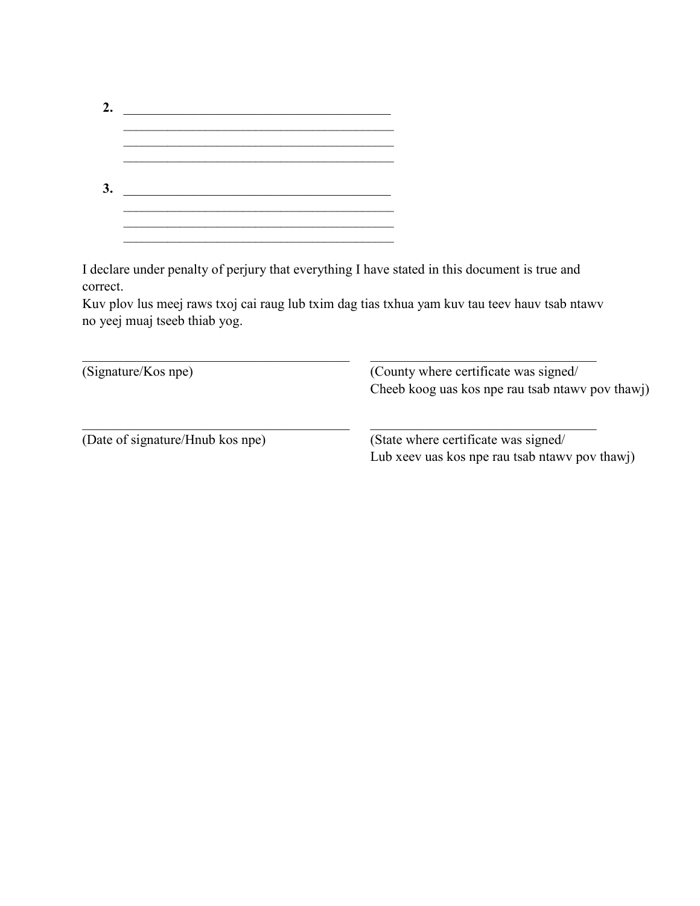**2.** ________________________________________
________________________________________
________________________________________
________________________________________

**3.** ________________________________________
________________________________________
________________________________________
________________________________________

I declare under penalty of perjury that everything I have stated in this document is true and correct.
Kuv plov lus meej raws txoj cai raug lub txim dag tias txhua yam kuv tau teev hauv tsab ntawv no yeej muaj tseeb thiab yog.

________________________________________
(Signature/Kos npe)

________________________________________
(County where certificate was signed/
Cheeb koog uas kos npe rau tsab ntawv pov thawj)

________________________________________
(Date of signature/Hnub kos npe)

________________________________________
(State where certificate was signed/
Lub xeev uas kos npe rau tsab ntawv pov thawj)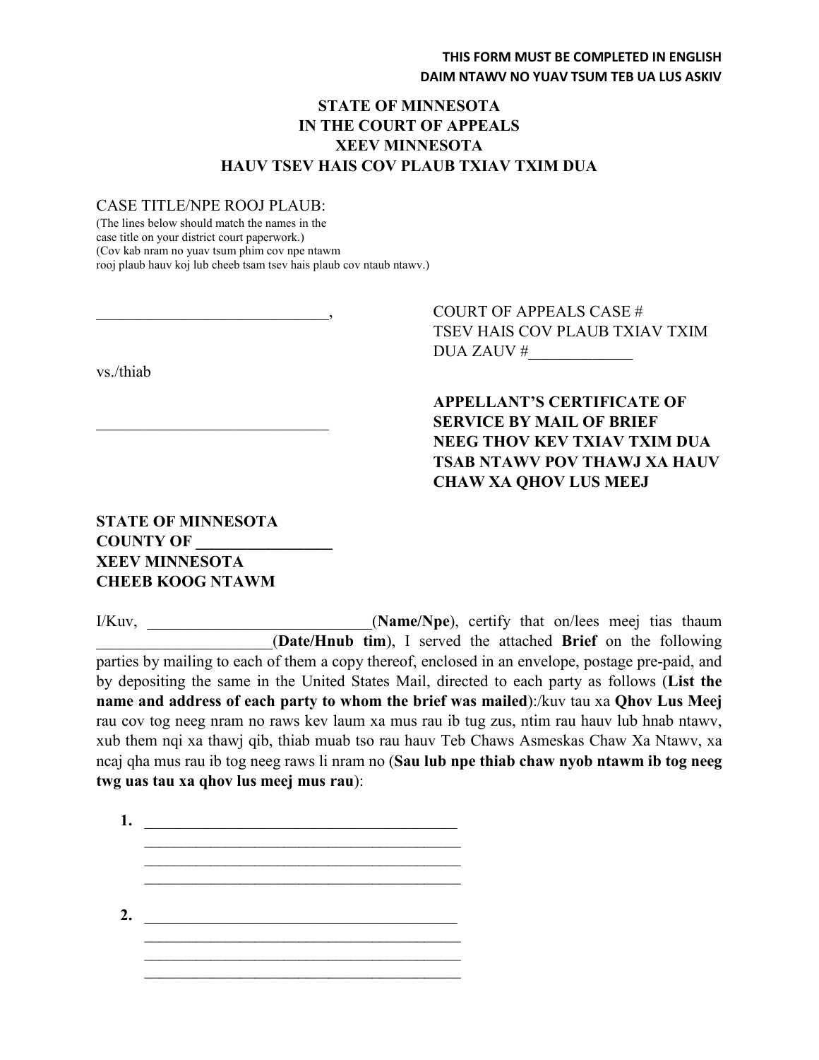**THIS FORM MUST BE COMPLETED IN ENGLISH**
**DAIM NTAWV NO YUAV TSUM TEB UA LUS ASKIV**

**STATE OF MINNESOTA**
**IN THE COURT OF APPEALS**
**XEEV MINNESOTA**
**HAUV TSEV HAIS COV PLAUB TXIAV TXIM DUA**

CASE TITLE/NPE ROOJ PLAUB:
(The lines below should match the names in the case title on your district court paperwork.)
(Cov kab nram no yuav tsum phim cov npe ntawm rooj plaub hauv koj lub cheeb tsam tsev hais plaub cov ntaub ntawv.)

______________________________,

vs./thiab

______________________________

COURT OF APPEALS CASE #
TSEV HAIS COV PLAUB TXIAV TXIM DUA ZAUV #_____________

**APPELLANT'S CERTIFICATE OF SERVICE BY MAIL OF BRIEF**
**NEEG THOV KEV TXIAV TXIM DUA TSAB NTAWV POV THAWJ XA HAUV CHAW XA QHOV LUS MEEJ**

**STATE OF MINNESOTA**
**COUNTY OF ________________**
**XEEV MINNESOTA**
**CHEEB KOOG NTAWM**

I/Kuv, ____________________________(**Name/Npe**), certify that on/lees meej tias thaum ______________________(**Date/Hnub tim**), I served the attached **Brief** on the following parties by mailing to each of them a copy thereof, enclosed in an envelope, postage pre-paid, and by depositing the same in the United States Mail, directed to each party as follows (**List the name and address of each party to whom the brief was mailed**):/kuv tau xa **Qhov Lus Meej** rau cov tog neeg nram no raws kev laum xa mus rau ib tug zus, ntim rau hauv lub hnab ntawv, xub them nqi xa thawj qib, thiab muab tso rau hauv Teb Chaws Asmeskas Chaw Xa Ntawv, xa ncaj qha mus rau ib tog neeg raws li nram no (**Sau lub npe thiab chaw nyob ntawm ib tog neeg twg uas tau xa qhov lus meej mus rau**):

**1.** ________________________________________
________________________________________
________________________________________
________________________________________

**2.** ________________________________________
________________________________________
________________________________________
________________________________________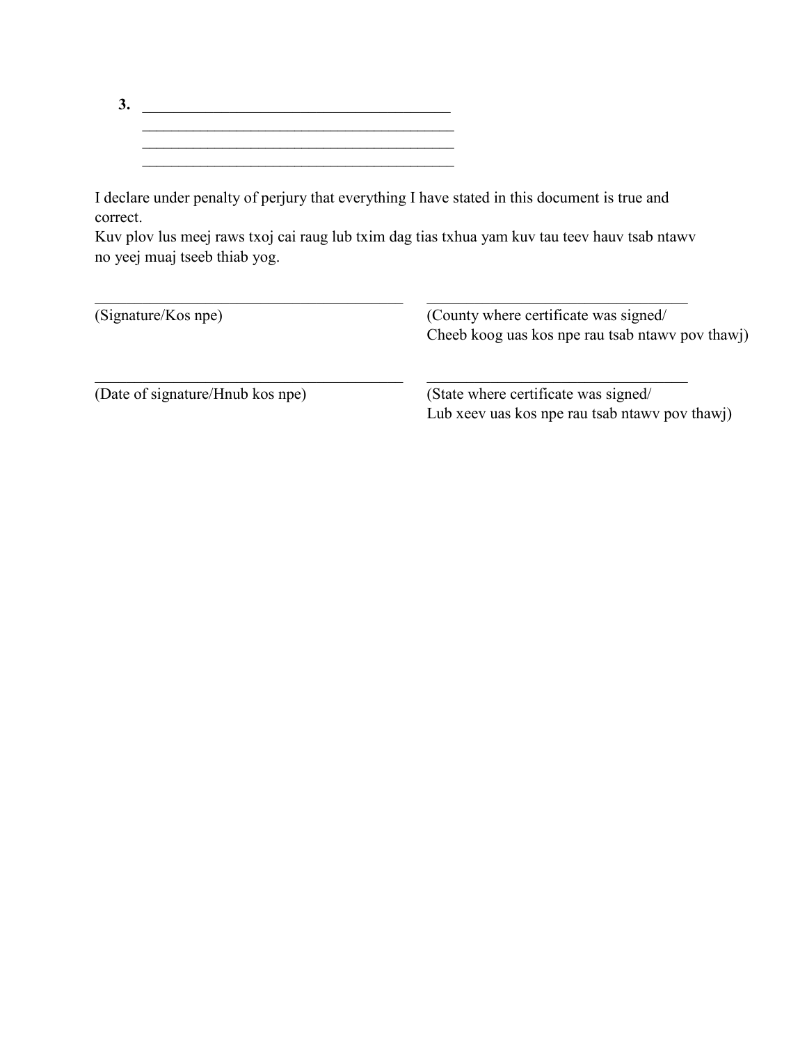**3.** ________________________________________
________________________________________
________________________________________
________________________________________

I declare under penalty of perjury that everything I have stated in this document is true and correct.
Kuv plov lus meej raws txoj cai raug lub txim dag tias txhua yam kuv tau teev hauv tsab ntawv no yeej muaj tseeb thiab yog.

________________________________________
(Signature/Kos npe)

________________________________________
(County where certificate was signed/
Cheeb koog uas kos npe rau tsab ntawv pov thawj)

________________________________________
(Date of signature/Hnub kos npe)

________________________________________
(State where certificate was signed/
Lub xeev uas kos npe rau tsab ntawv pov thawj)